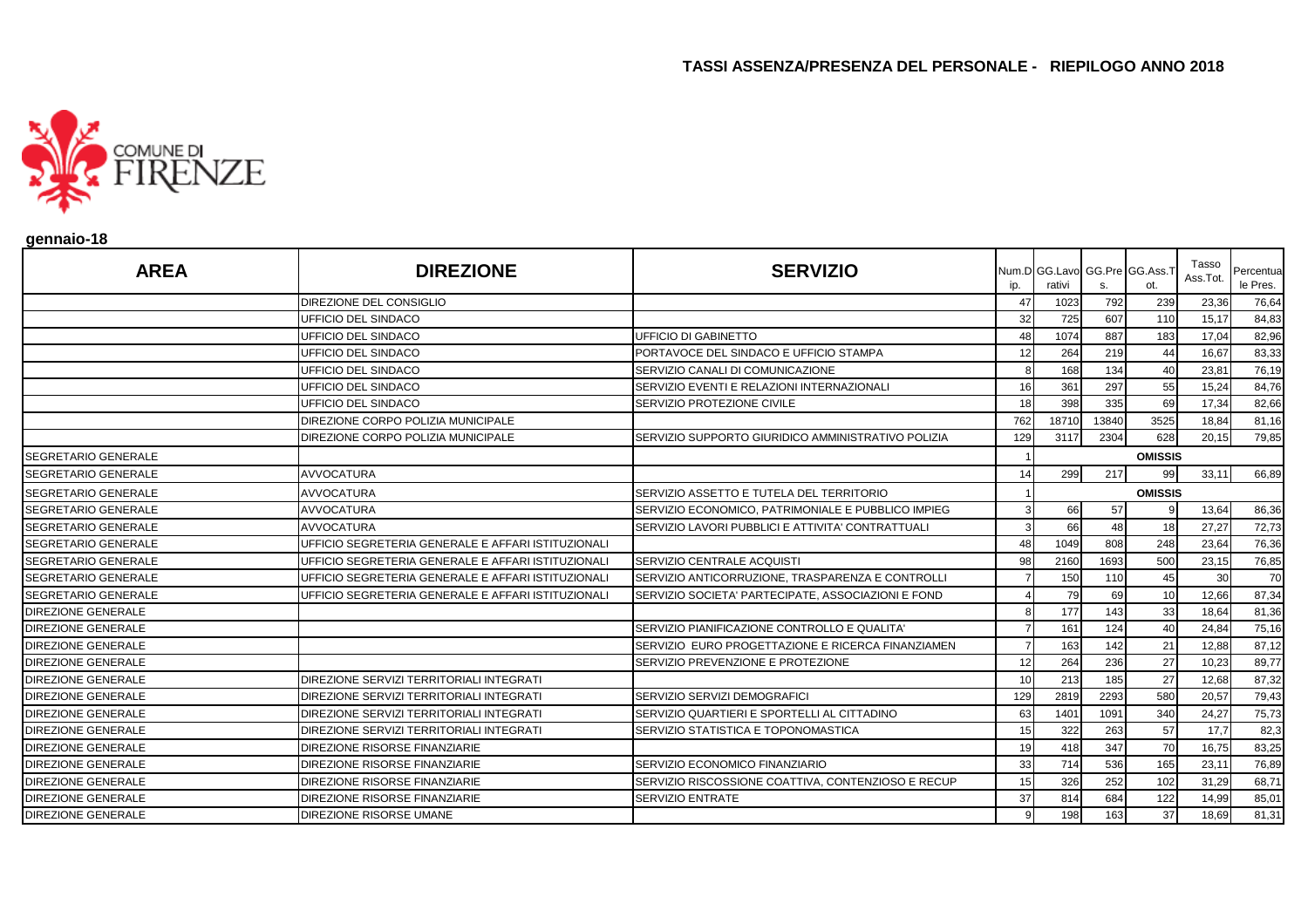# TASSI ASSENZA/PRESENZA DEL PERSONALE - RIEPILOGO ANNO 2018

**gennaio-18**

| AREA | DIREZIONE | SERVIZIO | Num.Dip. | GG.Lavorativi | GG.Pres. | GG.Ass.Tot. | Tasso Ass.Tot. | Percentuale Pres. |
|---|---|---|---|---|---|---|---|---|
| | DIREZIONE DEL CONSIGLIO | | 47 | 1023 | 792 | 239 | 23,36 | 76,64 |
| | UFFICIO DEL SINDACO | | 32 | 725 | 607 | 110 | 15,17 | 84,83 |
| | UFFICIO DEL SINDACO | UFFICIO DI GABINETTO | 48 | 1074 | 887 | 183 | 17,04 | 82,96 |
| | UFFICIO DEL SINDACO | PORTAVOCE DEL SINDACO E UFFICIO STAMPA | 12 | 264 | 219 | 44 | 16,67 | 83,33 |
| | UFFICIO DEL SINDACO | SERVIZIO CANALI DI COMUNICAZIONE | 8 | 168 | 134 | 40 | 23,81 | 76,19 |
| | UFFICIO DEL SINDACO | SERVIZIO EVENTI E RELAZIONI INTERNAZIONALI | 16 | 361 | 297 | 55 | 15,24 | 84,76 |
| | UFFICIO DEL SINDACO | SERVIZIO PROTEZIONE CIVILE | 18 | 398 | 335 | 69 | 17,34 | 82,66 |
| | DIREZIONE CORPO POLIZIA MUNICIPALE | | 762 | 18710 | 13840 | 3525 | 18,84 | 81,16 |
| | DIREZIONE CORPO POLIZIA MUNICIPALE | SERVIZIO SUPPORTO GIURIDICO AMMINISTRATIVO POLIZIA | 129 | 3117 | 2304 | 628 | 20,15 | 79,85 |
| SEGRETARIO GENERALE | | | 1 | OMISSIS | | | | |
| SEGRETARIO GENERALE | AVVOCATURA | | 14 | 299 | 217 | 99 | 33,11 | 66,89 |
| SEGRETARIO GENERALE | AVVOCATURA | SERVIZIO ASSETTO E TUTELA DEL TERRITORIO | 1 | OMISSIS | | | | |
| SEGRETARIO GENERALE | AVVOCATURA | SERVIZIO ECONOMICO, PATRIMONIALE E PUBBLICO IMPIEG | 3 | 66 | 57 | 9 | 13,64 | 86,36 |
| SEGRETARIO GENERALE | AVVOCATURA | SERVIZIO LAVORI PUBBLICI E ATTIVITA' CONTRATTUALI | 3 | 66 | 48 | 18 | 27,27 | 72,73 |
| SEGRETARIO GENERALE | UFFICIO SEGRETERIA GENERALE E AFFARI ISTITUZIONALI | | 48 | 1049 | 808 | 248 | 23,64 | 76,36 |
| SEGRETARIO GENERALE | UFFICIO SEGRETERIA GENERALE E AFFARI ISTITUZIONALI | SERVIZIO CENTRALE ACQUISTI | 98 | 2160 | 1693 | 500 | 23,15 | 76,85 |
| SEGRETARIO GENERALE | UFFICIO SEGRETERIA GENERALE E AFFARI ISTITUZIONALI | SERVIZIO ANTICORRUZIONE, TRASPARENZA E CONTROLLI | 7 | 150 | 110 | 45 | 30 | 70 |
| SEGRETARIO GENERALE | UFFICIO SEGRETERIA GENERALE E AFFARI ISTITUZIONALI | SERVIZIO SOCIETA' PARTECIPATE, ASSOCIAZIONI E FOND | 4 | 79 | 69 | 10 | 12,66 | 87,34 |
| DIREZIONE GENERALE | | | 8 | 177 | 143 | 33 | 18,64 | 81,36 |
| DIREZIONE GENERALE | | SERVIZIO PIANIFICAZIONE CONTROLLO E QUALITA' | 7 | 161 | 124 | 40 | 24,84 | 75,16 |
| DIREZIONE GENERALE | | SERVIZIO EURO PROGETTAZIONE E RICERCA FINANZIAMEN | 7 | 163 | 142 | 21 | 12,88 | 87,12 |
| DIREZIONE GENERALE | | SERVIZIO PREVENZIONE E PROTEZIONE | 12 | 264 | 236 | 27 | 10,23 | 89,77 |
| DIREZIONE GENERALE | DIREZIONE SERVIZI TERRITORIALI INTEGRATI | | 10 | 213 | 185 | 27 | 12,68 | 87,32 |
| DIREZIONE GENERALE | DIREZIONE SERVIZI TERRITORIALI INTEGRATI | SERVIZIO SERVIZI DEMOGRAFICI | 129 | 2819 | 2293 | 580 | 20,57 | 79,43 |
| DIREZIONE GENERALE | DIREZIONE SERVIZI TERRITORIALI INTEGRATI | SERVIZIO QUARTIERI E SPORTELLI AL CITTADINO | 63 | 1401 | 1091 | 340 | 24,27 | 75,73 |
| DIREZIONE GENERALE | DIREZIONE SERVIZI TERRITORIALI INTEGRATI | SERVIZIO STATISTICA E TOPONOMASTICA | 15 | 322 | 263 | 57 | 17,7 | 82,3 |
| DIREZIONE GENERALE | DIREZIONE RISORSE FINANZIARIE | | 19 | 418 | 347 | 70 | 16,75 | 83,25 |
| DIREZIONE GENERALE | DIREZIONE RISORSE FINANZIARIE | SERVIZIO ECONOMICO FINANZIARIO | 33 | 714 | 536 | 165 | 23,11 | 76,89 |
| DIREZIONE GENERALE | DIREZIONE RISORSE FINANZIARIE | SERVIZIO RISCOSSIONE COATTIVA, CONTENZIOSO E RECUP | 15 | 326 | 252 | 102 | 31,29 | 68,71 |
| DIREZIONE GENERALE | DIREZIONE RISORSE FINANZIARIE | SERVIZIO ENTRATE | 37 | 814 | 684 | 122 | 14,99 | 85,01 |
| DIREZIONE GENERALE | DIREZIONE RISORSE UMANE | | 9 | 198 | 163 | 37 | 18,69 | 81,31 |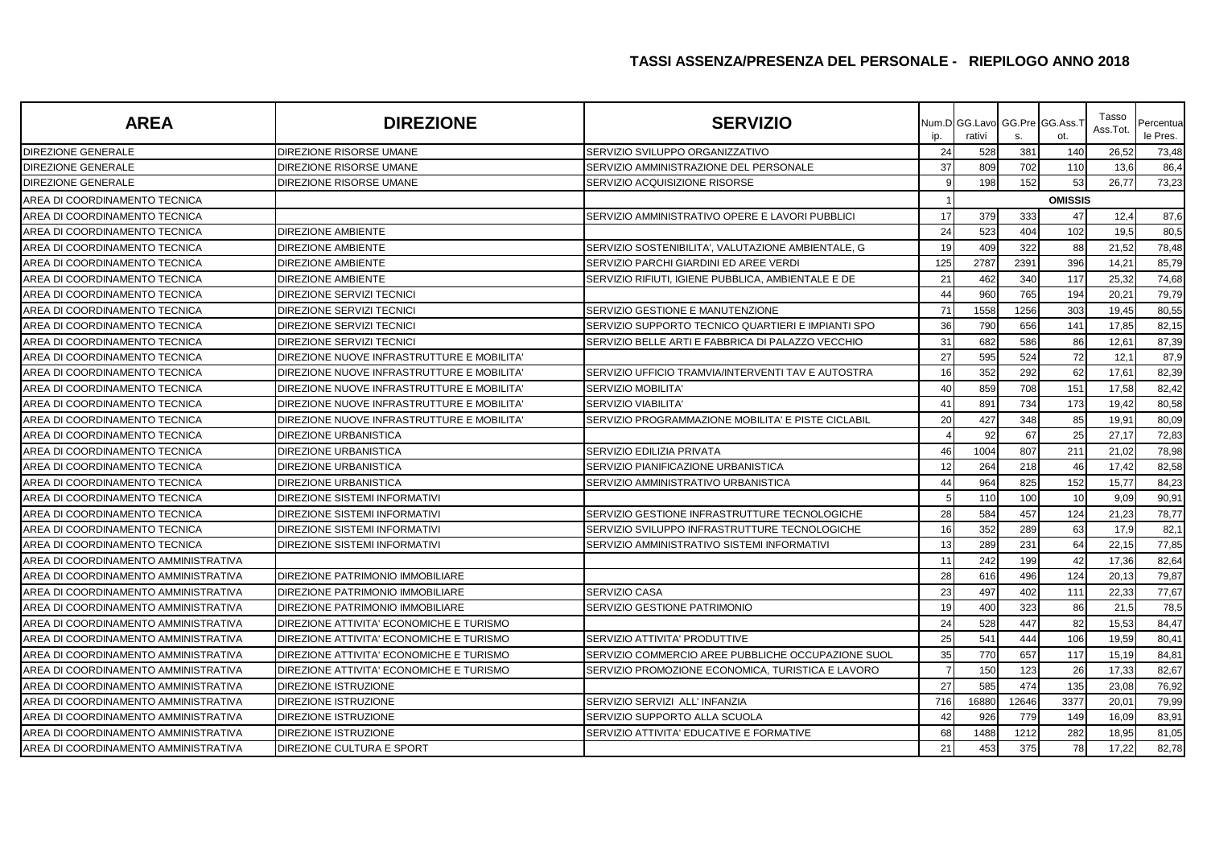## TASSI ASSENZA/PRESENZA DEL PERSONALE - RIEPILOGO ANNO 2018

| AREA | DIREZIONE | SERVIZIO | Num.Dip. | GG.Lavorativi | GG.Pres. | GG.Ass.Tot. | Tasso Ass.Tot. | Percentuale Pres. |
|---|---|---|---|---|---|---|---|---|
| DIREZIONE GENERALE | DIREZIONE RISORSE UMANE | SERVIZIO SVILUPPO ORGANIZZATIVO | 24 | 528 | 381 | 140 | 26,52 | 73,48 |
| DIREZIONE GENERALE | DIREZIONE RISORSE UMANE | SERVIZIO AMMINISTRAZIONE DEL PERSONALE | 37 | 809 | 702 | 110 | 13,6 | 86,4 |
| DIREZIONE GENERALE | DIREZIONE RISORSE UMANE | SERVIZIO ACQUISIZIONE RISORSE | 9 | 198 | 152 | 53 | 26,77 | 73,23 |
| AREA DI COORDINAMENTO TECNICA | | | 1 | | | OMISSIS | | |
| AREA DI COORDINAMENTO TECNICA | | SERVIZIO AMMINISTRATIVO OPERE E LAVORI PUBBLICI | 17 | 379 | 333 | 47 | 12,4 | 87,6 |
| AREA DI COORDINAMENTO TECNICA | DIREZIONE AMBIENTE | | 24 | 523 | 404 | 102 | 19,5 | 80,5 |
| AREA DI COORDINAMENTO TECNICA | DIREZIONE AMBIENTE | SERVIZIO SOSTENIBILITA', VALUTAZIONE AMBIENTALE, G | 19 | 409 | 322 | 88 | 21,52 | 78,48 |
| AREA DI COORDINAMENTO TECNICA | DIREZIONE AMBIENTE | SERVIZIO PARCHI GIARDINI ED AREE VERDI | 125 | 2787 | 2391 | 396 | 14,21 | 85,79 |
| AREA DI COORDINAMENTO TECNICA | DIREZIONE AMBIENTE | SERVIZIO RIFIUTI, IGIENE PUBBLICA, AMBIENTALE E DE | 21 | 462 | 340 | 117 | 25,32 | 74,68 |
| AREA DI COORDINAMENTO TECNICA | DIREZIONE SERVIZI TECNICI | | 44 | 960 | 765 | 194 | 20,21 | 79,79 |
| AREA DI COORDINAMENTO TECNICA | DIREZIONE SERVIZI TECNICI | SERVIZIO GESTIONE E MANUTENZIONE | 71 | 1558 | 1256 | 303 | 19,45 | 80,55 |
| AREA DI COORDINAMENTO TECNICA | DIREZIONE SERVIZI TECNICI | SERVIZIO SUPPORTO TECNICO QUARTIERI E IMPIANTI SPO | 36 | 790 | 656 | 141 | 17,85 | 82,15 |
| AREA DI COORDINAMENTO TECNICA | DIREZIONE SERVIZI TECNICI | SERVIZIO BELLE ARTI E FABBRICA DI PALAZZO VECCHIO | 31 | 682 | 586 | 86 | 12,61 | 87,39 |
| AREA DI COORDINAMENTO TECNICA | DIREZIONE NUOVE INFRASTRUTTURE E MOBILITA' | | 27 | 595 | 524 | 72 | 12,1 | 87,9 |
| AREA DI COORDINAMENTO TECNICA | DIREZIONE NUOVE INFRASTRUTTURE E MOBILITA' | SERVIZIO UFFICIO TRAMVIA/INTERVENTI TAV E AUTOSTRA | 16 | 352 | 292 | 62 | 17,61 | 82,39 |
| AREA DI COORDINAMENTO TECNICA | DIREZIONE NUOVE INFRASTRUTTURE E MOBILITA' | SERVIZIO MOBILITA' | 40 | 859 | 708 | 151 | 17,58 | 82,42 |
| AREA DI COORDINAMENTO TECNICA | DIREZIONE NUOVE INFRASTRUTTURE E MOBILITA' | SERVIZIO VIABILITA' | 41 | 891 | 734 | 173 | 19,42 | 80,58 |
| AREA DI COORDINAMENTO TECNICA | DIREZIONE NUOVE INFRASTRUTTURE E MOBILITA' | SERVIZIO PROGRAMMAZIONE MOBILITA' E PISTE CICLABIL | 20 | 427 | 348 | 85 | 19,91 | 80,09 |
| AREA DI COORDINAMENTO TECNICA | DIREZIONE URBANISTICA | | 4 | 92 | 67 | 25 | 27,17 | 72,83 |
| AREA DI COORDINAMENTO TECNICA | DIREZIONE URBANISTICA | SERVIZIO EDILIZIA PRIVATA | 46 | 1004 | 807 | 211 | 21,02 | 78,98 |
| AREA DI COORDINAMENTO TECNICA | DIREZIONE URBANISTICA | SERVIZIO PIANIFICAZIONE URBANISTICA | 12 | 264 | 218 | 46 | 17,42 | 82,58 |
| AREA DI COORDINAMENTO TECNICA | DIREZIONE URBANISTICA | SERVIZIO AMMINISTRATIVO URBANISTICA | 44 | 964 | 825 | 152 | 15,77 | 84,23 |
| AREA DI COORDINAMENTO TECNICA | DIREZIONE SISTEMI INFORMATIVI | | 5 | 110 | 100 | 10 | 9,09 | 90,91 |
| AREA DI COORDINAMENTO TECNICA | DIREZIONE SISTEMI INFORMATIVI | SERVIZIO GESTIONE INFRASTRUTTURE TECNOLOGICHE | 28 | 584 | 457 | 124 | 21,23 | 78,77 |
| AREA DI COORDINAMENTO TECNICA | DIREZIONE SISTEMI INFORMATIVI | SERVIZIO SVILUPPO INFRASTRUTTURE TECNOLOGICHE | 16 | 352 | 289 | 63 | 17,9 | 82,1 |
| AREA DI COORDINAMENTO TECNICA | DIREZIONE SISTEMI INFORMATIVI | SERVIZIO AMMINISTRATIVO SISTEMI INFORMATIVI | 13 | 289 | 231 | 64 | 22,15 | 77,85 |
| AREA DI COORDINAMENTO AMMINISTRATIVA | | | 11 | 242 | 199 | 42 | 17,36 | 82,64 |
| AREA DI COORDINAMENTO AMMINISTRATIVA | DIREZIONE PATRIMONIO IMMOBILIARE | | 28 | 616 | 496 | 124 | 20,13 | 79,87 |
| AREA DI COORDINAMENTO AMMINISTRATIVA | DIREZIONE PATRIMONIO IMMOBILIARE | SERVIZIO CASA | 23 | 497 | 402 | 111 | 22,33 | 77,67 |
| AREA DI COORDINAMENTO AMMINISTRATIVA | DIREZIONE PATRIMONIO IMMOBILIARE | SERVIZIO GESTIONE PATRIMONIO | 19 | 400 | 323 | 86 | 21,5 | 78,5 |
| AREA DI COORDINAMENTO AMMINISTRATIVA | DIREZIONE ATTIVITA' ECONOMICHE E TURISMO | | 24 | 528 | 447 | 82 | 15,53 | 84,47 |
| AREA DI COORDINAMENTO AMMINISTRATIVA | DIREZIONE ATTIVITA' ECONOMICHE E TURISMO | SERVIZIO ATTIVITA' PRODUTTIVE | 25 | 541 | 444 | 106 | 19,59 | 80,41 |
| AREA DI COORDINAMENTO AMMINISTRATIVA | DIREZIONE ATTIVITA' ECONOMICHE E TURISMO | SERVIZIO COMMERCIO AREE PUBBLICHE OCCUPAZIONE SUOL | 35 | 770 | 657 | 117 | 15,19 | 84,81 |
| AREA DI COORDINAMENTO AMMINISTRATIVA | DIREZIONE ATTIVITA' ECONOMICHE E TURISMO | SERVIZIO PROMOZIONE ECONOMICA, TURISTICA E LAVORO | 7 | 150 | 123 | 26 | 17,33 | 82,67 |
| AREA DI COORDINAMENTO AMMINISTRATIVA | DIREZIONE ISTRUZIONE | | 27 | 585 | 474 | 135 | 23,08 | 76,92 |
| AREA DI COORDINAMENTO AMMINISTRATIVA | DIREZIONE ISTRUZIONE | SERVIZIO SERVIZI ALL' INFANZIA | 716 | 16880 | 12646 | 3377 | 20,01 | 79,99 |
| AREA DI COORDINAMENTO AMMINISTRATIVA | DIREZIONE ISTRUZIONE | SERVIZIO SUPPORTO ALLA SCUOLA | 42 | 926 | 779 | 149 | 16,09 | 83,91 |
| AREA DI COORDINAMENTO AMMINISTRATIVA | DIREZIONE ISTRUZIONE | SERVIZIO ATTIVITA' EDUCATIVE E FORMATIVE | 68 | 1488 | 1212 | 282 | 18,95 | 81,05 |
| AREA DI COORDINAMENTO AMMINISTRATIVA | DIREZIONE CULTURA E SPORT | | 21 | 453 | 375 | 78 | 17,22 | 82,78 |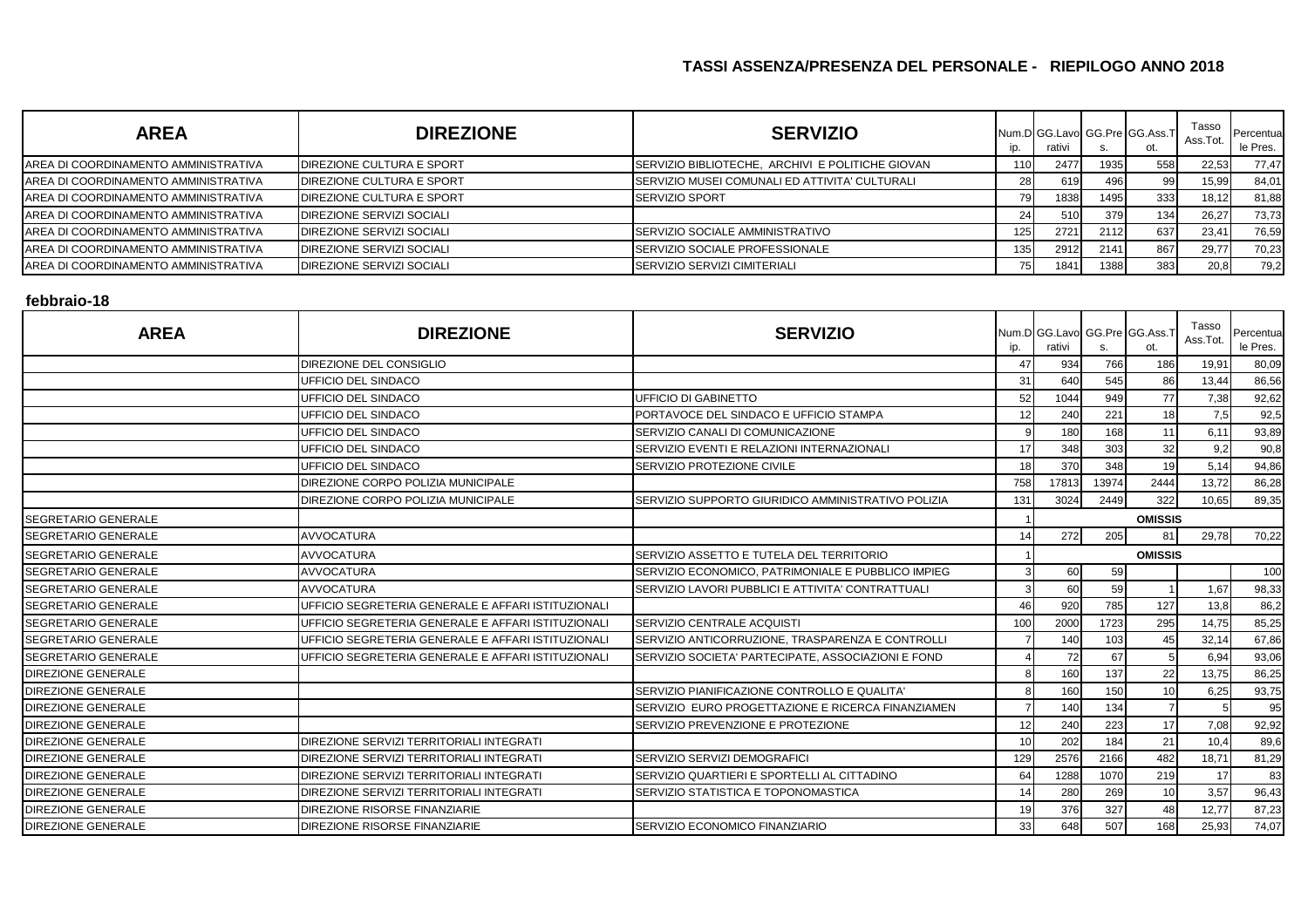## TASSI ASSENZA/PRESENZA DEL PERSONALE - RIEPILOGO ANNO 2018

| AREA | DIREZIONE | SERVIZIO | Num.Dip. | GG.Lavorativi | GG.Pres. | GG.Ass.Tot. | Tasso Ass.Tot. | Percentuale Pres. |
|---|---|---|---|---|---|---|---|---|
| AREA DI COORDINAMENTO AMMINISTRATIVA | DIREZIONE CULTURA E SPORT | SERVIZIO BIBLIOTECHE, ARCHIVI E POLITICHE GIOVAN | 110 | 2477 | 1935 | 558 | 22,53 | 77,47 |
| AREA DI COORDINAMENTO AMMINISTRATIVA | DIREZIONE CULTURA E SPORT | SERVIZIO MUSEI COMUNALI ED ATTIVITA' CULTURALI | 28 | 619 | 496 | 99 | 15,99 | 84,01 |
| AREA DI COORDINAMENTO AMMINISTRATIVA | DIREZIONE CULTURA E SPORT | SERVIZIO SPORT | 79 | 1838 | 1495 | 333 | 18,12 | 81,88 |
| AREA DI COORDINAMENTO AMMINISTRATIVA | DIREZIONE SERVIZI SOCIALI | | 24 | 510 | 379 | 134 | 26,27 | 73,73 |
| AREA DI COORDINAMENTO AMMINISTRATIVA | DIREZIONE SERVIZI SOCIALI | SERVIZIO SOCIALE AMMINISTRATIVO | 125 | 2721 | 2112 | 637 | 23,41 | 76,59 |
| AREA DI COORDINAMENTO AMMINISTRATIVA | DIREZIONE SERVIZI SOCIALI | SERVIZIO SOCIALE PROFESSIONALE | 135 | 2912 | 2141 | 867 | 29,77 | 70,23 |
| AREA DI COORDINAMENTO AMMINISTRATIVA | DIREZIONE SERVIZI SOCIALI | SERVIZIO SERVIZI CIMITERIALI | 75 | 1841 | 1388 | 383 | 20,8 | 79,2 |

**febbraio-18**

| AREA | DIREZIONE | SERVIZIO | Num.Dip. | GG.Lavorativi | GG.Pres. | GG.Ass.Tot. | Tasso Ass.Tot. | Percentuale Pres. |
|---|---|---|---|---|---|---|---|---|
| | DIREZIONE DEL CONSIGLIO | | 47 | 934 | 766 | 186 | 19,91 | 80,09 |
| | UFFICIO DEL SINDACO | | 31 | 640 | 545 | 86 | 13,44 | 86,56 |
| | UFFICIO DEL SINDACO | UFFICIO DI GABINETTO | 52 | 1044 | 949 | 77 | 7,38 | 92,62 |
| | UFFICIO DEL SINDACO | PORTAVOCE DEL SINDACO E UFFICIO STAMPA | 12 | 240 | 221 | 18 | 7,5 | 92,5 |
| | UFFICIO DEL SINDACO | SERVIZIO CANALI DI COMUNICAZIONE | 9 | 180 | 168 | 11 | 6,11 | 93,89 |
| | UFFICIO DEL SINDACO | SERVIZIO EVENTI E RELAZIONI INTERNAZIONALI | 17 | 348 | 303 | 32 | 9,2 | 90,8 |
| | UFFICIO DEL SINDACO | SERVIZIO PROTEZIONE CIVILE | 18 | 370 | 348 | 19 | 5,14 | 94,86 |
| | DIREZIONE CORPO POLIZIA MUNICIPALE | | 758 | 17813 | 13974 | 2444 | 13,72 | 86,28 |
| | DIREZIONE CORPO POLIZIA MUNICIPALE | SERVIZIO SUPPORTO GIURIDICO AMMINISTRATIVO POLIZIA | 131 | 3024 | 2449 | 322 | 10,65 | 89,35 |
| SEGRETARIO GENERALE | | | 1 | | | OMISSIS | | |
| SEGRETARIO GENERALE | AVVOCATURA | | 14 | 272 | 205 | 81 | 29,78 | 70,22 |
| SEGRETARIO GENERALE | AVVOCATURA | SERVIZIO ASSETTO E TUTELA DEL TERRITORIO | 1 | | | OMISSIS | | |
| SEGRETARIO GENERALE | AVVOCATURA | SERVIZIO ECONOMICO, PATRIMONIALE E PUBBLICO IMPIEG | 3 | 60 | 59 | | | 100 |
| SEGRETARIO GENERALE | AVVOCATURA | SERVIZIO LAVORI PUBBLICI E ATTIVITA' CONTRATTUALI | 3 | 60 | 59 | 1 | 1,67 | 98,33 |
| SEGRETARIO GENERALE | UFFICIO SEGRETERIA GENERALE E AFFARI ISTITUZIONALI | | 46 | 920 | 785 | 127 | 13,8 | 86,2 |
| SEGRETARIO GENERALE | UFFICIO SEGRETERIA GENERALE E AFFARI ISTITUZIONALI | SERVIZIO CENTRALE ACQUISTI | 100 | 2000 | 1723 | 295 | 14,75 | 85,25 |
| SEGRETARIO GENERALE | UFFICIO SEGRETERIA GENERALE E AFFARI ISTITUZIONALI | SERVIZIO ANTICORRUZIONE, TRASPARENZA E CONTROLLI | 7 | 140 | 103 | 45 | 32,14 | 67,86 |
| SEGRETARIO GENERALE | UFFICIO SEGRETERIA GENERALE E AFFARI ISTITUZIONALI | SERVIZIO SOCIETA' PARTECIPATE, ASSOCIAZIONI E FOND | 4 | 72 | 67 | 5 | 6,94 | 93,06 |
| DIREZIONE GENERALE | | | 8 | 160 | 137 | 22 | 13,75 | 86,25 |
| DIREZIONE GENERALE | | SERVIZIO PIANIFICAZIONE CONTROLLO E QUALITA' | 8 | 160 | 150 | 10 | 6,25 | 93,75 |
| DIREZIONE GENERALE | | SERVIZIO EURO PROGETTAZIONE E RICERCA FINANZIAMEN | 7 | 140 | 134 | 7 | 5 | 95 |
| DIREZIONE GENERALE | | SERVIZIO PREVENZIONE E PROTEZIONE | 12 | 240 | 223 | 17 | 7,08 | 92,92 |
| DIREZIONE GENERALE | DIREZIONE SERVIZI TERRITORIALI INTEGRATI | | 10 | 202 | 184 | 21 | 10,4 | 89,6 |
| DIREZIONE GENERALE | DIREZIONE SERVIZI TERRITORIALI INTEGRATI | SERVIZIO SERVIZI DEMOGRAFICI | 129 | 2576 | 2166 | 482 | 18,71 | 81,29 |
| DIREZIONE GENERALE | DIREZIONE SERVIZI TERRITORIALI INTEGRATI | SERVIZIO QUARTIERI E SPORTELLI AL CITTADINO | 64 | 1288 | 1070 | 219 | 17 | 83 |
| DIREZIONE GENERALE | DIREZIONE SERVIZI TERRITORIALI INTEGRATI | SERVIZIO STATISTICA E TOPONOMASTICA | 14 | 280 | 269 | 10 | 3,57 | 96,43 |
| DIREZIONE GENERALE | DIREZIONE RISORSE FINANZIARIE | | 19 | 376 | 327 | 48 | 12,77 | 87,23 |
| DIREZIONE GENERALE | DIREZIONE RISORSE FINANZIARIE | SERVIZIO ECONOMICO FINANZIARIO | 33 | 648 | 507 | 168 | 25,93 | 74,07 |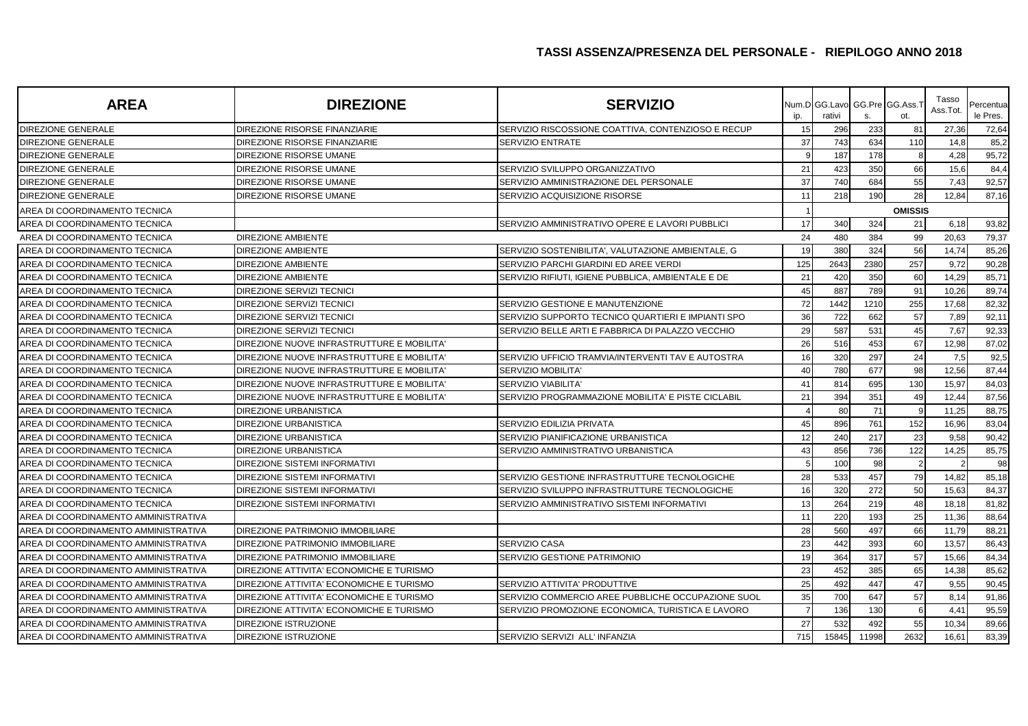## TASSI ASSENZA/PRESENZA DEL PERSONALE - RIEPILOGO ANNO 2018

| AREA | DIREZIONE | SERVIZIO | Num.Dip. | GG.Lavorativi | GG.Pres. | GG.Ass.Tot. | Tasso Ass.Tot. | Percentuale Pres. |
|---|---|---|---|---|---|---|---|---|
| DIREZIONE GENERALE | DIREZIONE RISORSE FINANZIARIE | SERVIZIO RISCOSSIONE COATTIVA, CONTENZIOSO E RECUP | 15 | 296 | 233 | 81 | 27,36 | 72,64 |
| DIREZIONE GENERALE | DIREZIONE RISORSE FINANZIARIE | SERVIZIO ENTRATE | 37 | 743 | 634 | 110 | 14,8 | 85,2 |
| DIREZIONE GENERALE | DIREZIONE RISORSE UMANE | | 9 | 187 | 178 | 8 | 4,28 | 95,72 |
| DIREZIONE GENERALE | DIREZIONE RISORSE UMANE | SERVIZIO SVILUPPO ORGANIZZATIVO | 21 | 423 | 350 | 66 | 15,6 | 84,4 |
| DIREZIONE GENERALE | DIREZIONE RISORSE UMANE | SERVIZIO AMMINISTRAZIONE DEL PERSONALE | 37 | 740 | 684 | 55 | 7,43 | 92,57 |
| DIREZIONE GENERALE | DIREZIONE RISORSE UMANE | SERVIZIO ACQUISIZIONE RISORSE | 11 | 218 | 190 | 28 | 12,84 | 87,16 |
| AREA DI COORDINAMENTO TECNICA | | | 1 | | | OMISSIS | | |
| AREA DI COORDINAMENTO TECNICA | | SERVIZIO AMMINISTRATIVO OPERE E LAVORI PUBBLICI | 17 | 340 | 324 | 21 | 6,18 | 93,82 |
| AREA DI COORDINAMENTO TECNICA | DIREZIONE AMBIENTE | | 24 | 480 | 384 | 99 | 20,63 | 79,37 |
| AREA DI COORDINAMENTO TECNICA | DIREZIONE AMBIENTE | SERVIZIO SOSTENIBILITA', VALUTAZIONE AMBIENTALE, G | 19 | 380 | 324 | 56 | 14,74 | 85,26 |
| AREA DI COORDINAMENTO TECNICA | DIREZIONE AMBIENTE | SERVIZIO PARCHI GIARDINI ED AREE VERDI | 125 | 2643 | 2380 | 257 | 9,72 | 90,28 |
| AREA DI COORDINAMENTO TECNICA | DIREZIONE AMBIENTE | SERVIZIO RIFIUTI, IGIENE PUBBLICA, AMBIENTALE E DE | 21 | 420 | 350 | 60 | 14,29 | 85,71 |
| AREA DI COORDINAMENTO TECNICA | DIREZIONE SERVIZI TECNICI | | 45 | 887 | 789 | 91 | 10,26 | 89,74 |
| AREA DI COORDINAMENTO TECNICA | DIREZIONE SERVIZI TECNICI | SERVIZIO GESTIONE E MANUTENZIONE | 72 | 1442 | 1210 | 255 | 17,68 | 82,32 |
| AREA DI COORDINAMENTO TECNICA | DIREZIONE SERVIZI TECNICI | SERVIZIO SUPPORTO TECNICO QUARTIERI E IMPIANTI SPO | 36 | 722 | 662 | 57 | 7,89 | 92,11 |
| AREA DI COORDINAMENTO TECNICA | DIREZIONE SERVIZI TECNICI | SERVIZIO BELLE ARTI E FABBRICA DI PALAZZO VECCHIO | 29 | 587 | 531 | 45 | 7,67 | 92,33 |
| AREA DI COORDINAMENTO TECNICA | DIREZIONE NUOVE INFRASTRUTTURE E MOBILITA' | | 26 | 516 | 453 | 67 | 12,98 | 87,02 |
| AREA DI COORDINAMENTO TECNICA | DIREZIONE NUOVE INFRASTRUTTURE E MOBILITA' | SERVIZIO UFFICIO TRAMVIA/INTERVENTI TAV E AUTOSTRA | 16 | 320 | 297 | 24 | 7,5 | 92,5 |
| AREA DI COORDINAMENTO TECNICA | DIREZIONE NUOVE INFRASTRUTTURE E MOBILITA' | SERVIZIO MOBILITA' | 40 | 780 | 677 | 98 | 12,56 | 87,44 |
| AREA DI COORDINAMENTO TECNICA | DIREZIONE NUOVE INFRASTRUTTURE E MOBILITA' | SERVIZIO VIABILITA' | 41 | 814 | 695 | 130 | 15,97 | 84,03 |
| AREA DI COORDINAMENTO TECNICA | DIREZIONE NUOVE INFRASTRUTTURE E MOBILITA' | SERVIZIO PROGRAMMAZIONE MOBILITA' E PISTE CICLABIL | 21 | 394 | 351 | 49 | 12,44 | 87,56 |
| AREA DI COORDINAMENTO TECNICA | DIREZIONE URBANISTICA | | 4 | 80 | 71 | 9 | 11,25 | 88,75 |
| AREA DI COORDINAMENTO TECNICA | DIREZIONE URBANISTICA | SERVIZIO EDILIZIA PRIVATA | 45 | 896 | 761 | 152 | 16,96 | 83,04 |
| AREA DI COORDINAMENTO TECNICA | DIREZIONE URBANISTICA | SERVIZIO PIANIFICAZIONE URBANISTICA | 12 | 240 | 217 | 23 | 9,58 | 90,42 |
| AREA DI COORDINAMENTO TECNICA | DIREZIONE URBANISTICA | SERVIZIO AMMINISTRATIVO URBANISTICA | 43 | 856 | 736 | 122 | 14,25 | 85,75 |
| AREA DI COORDINAMENTO TECNICA | DIREZIONE SISTEMI INFORMATIVI | | 5 | 100 | 98 | 2 | 2 | 98 |
| AREA DI COORDINAMENTO TECNICA | DIREZIONE SISTEMI INFORMATIVI | SERVIZIO GESTIONE INFRASTRUTTURE TECNOLOGICHE | 28 | 533 | 457 | 79 | 14,82 | 85,18 |
| AREA DI COORDINAMENTO TECNICA | DIREZIONE SISTEMI INFORMATIVI | SERVIZIO SVILUPPO INFRASTRUTTURE TECNOLOGICHE | 16 | 320 | 272 | 50 | 15,63 | 84,37 |
| AREA DI COORDINAMENTO TECNICA | DIREZIONE SISTEMI INFORMATIVI | SERVIZIO AMMINISTRATIVO SISTEMI INFORMATIVI | 13 | 264 | 219 | 48 | 18,18 | 81,82 |
| AREA DI COORDINAMENTO AMMINISTRATIVA | | | 11 | 220 | 193 | 25 | 11,36 | 88,64 |
| AREA DI COORDINAMENTO AMMINISTRATIVA | DIREZIONE PATRIMONIO IMMOBILIARE | | 28 | 560 | 497 | 66 | 11,79 | 88,21 |
| AREA DI COORDINAMENTO AMMINISTRATIVA | DIREZIONE PATRIMONIO IMMOBILIARE | SERVIZIO CASA | 23 | 442 | 393 | 60 | 13,57 | 86,43 |
| AREA DI COORDINAMENTO AMMINISTRATIVA | DIREZIONE PATRIMONIO IMMOBILIARE | SERVIZIO GESTIONE PATRIMONIO | 19 | 364 | 317 | 57 | 15,66 | 84,34 |
| AREA DI COORDINAMENTO AMMINISTRATIVA | DIREZIONE ATTIVITA' ECONOMICHE E TURISMO | | 23 | 452 | 385 | 65 | 14,38 | 85,62 |
| AREA DI COORDINAMENTO AMMINISTRATIVA | DIREZIONE ATTIVITA' ECONOMICHE E TURISMO | SERVIZIO ATTIVITA' PRODUTTIVE | 25 | 492 | 447 | 47 | 9,55 | 90,45 |
| AREA DI COORDINAMENTO AMMINISTRATIVA | DIREZIONE ATTIVITA' ECONOMICHE E TURISMO | SERVIZIO COMMERCIO AREE PUBBLICHE OCCUPAZIONE SUOL | 35 | 700 | 647 | 57 | 8,14 | 91,86 |
| AREA DI COORDINAMENTO AMMINISTRATIVA | DIREZIONE ATTIVITA' ECONOMICHE E TURISMO | SERVIZIO PROMOZIONE ECONOMICA, TURISTICA E LAVORO | 7 | 136 | 130 | 6 | 4,41 | 95,59 |
| AREA DI COORDINAMENTO AMMINISTRATIVA | DIREZIONE ISTRUZIONE | | 27 | 532 | 492 | 55 | 10,34 | 89,66 |
| AREA DI COORDINAMENTO AMMINISTRATIVA | DIREZIONE ISTRUZIONE | SERVIZIO SERVIZI ALL' INFANZIA | 715 | 15845 | 11998 | 2632 | 16,61 | 83,39 |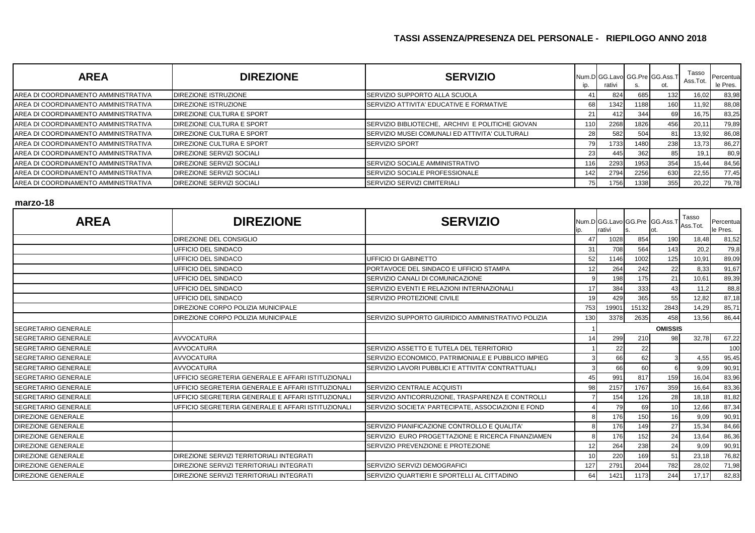## TASSI ASSENZA/PRESENZA DEL PERSONALE - RIEPILOGO ANNO 2018

| AREA | DIREZIONE | SERVIZIO | Num.Dip. | GG.Lavorativi | GG.Pres. | GG.Ass.Tot. | Tasso Ass.Tot. | Percentuale Pres. |
|---|---|---|---|---|---|---|---|---|
| AREA DI COORDINAMENTO AMMINISTRATIVA | DIREZIONE ISTRUZIONE | SERVIZIO SUPPORTO ALLA SCUOLA | 41 | 824 | 685 | 132 | 16,02 | 83,98 |
| AREA DI COORDINAMENTO AMMINISTRATIVA | DIREZIONE ISTRUZIONE | SERVIZIO ATTIVITA' EDUCATIVE E FORMATIVE | 68 | 1342 | 1188 | 160 | 11,92 | 88,08 |
| AREA DI COORDINAMENTO AMMINISTRATIVA | DIREZIONE CULTURA E SPORT | | 21 | 412 | 344 | 69 | 16,75 | 83,25 |
| AREA DI COORDINAMENTO AMMINISTRATIVA | DIREZIONE CULTURA E SPORT | SERVIZIO BIBLIOTECHE, ARCHIVI E POLITICHE GIOVAN | 110 | 2268 | 1826 | 456 | 20,11 | 79,89 |
| AREA DI COORDINAMENTO AMMINISTRATIVA | DIREZIONE CULTURA E SPORT | SERVIZIO MUSEI COMUNALI ED ATTIVITA' CULTURALI | 28 | 582 | 504 | 81 | 13,92 | 86,08 |
| AREA DI COORDINAMENTO AMMINISTRATIVA | DIREZIONE CULTURA E SPORT | SERVIZIO SPORT | 79 | 1733 | 1480 | 238 | 13,73 | 86,27 |
| AREA DI COORDINAMENTO AMMINISTRATIVA | DIREZIONE SERVIZI SOCIALI | | 23 | 445 | 362 | 85 | 19,1 | 80,9 |
| AREA DI COORDINAMENTO AMMINISTRATIVA | DIREZIONE SERVIZI SOCIALI | SERVIZIO SOCIALE AMMINISTRATIVO | 116 | 2293 | 1953 | 354 | 15,44 | 84,56 |
| AREA DI COORDINAMENTO AMMINISTRATIVA | DIREZIONE SERVIZI SOCIALI | SERVIZIO SOCIALE PROFESSIONALE | 142 | 2794 | 2256 | 630 | 22,55 | 77,45 |
| AREA DI COORDINAMENTO AMMINISTRATIVA | DIREZIONE SERVIZI SOCIALI | SERVIZIO SERVIZI CIMITERIALI | 75 | 1756 | 1338 | 355 | 20,22 | 79,78 |

**marzo-18**

| AREA | DIREZIONE | SERVIZIO | Num.Dip. | GG.Lavorativi | GG.Pres. | GG.Ass.Tot. | Tasso Ass.Tot. | Percentuale Pres. |
|---|---|---|---|---|---|---|---|---|
| | DIREZIONE DEL CONSIGLIO | | 47 | 1028 | 854 | 190 | 18,48 | 81,52 |
| | UFFICIO DEL SINDACO | | 31 | 708 | 564 | 143 | 20,2 | 79,8 |
| | UFFICIO DEL SINDACO | UFFICIO DI GABINETTO | 52 | 1146 | 1002 | 125 | 10,91 | 89,09 |
| | UFFICIO DEL SINDACO | PORTAVOCE DEL SINDACO E UFFICIO STAMPA | 12 | 264 | 242 | 22 | 8,33 | 91,67 |
| | UFFICIO DEL SINDACO | SERVIZIO CANALI DI COMUNICAZIONE | 9 | 198 | 175 | 21 | 10,61 | 89,39 |
| | UFFICIO DEL SINDACO | SERVIZIO EVENTI E RELAZIONI INTERNAZIONALI | 17 | 384 | 333 | 43 | 11,2 | 88,8 |
| | UFFICIO DEL SINDACO | SERVIZIO PROTEZIONE CIVILE | 19 | 429 | 365 | 55 | 12,82 | 87,18 |
| | DIREZIONE CORPO POLIZIA MUNICIPALE | | 753 | 19901 | 15132 | 2843 | 14,29 | 85,71 |
| | DIREZIONE CORPO POLIZIA MUNICIPALE | SERVIZIO SUPPORTO GIURIDICO AMMINISTRATIVO POLIZIA | 130 | 3378 | 2635 | 458 | 13,56 | 86,44 |
| SEGRETARIO GENERALE | | | 1 | | | OMISSIS | | |
| SEGRETARIO GENERALE | AVVOCATURA | | 14 | 299 | 210 | 98 | 32,78 | 67,22 |
| SEGRETARIO GENERALE | AVVOCATURA | SERVIZIO ASSETTO E TUTELA DEL TERRITORIO | 1 | 22 | 22 | | | 100 |
| SEGRETARIO GENERALE | AVVOCATURA | SERVIZIO ECONOMICO, PATRIMONIALE E PUBBLICO IMPIEG | 3 | 66 | 62 | 3 | 4,55 | 95,45 |
| SEGRETARIO GENERALE | AVVOCATURA | SERVIZIO LAVORI PUBBLICI E ATTIVITA' CONTRATTUALI | 3 | 66 | 60 | 6 | 9,09 | 90,91 |
| SEGRETARIO GENERALE | UFFICIO SEGRETERIA GENERALE E AFFARI ISTITUZIONALI | | 45 | 991 | 817 | 159 | 16,04 | 83,96 |
| SEGRETARIO GENERALE | UFFICIO SEGRETERIA GENERALE E AFFARI ISTITUZIONALI | SERVIZIO CENTRALE ACQUISTI | 98 | 2157 | 1767 | 359 | 16,64 | 83,36 |
| SEGRETARIO GENERALE | UFFICIO SEGRETERIA GENERALE E AFFARI ISTITUZIONALI | SERVIZIO ANTICORRUZIONE, TRASPARENZA E CONTROLLI | 7 | 154 | 126 | 28 | 18,18 | 81,82 |
| SEGRETARIO GENERALE | UFFICIO SEGRETERIA GENERALE E AFFARI ISTITUZIONALI | SERVIZIO SOCIETA' PARTECIPATE, ASSOCIAZIONI E FOND | 4 | 79 | 69 | 10 | 12,66 | 87,34 |
| DIREZIONE GENERALE | | | 8 | 176 | 150 | 16 | 9,09 | 90,91 |
| DIREZIONE GENERALE | | SERVIZIO PIANIFICAZIONE CONTROLLO E QUALITA' | 8 | 176 | 149 | 27 | 15,34 | 84,66 |
| DIREZIONE GENERALE | | SERVIZIO EURO PROGETTAZIONE E RICERCA FINANZIAMEN | 8 | 176 | 152 | 24 | 13,64 | 86,36 |
| DIREZIONE GENERALE | | SERVIZIO PREVENZIONE E PROTEZIONE | 12 | 264 | 238 | 24 | 9,09 | 90,91 |
| DIREZIONE GENERALE | DIREZIONE SERVIZI TERRITORIALI INTEGRATI | | 10 | 220 | 169 | 51 | 23,18 | 76,82 |
| DIREZIONE GENERALE | DIREZIONE SERVIZI TERRITORIALI INTEGRATI | SERVIZIO SERVIZI DEMOGRAFICI | 127 | 2791 | 2044 | 782 | 28,02 | 71,98 |
| DIREZIONE GENERALE | DIREZIONE SERVIZI TERRITORIALI INTEGRATI | SERVIZIO QUARTIERI E SPORTELLI AL CITTADINO | 64 | 1421 | 1173 | 244 | 17,17 | 82,83 |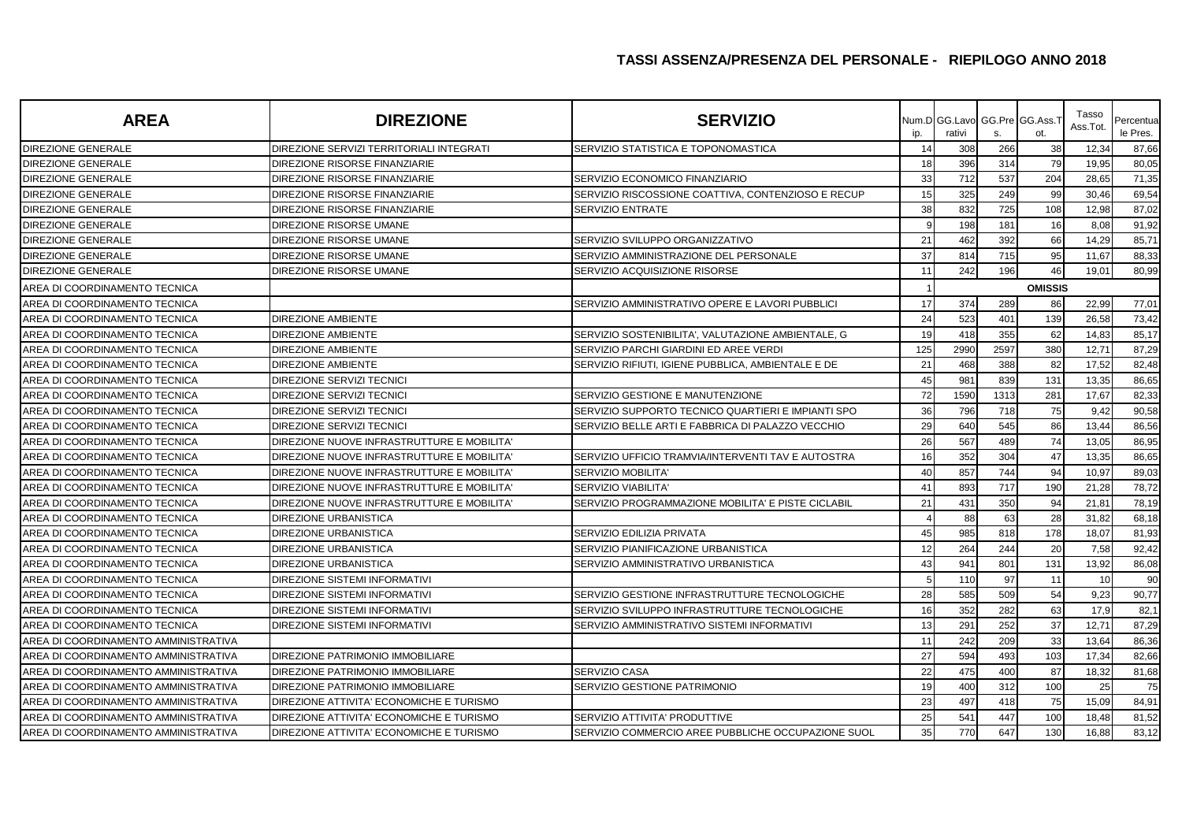## TASSI ASSENZA/PRESENZA DEL PERSONALE - RIEPILOGO ANNO 2018

| AREA | DIREZIONE | SERVIZIO | Num.Dip. | GG.Lavorativi | GG.Pres. | GG.Ass.Tot. | Tasso Ass.Tot. | Percentuale Pres. |
|---|---|---|---|---|---|---|---|---|
| DIREZIONE GENERALE | DIREZIONE SERVIZI TERRITORIALI INTEGRATI | SERVIZIO STATISTICA E TOPONOMASTICA | 14 | 308 | 266 | 38 | 12,34 | 87,66 |
| DIREZIONE GENERALE | DIREZIONE RISORSE FINANZIARIE | | 18 | 396 | 314 | 79 | 19,95 | 80,05 |
| DIREZIONE GENERALE | DIREZIONE RISORSE FINANZIARIE | SERVIZIO ECONOMICO FINANZIARIO | 33 | 712 | 537 | 204 | 28,65 | 71,35 |
| DIREZIONE GENERALE | DIREZIONE RISORSE FINANZIARIE | SERVIZIO RISCOSSIONE COATTIVA, CONTENZIOSO E RECUP | 15 | 325 | 249 | 99 | 30,46 | 69,54 |
| DIREZIONE GENERALE | DIREZIONE RISORSE FINANZIARIE | SERVIZIO ENTRATE | 38 | 832 | 725 | 108 | 12,98 | 87,02 |
| DIREZIONE GENERALE | DIREZIONE RISORSE UMANE | | 9 | 198 | 181 | 16 | 8,08 | 91,92 |
| DIREZIONE GENERALE | DIREZIONE RISORSE UMANE | SERVIZIO SVILUPPO ORGANIZZATIVO | 21 | 462 | 392 | 66 | 14,29 | 85,71 |
| DIREZIONE GENERALE | DIREZIONE RISORSE UMANE | SERVIZIO AMMINISTRAZIONE DEL PERSONALE | 37 | 814 | 715 | 95 | 11,67 | 88,33 |
| DIREZIONE GENERALE | DIREZIONE RISORSE UMANE | SERVIZIO ACQUISIZIONE RISORSE | 11 | 242 | 196 | 46 | 19,01 | 80,99 |
| AREA DI COORDINAMENTO TECNICA | | | 1 | | | OMISSIS | | |
| AREA DI COORDINAMENTO TECNICA | | SERVIZIO AMMINISTRATIVO OPERE E LAVORI PUBBLICI | 17 | 374 | 289 | 86 | 22,99 | 77,01 |
| AREA DI COORDINAMENTO TECNICA | DIREZIONE AMBIENTE | | 24 | 523 | 401 | 139 | 26,58 | 73,42 |
| AREA DI COORDINAMENTO TECNICA | DIREZIONE AMBIENTE | SERVIZIO SOSTENIBILITA', VALUTAZIONE AMBIENTALE, G | 19 | 418 | 355 | 62 | 14,83 | 85,17 |
| AREA DI COORDINAMENTO TECNICA | DIREZIONE AMBIENTE | SERVIZIO PARCHI GIARDINI ED AREE VERDI | 125 | 2990 | 2597 | 380 | 12,71 | 87,29 |
| AREA DI COORDINAMENTO TECNICA | DIREZIONE AMBIENTE | SERVIZIO RIFIUTI, IGIENE PUBBLICA, AMBIENTALE E DE | 21 | 468 | 388 | 82 | 17,52 | 82,48 |
| AREA DI COORDINAMENTO TECNICA | DIREZIONE SERVIZI TECNICI | | 45 | 981 | 839 | 131 | 13,35 | 86,65 |
| AREA DI COORDINAMENTO TECNICA | DIREZIONE SERVIZI TECNICI | SERVIZIO GESTIONE E MANUTENZIONE | 72 | 1590 | 1313 | 281 | 17,67 | 82,33 |
| AREA DI COORDINAMENTO TECNICA | DIREZIONE SERVIZI TECNICI | SERVIZIO SUPPORTO TECNICO QUARTIERI E IMPIANTI SPO | 36 | 796 | 718 | 75 | 9,42 | 90,58 |
| AREA DI COORDINAMENTO TECNICA | DIREZIONE SERVIZI TECNICI | SERVIZIO BELLE ARTI E FABBRICA DI PALAZZO VECCHIO | 29 | 640 | 545 | 86 | 13,44 | 86,56 |
| AREA DI COORDINAMENTO TECNICA | DIREZIONE NUOVE INFRASTRUTTURE E MOBILITA' | | 26 | 567 | 489 | 74 | 13,05 | 86,95 |
| AREA DI COORDINAMENTO TECNICA | DIREZIONE NUOVE INFRASTRUTTURE E MOBILITA' | SERVIZIO UFFICIO TRAMVIA/INTERVENTI TAV E AUTOSTRA | 16 | 352 | 304 | 47 | 13,35 | 86,65 |
| AREA DI COORDINAMENTO TECNICA | DIREZIONE NUOVE INFRASTRUTTURE E MOBILITA' | SERVIZIO MOBILITA' | 40 | 857 | 744 | 94 | 10,97 | 89,03 |
| AREA DI COORDINAMENTO TECNICA | DIREZIONE NUOVE INFRASTRUTTURE E MOBILITA' | SERVIZIO VIABILITA' | 41 | 893 | 717 | 190 | 21,28 | 78,72 |
| AREA DI COORDINAMENTO TECNICA | DIREZIONE NUOVE INFRASTRUTTURE E MOBILITA' | SERVIZIO PROGRAMMAZIONE MOBILITA' E PISTE CICLABIL | 21 | 431 | 350 | 94 | 21,81 | 78,19 |
| AREA DI COORDINAMENTO TECNICA | DIREZIONE URBANISTICA | | 4 | 88 | 63 | 28 | 31,82 | 68,18 |
| AREA DI COORDINAMENTO TECNICA | DIREZIONE URBANISTICA | SERVIZIO EDILIZIA PRIVATA | 45 | 985 | 818 | 178 | 18,07 | 81,93 |
| AREA DI COORDINAMENTO TECNICA | DIREZIONE URBANISTICA | SERVIZIO PIANIFICAZIONE URBANISTICA | 12 | 264 | 244 | 20 | 7,58 | 92,42 |
| AREA DI COORDINAMENTO TECNICA | DIREZIONE URBANISTICA | SERVIZIO AMMINISTRATIVO URBANISTICA | 43 | 941 | 801 | 131 | 13,92 | 86,08 |
| AREA DI COORDINAMENTO TECNICA | DIREZIONE SISTEMI INFORMATIVI | | 5 | 110 | 97 | 11 | 10 | 90 |
| AREA DI COORDINAMENTO TECNICA | DIREZIONE SISTEMI INFORMATIVI | SERVIZIO GESTIONE INFRASTRUTTURE TECNOLOGICHE | 28 | 585 | 509 | 54 | 9,23 | 90,77 |
| AREA DI COORDINAMENTO TECNICA | DIREZIONE SISTEMI INFORMATIVI | SERVIZIO SVILUPPO INFRASTRUTTURE TECNOLOGICHE | 16 | 352 | 282 | 63 | 17,9 | 82,1 |
| AREA DI COORDINAMENTO TECNICA | DIREZIONE SISTEMI INFORMATIVI | SERVIZIO AMMINISTRATIVO SISTEMI INFORMATIVI | 13 | 291 | 252 | 37 | 12,71 | 87,29 |
| AREA DI COORDINAMENTO AMMINISTRATIVA | | | 11 | 242 | 209 | 33 | 13,64 | 86,36 |
| AREA DI COORDINAMENTO AMMINISTRATIVA | DIREZIONE PATRIMONIO IMMOBILIARE | | 27 | 594 | 493 | 103 | 17,34 | 82,66 |
| AREA DI COORDINAMENTO AMMINISTRATIVA | DIREZIONE PATRIMONIO IMMOBILIARE | SERVIZIO CASA | 22 | 475 | 400 | 87 | 18,32 | 81,68 |
| AREA DI COORDINAMENTO AMMINISTRATIVA | DIREZIONE PATRIMONIO IMMOBILIARE | SERVIZIO GESTIONE PATRIMONIO | 19 | 400 | 312 | 100 | 25 | 75 |
| AREA DI COORDINAMENTO AMMINISTRATIVA | DIREZIONE ATTIVITA' ECONOMICHE E TURISMO | | 23 | 497 | 418 | 75 | 15,09 | 84,91 |
| AREA DI COORDINAMENTO AMMINISTRATIVA | DIREZIONE ATTIVITA' ECONOMICHE E TURISMO | SERVIZIO ATTIVITA' PRODUTTIVE | 25 | 541 | 447 | 100 | 18,48 | 81,52 |
| AREA DI COORDINAMENTO AMMINISTRATIVA | DIREZIONE ATTIVITA' ECONOMICHE E TURISMO | SERVIZIO COMMERCIO AREE PUBBLICHE OCCUPAZIONE SUOL | 35 | 770 | 647 | 130 | 16,88 | 83,12 |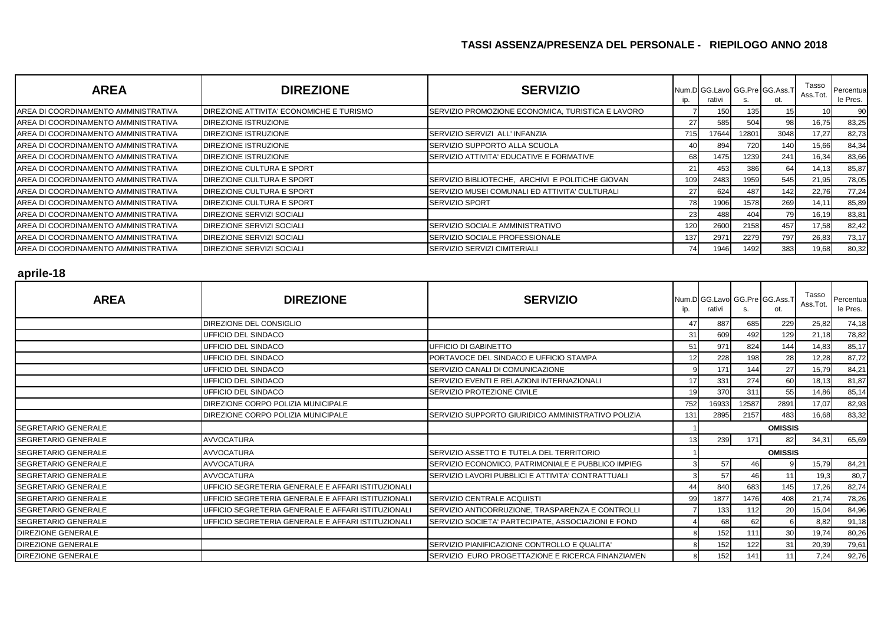## TASSI ASSENZA/PRESENZA DEL PERSONALE - RIEPILOGO ANNO 2018

| AREA | DIREZIONE | SERVIZIO | Num.Dip. | GG.Lavorativi | GG.Pres. | GG.Ass.Tot. | Tasso Ass.Tot. | Percentuale Pres. |
|---|---|---|---|---|---|---|---|---|
| AREA DI COORDINAMENTO AMMINISTRATIVA | DIREZIONE ATTIVITA' ECONOMICHE E TURISMO | SERVIZIO PROMOZIONE ECONOMICA, TURISTICA E LAVORO | 7 | 150 | 135 | 15 | 10 | 90 |
| AREA DI COORDINAMENTO AMMINISTRATIVA | DIREZIONE ISTRUZIONE | | 27 | 585 | 504 | 98 | 16,75 | 83,25 |
| AREA DI COORDINAMENTO AMMINISTRATIVA | DIREZIONE ISTRUZIONE | SERVIZIO SERVIZI ALL' INFANZIA | 715 | 17644 | 12801 | 3048 | 17,27 | 82,73 |
| AREA DI COORDINAMENTO AMMINISTRATIVA | DIREZIONE ISTRUZIONE | SERVIZIO SUPPORTO ALLA SCUOLA | 40 | 894 | 720 | 140 | 15,66 | 84,34 |
| AREA DI COORDINAMENTO AMMINISTRATIVA | DIREZIONE ISTRUZIONE | SERVIZIO ATTIVITA' EDUCATIVE E FORMATIVE | 68 | 1475 | 1239 | 241 | 16,34 | 83,66 |
| AREA DI COORDINAMENTO AMMINISTRATIVA | DIREZIONE CULTURA E SPORT | | 21 | 453 | 386 | 64 | 14,13 | 85,87 |
| AREA DI COORDINAMENTO AMMINISTRATIVA | DIREZIONE CULTURA E SPORT | SERVIZIO BIBLIOTECHE, ARCHIVI E POLITICHE GIOVAN | 109 | 2483 | 1959 | 545 | 21,95 | 78,05 |
| AREA DI COORDINAMENTO AMMINISTRATIVA | DIREZIONE CULTURA E SPORT | SERVIZIO MUSEI COMUNALI ED ATTIVITA' CULTURALI | 27 | 624 | 487 | 142 | 22,76 | 77,24 |
| AREA DI COORDINAMENTO AMMINISTRATIVA | DIREZIONE CULTURA E SPORT | SERVIZIO SPORT | 78 | 1906 | 1578 | 269 | 14,11 | 85,89 |
| AREA DI COORDINAMENTO AMMINISTRATIVA | DIREZIONE SERVIZI SOCIALI | | 23 | 488 | 404 | 79 | 16,19 | 83,81 |
| AREA DI COORDINAMENTO AMMINISTRATIVA | DIREZIONE SERVIZI SOCIALI | SERVIZIO SOCIALE AMMINISTRATIVO | 120 | 2600 | 2158 | 457 | 17,58 | 82,42 |
| AREA DI COORDINAMENTO AMMINISTRATIVA | DIREZIONE SERVIZI SOCIALI | SERVIZIO SOCIALE PROFESSIONALE | 137 | 2971 | 2279 | 797 | 26,83 | 73,17 |
| AREA DI COORDINAMENTO AMMINISTRATIVA | DIREZIONE SERVIZI SOCIALI | SERVIZIO SERVIZI CIMITERIALI | 74 | 1946 | 1492 | 383 | 19,68 | 80,32 |

### aprile-18

| AREA | DIREZIONE | SERVIZIO | Num.Dip. | GG.Lavorativi | GG.Pres. | GG.Ass.Tot. | Tasso Ass.Tot. | Percentuale Pres. |
|---|---|---|---|---|---|---|---|---|
| | DIREZIONE DEL CONSIGLIO | | 47 | 887 | 685 | 229 | 25,82 | 74,18 |
| | UFFICIO DEL SINDACO | | 31 | 609 | 492 | 129 | 21,18 | 78,82 |
| | UFFICIO DEL SINDACO | UFFICIO DI GABINETTO | 51 | 971 | 824 | 144 | 14,83 | 85,17 |
| | UFFICIO DEL SINDACO | PORTAVOCE DEL SINDACO E UFFICIO STAMPA | 12 | 228 | 198 | 28 | 12,28 | 87,72 |
| | UFFICIO DEL SINDACO | SERVIZIO CANALI DI COMUNICAZIONE | 9 | 171 | 144 | 27 | 15,79 | 84,21 |
| | UFFICIO DEL SINDACO | SERVIZIO EVENTI E RELAZIONI INTERNAZIONALI | 17 | 331 | 274 | 60 | 18,13 | 81,87 |
| | UFFICIO DEL SINDACO | SERVIZIO PROTEZIONE CIVILE | 19 | 370 | 311 | 55 | 14,86 | 85,14 |
| | DIREZIONE CORPO POLIZIA MUNICIPALE | | 752 | 16933 | 12587 | 2891 | 17,07 | 82,93 |
| | DIREZIONE CORPO POLIZIA MUNICIPALE | SERVIZIO SUPPORTO GIURIDICO AMMINISTRATIVO POLIZIA | 131 | 2895 | 2157 | 483 | 16,68 | 83,32 |
| SEGRETARIO GENERALE | | | 1 | | | OMISSIS | | |
| SEGRETARIO GENERALE | AVVOCATURA | | 13 | 239 | 171 | 82 | 34,31 | 65,69 |
| SEGRETARIO GENERALE | AVVOCATURA | SERVIZIO ASSETTO E TUTELA DEL TERRITORIO | 1 | | | OMISSIS | | |
| SEGRETARIO GENERALE | AVVOCATURA | SERVIZIO ECONOMICO, PATRIMONIALE E PUBBLICO IMPIEG | 3 | 57 | 46 | 9 | 15,79 | 84,21 |
| SEGRETARIO GENERALE | AVVOCATURA | SERVIZIO LAVORI PUBBLICI E ATTIVITA' CONTRATTUALI | 3 | 57 | 46 | 11 | 19,3 | 80,7 |
| SEGRETARIO GENERALE | UFFICIO SEGRETERIA GENERALE E AFFARI ISTITUZIONALI | | 44 | 840 | 683 | 145 | 17,26 | 82,74 |
| SEGRETARIO GENERALE | UFFICIO SEGRETERIA GENERALE E AFFARI ISTITUZIONALI | SERVIZIO CENTRALE ACQUISTI | 99 | 1877 | 1476 | 408 | 21,74 | 78,26 |
| SEGRETARIO GENERALE | UFFICIO SEGRETERIA GENERALE E AFFARI ISTITUZIONALI | SERVIZIO ANTICORRUZIONE, TRASPARENZA E CONTROLLI | 7 | 133 | 112 | 20 | 15,04 | 84,96 |
| SEGRETARIO GENERALE | UFFICIO SEGRETERIA GENERALE E AFFARI ISTITUZIONALI | SERVIZIO SOCIETA' PARTECIPATE, ASSOCIAZIONI E FOND | 4 | 68 | 62 | 6 | 8,82 | 91,18 |
| DIREZIONE GENERALE | | | 8 | 152 | 111 | 30 | 19,74 | 80,26 |
| DIREZIONE GENERALE | | SERVIZIO PIANIFICAZIONE CONTROLLO E QUALITA' | 8 | 152 | 122 | 31 | 20,39 | 79,61 |
| DIREZIONE GENERALE | | SERVIZIO EURO PROGETTAZIONE E RICERCA FINANZIAMEN | 8 | 152 | 141 | 11 | 7,24 | 92,76 |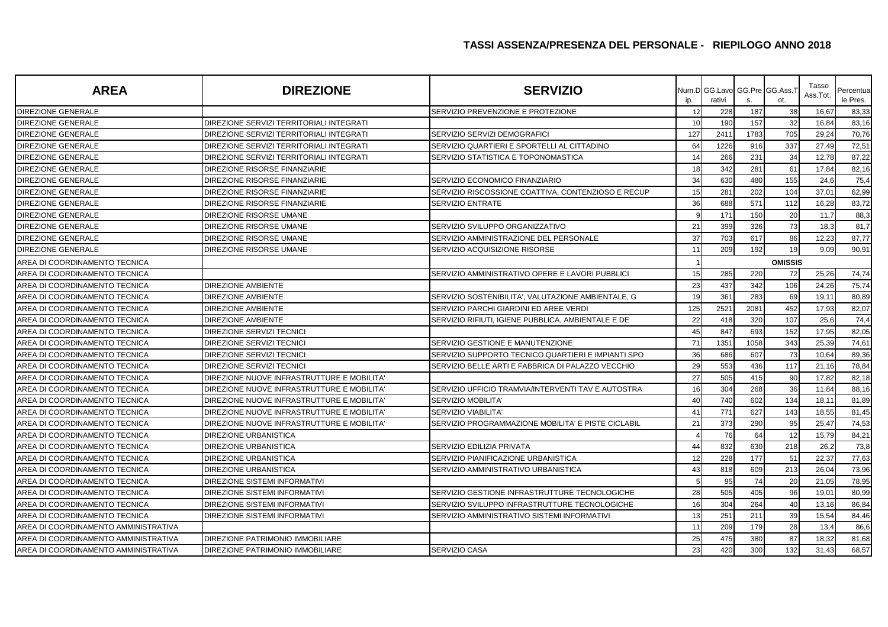## TASSI ASSENZA/PRESENZA DEL PERSONALE - RIEPILOGO ANNO 2018

| AREA | DIREZIONE | SERVIZIO | Num.Dip. | GG.Lavorativi | GG.Pres. | GG.Ass.Tot. | Tasso Ass.Tot. | Percentuale Pres. |
|---|---|---|---|---|---|---|---|---|
| DIREZIONE GENERALE | | SERVIZIO PREVENZIONE E PROTEZIONE | 12 | 228 | 187 | 38 | 16,67 | 83,33 |
| DIREZIONE GENERALE | DIREZIONE SERVIZI TERRITORIALI INTEGRATI | | 10 | 190 | 157 | 32 | 16,84 | 83,16 |
| DIREZIONE GENERALE | DIREZIONE SERVIZI TERRITORIALI INTEGRATI | SERVIZIO SERVIZI DEMOGRAFICI | 127 | 2411 | 1783 | 705 | 29,24 | 70,76 |
| DIREZIONE GENERALE | DIREZIONE SERVIZI TERRITORIALI INTEGRATI | SERVIZIO QUARTIERI E SPORTELLI AL CITTADINO | 64 | 1226 | 916 | 337 | 27,49 | 72,51 |
| DIREZIONE GENERALE | DIREZIONE SERVIZI TERRITORIALI INTEGRATI | SERVIZIO STATISTICA E TOPONOMASTICA | 14 | 266 | 231 | 34 | 12,78 | 87,22 |
| DIREZIONE GENERALE | DIREZIONE RISORSE FINANZIARIE | | 18 | 342 | 281 | 61 | 17,84 | 82,16 |
| DIREZIONE GENERALE | DIREZIONE RISORSE FINANZIARIE | SERVIZIO ECONOMICO FINANZIARIO | 34 | 630 | 480 | 155 | 24,6 | 75,4 |
| DIREZIONE GENERALE | DIREZIONE RISORSE FINANZIARIE | SERVIZIO RISCOSSIONE COATTIVA, CONTENZIOSO E RECUP | 15 | 281 | 202 | 104 | 37,01 | 62,99 |
| DIREZIONE GENERALE | DIREZIONE RISORSE FINANZIARIE | SERVIZIO ENTRATE | 36 | 688 | 571 | 112 | 16,28 | 83,72 |
| DIREZIONE GENERALE | DIREZIONE RISORSE UMANE | | 9 | 171 | 150 | 20 | 11,7 | 88,3 |
| DIREZIONE GENERALE | DIREZIONE RISORSE UMANE | SERVIZIO SVILUPPO ORGANIZZATIVO | 21 | 399 | 326 | 73 | 18,3 | 81,7 |
| DIREZIONE GENERALE | DIREZIONE RISORSE UMANE | SERVIZIO AMMINISTRAZIONE DEL PERSONALE | 37 | 703 | 617 | 86 | 12,23 | 87,77 |
| DIREZIONE GENERALE | DIREZIONE RISORSE UMANE | SERVIZIO ACQUISIZIONE RISORSE | 11 | 209 | 192 | 19 | 9,09 | 90,91 |
| AREA DI COORDINAMENTO TECNICA | | | 1 | | | **OMISSIS** | | |
| AREA DI COORDINAMENTO TECNICA | | SERVIZIO AMMINISTRATIVO OPERE E LAVORI PUBBLICI | 15 | 285 | 220 | 72 | 25,26 | 74,74 |
| AREA DI COORDINAMENTO TECNICA | DIREZIONE AMBIENTE | | 23 | 437 | 342 | 106 | 24,26 | 75,74 |
| AREA DI COORDINAMENTO TECNICA | DIREZIONE AMBIENTE | SERVIZIO SOSTENIBILITA', VALUTAZIONE AMBIENTALE, G | 19 | 361 | 283 | 69 | 19,11 | 80,89 |
| AREA DI COORDINAMENTO TECNICA | DIREZIONE AMBIENTE | SERVIZIO PARCHI GIARDINI ED AREE VERDI | 125 | 2521 | 2081 | 452 | 17,93 | 82,07 |
| AREA DI COORDINAMENTO TECNICA | DIREZIONE AMBIENTE | SERVIZIO RIFIUTI, IGIENE PUBBLICA, AMBIENTALE E DE | 22 | 418 | 320 | 107 | 25,6 | 74,4 |
| AREA DI COORDINAMENTO TECNICA | DIREZIONE SERVIZI TECNICI | | 45 | 847 | 693 | 152 | 17,95 | 82,05 |
| AREA DI COORDINAMENTO TECNICA | DIREZIONE SERVIZI TECNICI | SERVIZIO GESTIONE E MANUTENZIONE | 71 | 1351 | 1058 | 343 | 25,39 | 74,61 |
| AREA DI COORDINAMENTO TECNICA | DIREZIONE SERVIZI TECNICI | SERVIZIO SUPPORTO TECNICO QUARTIERI E IMPIANTI SPO | 36 | 686 | 607 | 73 | 10,64 | 89,36 |
| AREA DI COORDINAMENTO TECNICA | DIREZIONE SERVIZI TECNICI | SERVIZIO BELLE ARTI E FABBRICA DI PALAZZO VECCHIO | 29 | 553 | 436 | 117 | 21,16 | 78,84 |
| AREA DI COORDINAMENTO TECNICA | DIREZIONE NUOVE INFRASTRUTTURE E MOBILITA' | | 27 | 505 | 415 | 90 | 17,82 | 82,18 |
| AREA DI COORDINAMENTO TECNICA | DIREZIONE NUOVE INFRASTRUTTURE E MOBILITA' | SERVIZIO UFFICIO TRAMVIA/INTERVENTI TAV E AUTOSTRA | 16 | 304 | 268 | 36 | 11,84 | 88,16 |
| AREA DI COORDINAMENTO TECNICA | DIREZIONE NUOVE INFRASTRUTTURE E MOBILITA' | SERVIZIO MOBILITA' | 40 | 740 | 602 | 134 | 18,11 | 81,89 |
| AREA DI COORDINAMENTO TECNICA | DIREZIONE NUOVE INFRASTRUTTURE E MOBILITA' | SERVIZIO VIABILITA' | 41 | 771 | 627 | 143 | 18,55 | 81,45 |
| AREA DI COORDINAMENTO TECNICA | DIREZIONE NUOVE INFRASTRUTTURE E MOBILITA' | SERVIZIO PROGRAMMAZIONE MOBILITA' E PISTE CICLABIL | 21 | 373 | 290 | 95 | 25,47 | 74,53 |
| AREA DI COORDINAMENTO TECNICA | DIREZIONE URBANISTICA | | 4 | 76 | 64 | 12 | 15,79 | 84,21 |
| AREA DI COORDINAMENTO TECNICA | DIREZIONE URBANISTICA | SERVIZIO EDILIZIA PRIVATA | 44 | 832 | 630 | 218 | 26,2 | 73,8 |
| AREA DI COORDINAMENTO TECNICA | DIREZIONE URBANISTICA | SERVIZIO PIANIFICAZIONE URBANISTICA | 12 | 228 | 177 | 51 | 22,37 | 77,63 |
| AREA DI COORDINAMENTO TECNICA | DIREZIONE URBANISTICA | SERVIZIO AMMINISTRATIVO URBANISTICA | 43 | 818 | 609 | 213 | 26,04 | 73,96 |
| AREA DI COORDINAMENTO TECNICA | DIREZIONE SISTEMI INFORMATIVI | | 5 | 95 | 74 | 20 | 21,05 | 78,95 |
| AREA DI COORDINAMENTO TECNICA | DIREZIONE SISTEMI INFORMATIVI | SERVIZIO GESTIONE INFRASTRUTTURE TECNOLOGICHE | 28 | 505 | 405 | 96 | 19,01 | 80,99 |
| AREA DI COORDINAMENTO TECNICA | DIREZIONE SISTEMI INFORMATIVI | SERVIZIO SVILUPPO INFRASTRUTTURE TECNOLOGICHE | 16 | 304 | 264 | 40 | 13,16 | 86,84 |
| AREA DI COORDINAMENTO TECNICA | DIREZIONE SISTEMI INFORMATIVI | SERVIZIO AMMINISTRATIVO SISTEMI INFORMATIVI | 13 | 251 | 211 | 39 | 15,54 | 84,46 |
| AREA DI COORDINAMENTO AMMINISTRATIVA | | | 11 | 209 | 179 | 28 | 13,4 | 86,6 |
| AREA DI COORDINAMENTO AMMINISTRATIVA | DIREZIONE PATRIMONIO IMMOBILIARE | | 25 | 475 | 380 | 87 | 18,32 | 81,68 |
| AREA DI COORDINAMENTO AMMINISTRATIVA | DIREZIONE PATRIMONIO IMMOBILIARE | SERVIZIO CASA | 23 | 420 | 300 | 132 | 31,43 | 68,57 |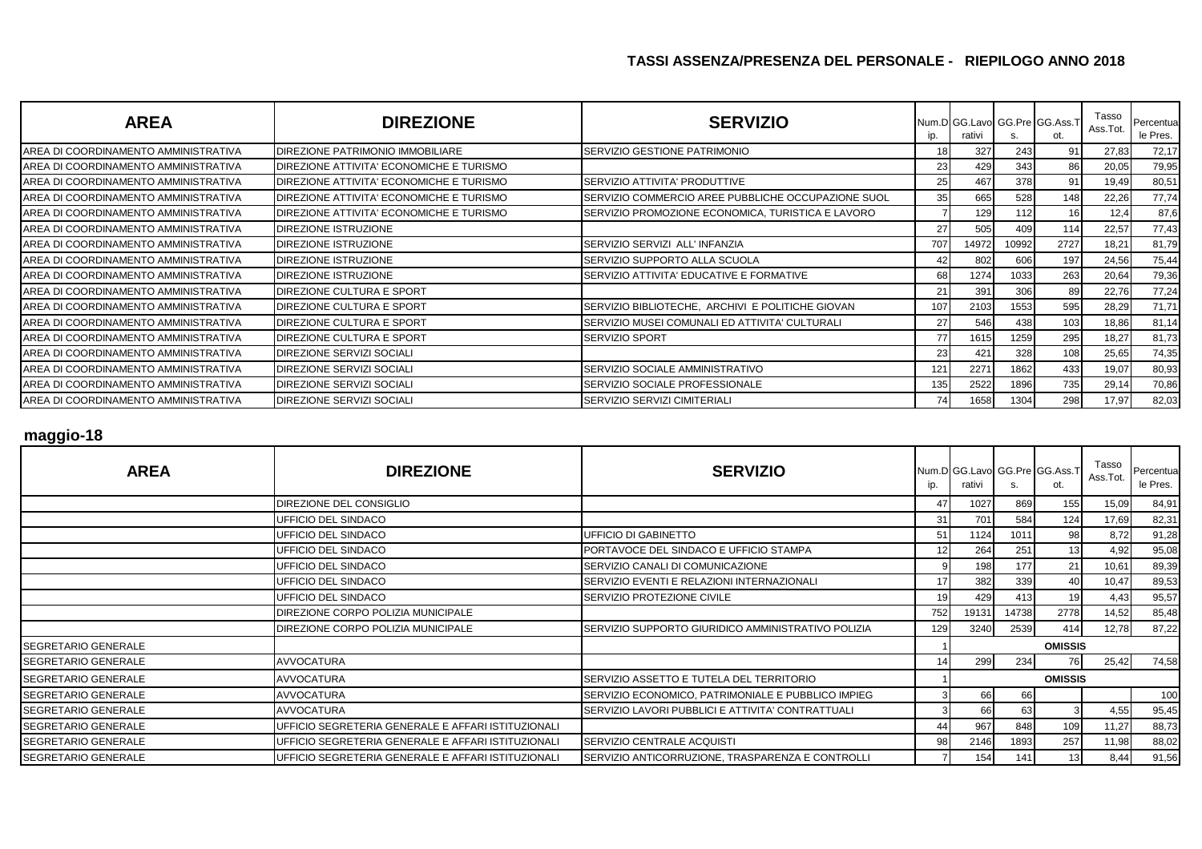## TASSI ASSENZA/PRESENZA DEL PERSONALE - RIEPILOGO ANNO 2018

| AREA | DIREZIONE | SERVIZIO | Num.Dip. | GG.Lavorativi | GG.Pres. | GG.Ass.Tot. | Tasso Ass.Tot. | Percentuale Pres. |
|---|---|---|---|---|---|---|---|---|
| AREA DI COORDINAMENTO AMMINISTRATIVA | DIREZIONE PATRIMONIO IMMOBILIARE | SERVIZIO GESTIONE PATRIMONIO | 18 | 327 | 243 | 91 | 27,83 | 72,17 |
| AREA DI COORDINAMENTO AMMINISTRATIVA | DIREZIONE ATTIVITA' ECONOMICHE E TURISMO | | 23 | 429 | 343 | 86 | 20,05 | 79,95 |
| AREA DI COORDINAMENTO AMMINISTRATIVA | DIREZIONE ATTIVITA' ECONOMICHE E TURISMO | SERVIZIO ATTIVITA' PRODUTTIVE | 25 | 467 | 378 | 91 | 19,49 | 80,51 |
| AREA DI COORDINAMENTO AMMINISTRATIVA | DIREZIONE ATTIVITA' ECONOMICHE E TURISMO | SERVIZIO COMMERCIO AREE PUBBLICHE OCCUPAZIONE SUOL | 35 | 665 | 528 | 148 | 22,26 | 77,74 |
| AREA DI COORDINAMENTO AMMINISTRATIVA | DIREZIONE ATTIVITA' ECONOMICHE E TURISMO | SERVIZIO PROMOZIONE ECONOMICA, TURISTICA E LAVORO | 7 | 129 | 112 | 16 | 12,4 | 87,6 |
| AREA DI COORDINAMENTO AMMINISTRATIVA | DIREZIONE ISTRUZIONE | | 27 | 505 | 409 | 114 | 22,57 | 77,43 |
| AREA DI COORDINAMENTO AMMINISTRATIVA | DIREZIONE ISTRUZIONE | SERVIZIO SERVIZI ALL' INFANZIA | 707 | 14972 | 10992 | 2727 | 18,21 | 81,79 |
| AREA DI COORDINAMENTO AMMINISTRATIVA | DIREZIONE ISTRUZIONE | SERVIZIO SUPPORTO ALLA SCUOLA | 42 | 802 | 606 | 197 | 24,56 | 75,44 |
| AREA DI COORDINAMENTO AMMINISTRATIVA | DIREZIONE ISTRUZIONE | SERVIZIO ATTIVITA' EDUCATIVE E FORMATIVE | 68 | 1274 | 1033 | 263 | 20,64 | 79,36 |
| AREA DI COORDINAMENTO AMMINISTRATIVA | DIREZIONE CULTURA E SPORT | | 21 | 391 | 306 | 89 | 22,76 | 77,24 |
| AREA DI COORDINAMENTO AMMINISTRATIVA | DIREZIONE CULTURA E SPORT | SERVIZIO BIBLIOTECHE, ARCHIVI E POLITICHE GIOVAN | 107 | 2103 | 1553 | 595 | 28,29 | 71,71 |
| AREA DI COORDINAMENTO AMMINISTRATIVA | DIREZIONE CULTURA E SPORT | SERVIZIO MUSEI COMUNALI ED ATTIVITA' CULTURALI | 27 | 546 | 438 | 103 | 18,86 | 81,14 |
| AREA DI COORDINAMENTO AMMINISTRATIVA | DIREZIONE CULTURA E SPORT | SERVIZIO SPORT | 77 | 1615 | 1259 | 295 | 18,27 | 81,73 |
| AREA DI COORDINAMENTO AMMINISTRATIVA | DIREZIONE SERVIZI SOCIALI | | 23 | 421 | 328 | 108 | 25,65 | 74,35 |
| AREA DI COORDINAMENTO AMMINISTRATIVA | DIREZIONE SERVIZI SOCIALI | SERVIZIO SOCIALE AMMINISTRATIVO | 121 | 2271 | 1862 | 433 | 19,07 | 80,93 |
| AREA DI COORDINAMENTO AMMINISTRATIVA | DIREZIONE SERVIZI SOCIALI | SERVIZIO SOCIALE PROFESSIONALE | 135 | 2522 | 1896 | 735 | 29,14 | 70,86 |
| AREA DI COORDINAMENTO AMMINISTRATIVA | DIREZIONE SERVIZI SOCIALI | SERVIZIO SERVIZI CIMITERIALI | 74 | 1658 | 1304 | 298 | 17,97 | 82,03 |

### maggio-18

| AREA | DIREZIONE | SERVIZIO | Num.Dip. | GG.Lavorativi | GG.Pres. | GG.Ass.Tot. | Tasso Ass.Tot. | Percentuale Pres. |
|---|---|---|---|---|---|---|---|---|
| | DIREZIONE DEL CONSIGLIO | | 47 | 1027 | 869 | 155 | 15,09 | 84,91 |
| | UFFICIO DEL SINDACO | | 31 | 701 | 584 | 124 | 17,69 | 82,31 |
| | UFFICIO DEL SINDACO | UFFICIO DI GABINETTO | 51 | 1124 | 1011 | 98 | 8,72 | 91,28 |
| | UFFICIO DEL SINDACO | PORTAVOCE DEL SINDACO E UFFICIO STAMPA | 12 | 264 | 251 | 13 | 4,92 | 95,08 |
| | UFFICIO DEL SINDACO | SERVIZIO CANALI DI COMUNICAZIONE | 9 | 198 | 177 | 21 | 10,61 | 89,39 |
| | UFFICIO DEL SINDACO | SERVIZIO EVENTI E RELAZIONI INTERNAZIONALI | 17 | 382 | 339 | 40 | 10,47 | 89,53 |
| | UFFICIO DEL SINDACO | SERVIZIO PROTEZIONE CIVILE | 19 | 429 | 413 | 19 | 4,43 | 95,57 |
| | DIREZIONE CORPO POLIZIA MUNICIPALE | | 752 | 19131 | 14738 | 2778 | 14,52 | 85,48 |
| | DIREZIONE CORPO POLIZIA MUNICIPALE | SERVIZIO SUPPORTO GIURIDICO AMMINISTRATIVO POLIZIA | 129 | 3240 | 2539 | 414 | 12,78 | 87,22 |
| SEGRETARIO GENERALE | | | 1 | | | OMISSIS | | |
| SEGRETARIO GENERALE | AVVOCATURA | | 14 | 299 | 234 | 76 | 25,42 | 74,58 |
| SEGRETARIO GENERALE | AVVOCATURA | SERVIZIO ASSETTO E TUTELA DEL TERRITORIO | 1 | | | OMISSIS | | |
| SEGRETARIO GENERALE | AVVOCATURA | SERVIZIO ECONOMICO, PATRIMONIALE E PUBBLICO IMPIEG | 3 | 66 | 66 | | | 100 |
| SEGRETARIO GENERALE | AVVOCATURA | SERVIZIO LAVORI PUBBLICI E ATTIVITA' CONTRATTUALI | 3 | 66 | 63 | 3 | 4,55 | 95,45 |
| SEGRETARIO GENERALE | UFFICIO SEGRETERIA GENERALE E AFFARI ISTITUZIONALI | | 44 | 967 | 848 | 109 | 11,27 | 88,73 |
| SEGRETARIO GENERALE | UFFICIO SEGRETERIA GENERALE E AFFARI ISTITUZIONALI | SERVIZIO CENTRALE ACQUISTI | 98 | 2146 | 1893 | 257 | 11,98 | 88,02 |
| SEGRETARIO GENERALE | UFFICIO SEGRETERIA GENERALE E AFFARI ISTITUZIONALI | SERVIZIO ANTICORRUZIONE, TRASPARENZA E CONTROLLI | 7 | 154 | 141 | 13 | 8,44 | 91,56 |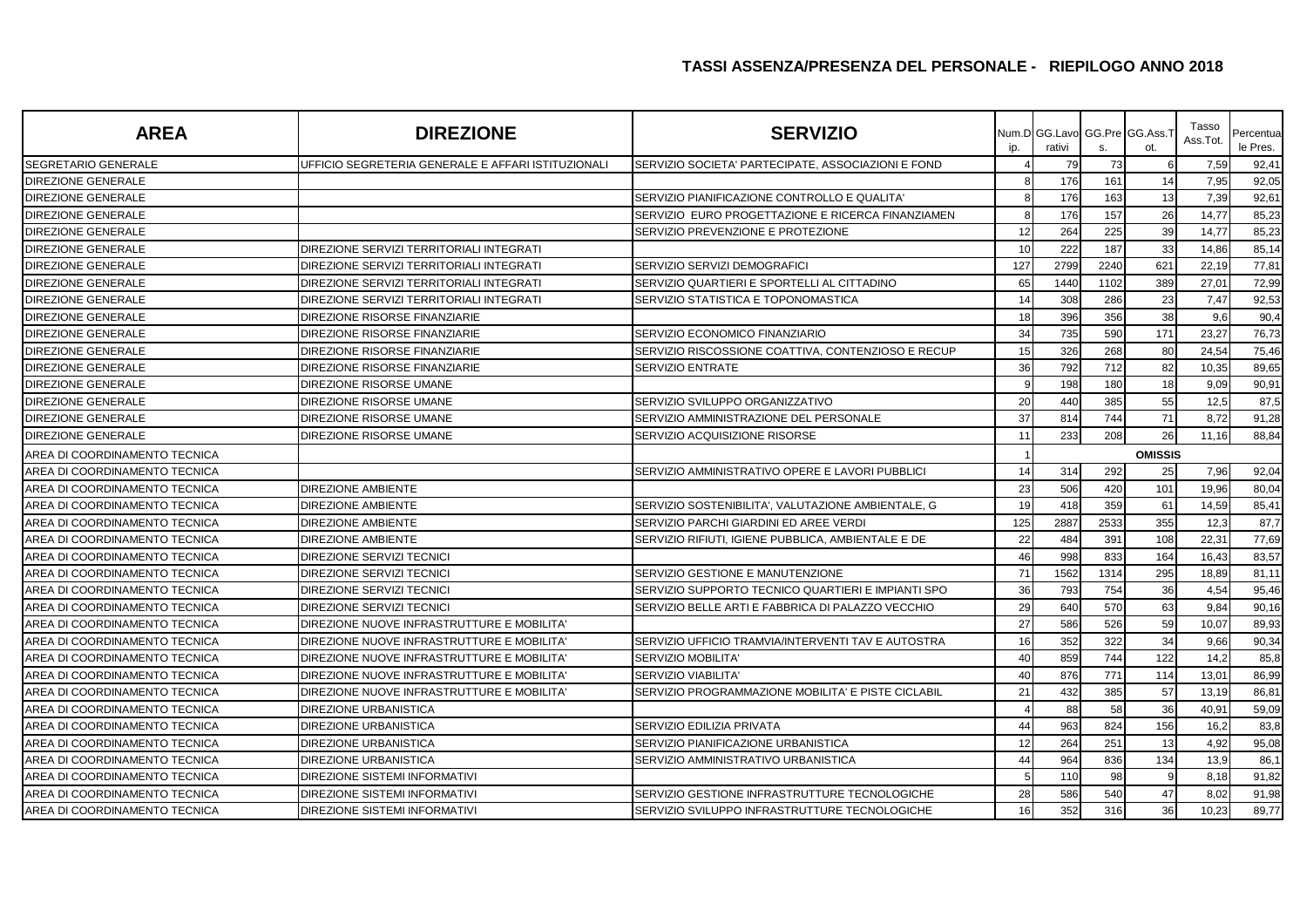## TASSI ASSENZA/PRESENZA DEL PERSONALE - RIEPILOGO ANNO 2018

| AREA | DIREZIONE | SERVIZIO | Num.Dip. | GG.Lavorativi | GG.Pres. | GG.Ass.Tot. | Tasso Ass.Tot. | Percentuale Pres. |
|---|---|---|---|---|---|---|---|---|
| SEGRETARIO GENERALE | UFFICIO SEGRETERIA GENERALE E AFFARI ISTITUZIONALI | SERVIZIO SOCIETA' PARTECIPATE, ASSOCIAZIONI E FOND | 4 | 79 | 73 | 6 | 7,59 | 92,41 |
| DIREZIONE GENERALE | | | 8 | 176 | 161 | 14 | 7,95 | 92,05 |
| DIREZIONE GENERALE | | SERVIZIO PIANIFICAZIONE CONTROLLO E QUALITA' | 8 | 176 | 163 | 13 | 7,39 | 92,61 |
| DIREZIONE GENERALE | | SERVIZIO EURO PROGETTAZIONE E RICERCA FINANZIAMEN | 8 | 176 | 157 | 26 | 14,77 | 85,23 |
| DIREZIONE GENERALE | | SERVIZIO PREVENZIONE E PROTEZIONE | 12 | 264 | 225 | 39 | 14,77 | 85,23 |
| DIREZIONE GENERALE | DIREZIONE SERVIZI TERRITORIALI INTEGRATI | | 10 | 222 | 187 | 33 | 14,86 | 85,14 |
| DIREZIONE GENERALE | DIREZIONE SERVIZI TERRITORIALI INTEGRATI | SERVIZIO SERVIZI DEMOGRAFICI | 127 | 2799 | 2240 | 621 | 22,19 | 77,81 |
| DIREZIONE GENERALE | DIREZIONE SERVIZI TERRITORIALI INTEGRATI | SERVIZIO QUARTIERI E SPORTELLI AL CITTADINO | 65 | 1440 | 1102 | 389 | 27,01 | 72,99 |
| DIREZIONE GENERALE | DIREZIONE SERVIZI TERRITORIALI INTEGRATI | SERVIZIO STATISTICA E TOPONOMASTICA | 14 | 308 | 286 | 23 | 7,47 | 92,53 |
| DIREZIONE GENERALE | DIREZIONE RISORSE FINANZIARIE | | 18 | 396 | 356 | 38 | 9,6 | 90,4 |
| DIREZIONE GENERALE | DIREZIONE RISORSE FINANZIARIE | SERVIZIO ECONOMICO FINANZIARIO | 34 | 735 | 590 | 171 | 23,27 | 76,73 |
| DIREZIONE GENERALE | DIREZIONE RISORSE FINANZIARIE | SERVIZIO RISCOSSIONE COATTIVA, CONTENZIOSO E RECUP | 15 | 326 | 268 | 80 | 24,54 | 75,46 |
| DIREZIONE GENERALE | DIREZIONE RISORSE FINANZIARIE | SERVIZIO ENTRATE | 36 | 792 | 712 | 82 | 10,35 | 89,65 |
| DIREZIONE GENERALE | DIREZIONE RISORSE UMANE | | 9 | 198 | 180 | 18 | 9,09 | 90,91 |
| DIREZIONE GENERALE | DIREZIONE RISORSE UMANE | SERVIZIO SVILUPPO ORGANIZZATIVO | 20 | 440 | 385 | 55 | 12,5 | 87,5 |
| DIREZIONE GENERALE | DIREZIONE RISORSE UMANE | SERVIZIO AMMINISTRAZIONE DEL PERSONALE | 37 | 814 | 744 | 71 | 8,72 | 91,28 |
| DIREZIONE GENERALE | DIREZIONE RISORSE UMANE | SERVIZIO ACQUISIZIONE RISORSE | 11 | 233 | 208 | 26 | 11,16 | 88,84 |
| AREA DI COORDINAMENTO TECNICA | | | 1 | | | OMISSIS | | |
| AREA DI COORDINAMENTO TECNICA | | SERVIZIO AMMINISTRATIVO OPERE E LAVORI PUBBLICI | 14 | 314 | 292 | 25 | 7,96 | 92,04 |
| AREA DI COORDINAMENTO TECNICA | DIREZIONE AMBIENTE | | 23 | 506 | 420 | 101 | 19,96 | 80,04 |
| AREA DI COORDINAMENTO TECNICA | DIREZIONE AMBIENTE | SERVIZIO SOSTENIBILITA', VALUTAZIONE AMBIENTALE, G | 19 | 418 | 359 | 61 | 14,59 | 85,41 |
| AREA DI COORDINAMENTO TECNICA | DIREZIONE AMBIENTE | SERVIZIO PARCHI GIARDINI ED AREE VERDI | 125 | 2887 | 2533 | 355 | 12,3 | 87,7 |
| AREA DI COORDINAMENTO TECNICA | DIREZIONE AMBIENTE | SERVIZIO RIFIUTI, IGIENE PUBBLICA, AMBIENTALE E DE | 22 | 484 | 391 | 108 | 22,31 | 77,69 |
| AREA DI COORDINAMENTO TECNICA | DIREZIONE SERVIZI TECNICI | | 46 | 998 | 833 | 164 | 16,43 | 83,57 |
| AREA DI COORDINAMENTO TECNICA | DIREZIONE SERVIZI TECNICI | SERVIZIO GESTIONE E MANUTENZIONE | 71 | 1562 | 1314 | 295 | 18,89 | 81,11 |
| AREA DI COORDINAMENTO TECNICA | DIREZIONE SERVIZI TECNICI | SERVIZIO SUPPORTO TECNICO QUARTIERI E IMPIANTI SPO | 36 | 793 | 754 | 36 | 4,54 | 95,46 |
| AREA DI COORDINAMENTO TECNICA | DIREZIONE SERVIZI TECNICI | SERVIZIO BELLE ARTI E FABBRICA DI PALAZZO VECCHIO | 29 | 640 | 570 | 63 | 9,84 | 90,16 |
| AREA DI COORDINAMENTO TECNICA | DIREZIONE NUOVE INFRASTRUTTURE E MOBILITA' | | 27 | 586 | 526 | 59 | 10,07 | 89,93 |
| AREA DI COORDINAMENTO TECNICA | DIREZIONE NUOVE INFRASTRUTTURE E MOBILITA' | SERVIZIO UFFICIO TRAMVIA/INTERVENTI TAV E AUTOSTRA | 16 | 352 | 322 | 34 | 9,66 | 90,34 |
| AREA DI COORDINAMENTO TECNICA | DIREZIONE NUOVE INFRASTRUTTURE E MOBILITA' | SERVIZIO MOBILITA' | 40 | 859 | 744 | 122 | 14,2 | 85,8 |
| AREA DI COORDINAMENTO TECNICA | DIREZIONE NUOVE INFRASTRUTTURE E MOBILITA' | SERVIZIO VIABILITA' | 40 | 876 | 771 | 114 | 13,01 | 86,99 |
| AREA DI COORDINAMENTO TECNICA | DIREZIONE NUOVE INFRASTRUTTURE E MOBILITA' | SERVIZIO PROGRAMMAZIONE MOBILITA' E PISTE CICLABIL | 21 | 432 | 385 | 57 | 13,19 | 86,81 |
| AREA DI COORDINAMENTO TECNICA | DIREZIONE URBANISTICA | | 4 | 88 | 58 | 36 | 40,91 | 59,09 |
| AREA DI COORDINAMENTO TECNICA | DIREZIONE URBANISTICA | SERVIZIO EDILIZIA PRIVATA | 44 | 963 | 824 | 156 | 16,2 | 83,8 |
| AREA DI COORDINAMENTO TECNICA | DIREZIONE URBANISTICA | SERVIZIO PIANIFICAZIONE URBANISTICA | 12 | 264 | 251 | 13 | 4,92 | 95,08 |
| AREA DI COORDINAMENTO TECNICA | DIREZIONE URBANISTICA | SERVIZIO AMMINISTRATIVO URBANISTICA | 44 | 964 | 836 | 134 | 13,9 | 86,1 |
| AREA DI COORDINAMENTO TECNICA | DIREZIONE SISTEMI INFORMATIVI | | 5 | 110 | 98 | 9 | 8,18 | 91,82 |
| AREA DI COORDINAMENTO TECNICA | DIREZIONE SISTEMI INFORMATIVI | SERVIZIO GESTIONE INFRASTRUTTURE TECNOLOGICHE | 28 | 586 | 540 | 47 | 8,02 | 91,98 |
| AREA DI COORDINAMENTO TECNICA | DIREZIONE SISTEMI INFORMATIVI | SERVIZIO SVILUPPO INFRASTRUTTURE TECNOLOGICHE | 16 | 352 | 316 | 36 | 10,23 | 89,77 |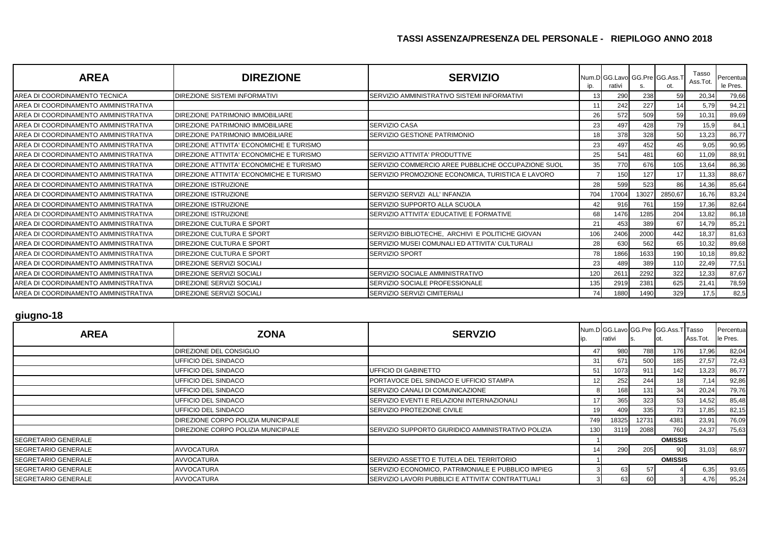## TASSI ASSENZA/PRESENZA DEL PERSONALE - RIEPILOGO ANNO 2018

| AREA | DIREZIONE | SERVIZIO | Num.Dip. | GG.Lavorativi | GG.Pres. | GG.Ass.Tot. | Tasso Ass.Tot. | Percentuale Pres. |
|---|---|---|---|---|---|---|---|---|
| AREA DI COORDINAMENTO TECNICA | DIREZIONE SISTEMI INFORMATIVI | SERVIZIO AMMINISTRATIVO SISTEMI INFORMATIVI | 13 | 290 | 238 | 59 | 20,34 | 79,66 |
| AREA DI COORDINAMENTO AMMINISTRATIVA | | | 11 | 242 | 227 | 14 | 5,79 | 94,21 |
| AREA DI COORDINAMENTO AMMINISTRATIVA | DIREZIONE PATRIMONIO IMMOBILIARE | | 26 | 572 | 509 | 59 | 10,31 | 89,69 |
| AREA DI COORDINAMENTO AMMINISTRATIVA | DIREZIONE PATRIMONIO IMMOBILIARE | SERVIZIO CASA | 23 | 497 | 428 | 79 | 15,9 | 84,1 |
| AREA DI COORDINAMENTO AMMINISTRATIVA | DIREZIONE PATRIMONIO IMMOBILIARE | SERVIZIO GESTIONE PATRIMONIO | 18 | 378 | 328 | 50 | 13,23 | 86,77 |
| AREA DI COORDINAMENTO AMMINISTRATIVA | DIREZIONE ATTIVITA' ECONOMICHE E TURISMO | | 23 | 497 | 452 | 45 | 9,05 | 90,95 |
| AREA DI COORDINAMENTO AMMINISTRATIVA | DIREZIONE ATTIVITA' ECONOMICHE E TURISMO | SERVIZIO ATTIVITA' PRODUTTIVE | 25 | 541 | 481 | 60 | 11,09 | 88,91 |
| AREA DI COORDINAMENTO AMMINISTRATIVA | DIREZIONE ATTIVITA' ECONOMICHE E TURISMO | SERVIZIO COMMERCIO AREE PUBBLICHE OCCUPAZIONE SUOL | 35 | 770 | 676 | 105 | 13,64 | 86,36 |
| AREA DI COORDINAMENTO AMMINISTRATIVA | DIREZIONE ATTIVITA' ECONOMICHE E TURISMO | SERVIZIO PROMOZIONE ECONOMICA, TURISTICA E LAVORO | 7 | 150 | 127 | 17 | 11,33 | 88,67 |
| AREA DI COORDINAMENTO AMMINISTRATIVA | DIREZIONE ISTRUZIONE | | 28 | 599 | 523 | 86 | 14,36 | 85,64 |
| AREA DI COORDINAMENTO AMMINISTRATIVA | DIREZIONE ISTRUZIONE | SERVIZIO SERVIZI ALL' INFANZIA | 704 | 17004 | 13027 | 2850,67 | 16,76 | 83,24 |
| AREA DI COORDINAMENTO AMMINISTRATIVA | DIREZIONE ISTRUZIONE | SERVIZIO SUPPORTO ALLA SCUOLA | 42 | 916 | 761 | 159 | 17,36 | 82,64 |
| AREA DI COORDINAMENTO AMMINISTRATIVA | DIREZIONE ISTRUZIONE | SERVIZIO ATTIVITA' EDUCATIVE E FORMATIVE | 68 | 1476 | 1285 | 204 | 13,82 | 86,18 |
| AREA DI COORDINAMENTO AMMINISTRATIVA | DIREZIONE CULTURA E SPORT | | 21 | 453 | 389 | 67 | 14,79 | 85,21 |
| AREA DI COORDINAMENTO AMMINISTRATIVA | DIREZIONE CULTURA E SPORT | SERVIZIO BIBLIOTECHE, ARCHIVI E POLITICHE GIOVAN | 106 | 2406 | 2000 | 442 | 18,37 | 81,63 |
| AREA DI COORDINAMENTO AMMINISTRATIVA | DIREZIONE CULTURA E SPORT | SERVIZIO MUSEI COMUNALI ED ATTIVITA' CULTURALI | 28 | 630 | 562 | 65 | 10,32 | 89,68 |
| AREA DI COORDINAMENTO AMMINISTRATIVA | DIREZIONE CULTURA E SPORT | SERVIZIO SPORT | 78 | 1866 | 1633 | 190 | 10,18 | 89,82 |
| AREA DI COORDINAMENTO AMMINISTRATIVA | DIREZIONE SERVIZI SOCIALI | | 23 | 489 | 389 | 110 | 22,49 | 77,51 |
| AREA DI COORDINAMENTO AMMINISTRATIVA | DIREZIONE SERVIZI SOCIALI | SERVIZIO SOCIALE AMMINISTRATIVO | 120 | 2611 | 2292 | 322 | 12,33 | 87,67 |
| AREA DI COORDINAMENTO AMMINISTRATIVA | DIREZIONE SERVIZI SOCIALI | SERVIZIO SOCIALE PROFESSIONALE | 135 | 2919 | 2381 | 625 | 21,41 | 78,59 |
| AREA DI COORDINAMENTO AMMINISTRATIVA | DIREZIONE SERVIZI SOCIALI | SERVIZIO SERVIZI CIMITERIALI | 74 | 1880 | 1490 | 329 | 17,5 | 82,5 |

## giugno-18

| AREA | ZONA | SERVZIO | Num.Dip. | GG.Lavorativi | GG.Pres. | GG.Ass.Tot. | Tasso Ass.Tot. | Percentuale Pres. |
|---|---|---|---|---|---|---|---|---|
| | DIREZIONE DEL CONSIGLIO | | 47 | 980 | 788 | 176 | 17,96 | 82,04 |
| | UFFICIO DEL SINDACO | | 31 | 671 | 500 | 185 | 27,57 | 72,43 |
| | UFFICIO DEL SINDACO | UFFICIO DI GABINETTO | 51 | 1073 | 911 | 142 | 13,23 | 86,77 |
| | UFFICIO DEL SINDACO | PORTAVOCE DEL SINDACO E UFFICIO STAMPA | 12 | 252 | 244 | 18 | 7,14 | 92,86 |
| | UFFICIO DEL SINDACO | SERVIZIO CANALI DI COMUNICAZIONE | 8 | 168 | 131 | 34 | 20,24 | 79,76 |
| | UFFICIO DEL SINDACO | SERVIZIO EVENTI E RELAZIONI INTERNAZIONALI | 17 | 365 | 323 | 53 | 14,52 | 85,48 |
| | UFFICIO DEL SINDACO | SERVIZIO PROTEZIONE CIVILE | 19 | 409 | 335 | 73 | 17,85 | 82,15 |
| | DIREZIONE CORPO POLIZIA MUNICIPALE | | 749 | 18325 | 12731 | 4381 | 23,91 | 76,09 |
| | DIREZIONE CORPO POLIZIA MUNICIPALE | SERVIZIO SUPPORTO GIURIDICO AMMINISTRATIVO POLIZIA | 130 | 3119 | 2088 | 760 | 24,37 | 75,63 |
| SEGRETARIO GENERALE | | | 1 | | | OMISSIS | | |
| SEGRETARIO GENERALE | AVVOCATURA | | 14 | 290 | 205 | 90 | 31,03 | 68,97 |
| SEGRETARIO GENERALE | AVVOCATURA | SERVIZIO ASSETTO E TUTELA DEL TERRITORIO | 1 | | | OMISSIS | | |
| SEGRETARIO GENERALE | AVVOCATURA | SERVIZIO ECONOMICO, PATRIMONIALE E PUBBLICO IMPIEG | 3 | 63 | 57 | 4 | 6,35 | 93,65 |
| SEGRETARIO GENERALE | AVVOCATURA | SERVIZIO LAVORI PUBBLICI E ATTIVITA' CONTRATTUALI | 3 | 63 | 60 | 3 | 4,76 | 95,24 |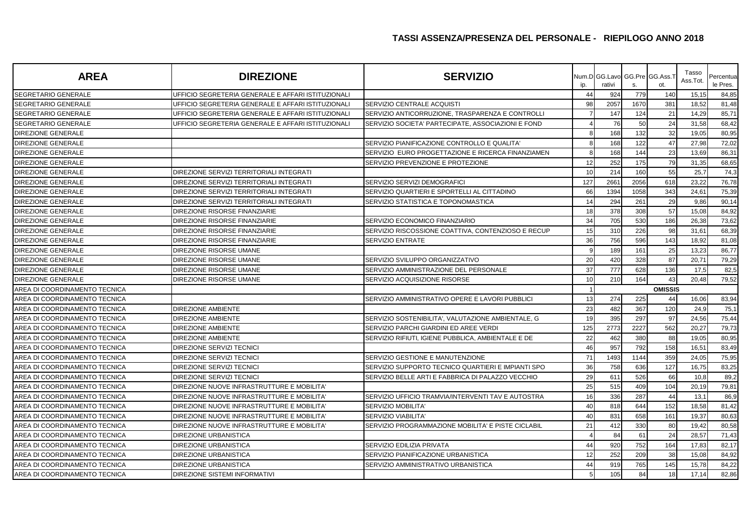## TASSI ASSENZA/PRESENZA DEL PERSONALE - RIEPILOGO ANNO 2018

| AREA | DIREZIONE | SERVIZIO | Num.Dip. | GG.Lavorativi | GG.Pres. | GG.Ass.Tot. | Tasso Ass.Tot. | Percentuale Pres. |
|---|---|---|---|---|---|---|---|---|
| SEGRETARIO GENERALE | UFFICIO SEGRETERIA GENERALE E AFFARI ISTITUZIONALI | | 44 | 924 | 779 | 140 | 15,15 | 84,85 |
| SEGRETARIO GENERALE | UFFICIO SEGRETERIA GENERALE E AFFARI ISTITUZIONALI | SERVIZIO CENTRALE ACQUISTI | 98 | 2057 | 1670 | 381 | 18,52 | 81,48 |
| SEGRETARIO GENERALE | UFFICIO SEGRETERIA GENERALE E AFFARI ISTITUZIONALI | SERVIZIO ANTICORRUZIONE, TRASPARENZA E CONTROLLI | 7 | 147 | 124 | 21 | 14,29 | 85,71 |
| SEGRETARIO GENERALE | UFFICIO SEGRETERIA GENERALE E AFFARI ISTITUZIONALI | SERVIZIO SOCIETA' PARTECIPATE, ASSOCIAZIONI E FOND | 4 | 76 | 50 | 24 | 31,58 | 68,42 |
| DIREZIONE GENERALE | | | 8 | 168 | 132 | 32 | 19,05 | 80,95 |
| DIREZIONE GENERALE | | SERVIZIO PIANIFICAZIONE CONTROLLO E QUALITA' | 8 | 168 | 122 | 47 | 27,98 | 72,02 |
| DIREZIONE GENERALE | | SERVIZIO EURO PROGETTAZIONE E RICERCA FINANZIAMEN | 8 | 168 | 144 | 23 | 13,69 | 86,31 |
| DIREZIONE GENERALE | | SERVIZIO PREVENZIONE E PROTEZIONE | 12 | 252 | 175 | 79 | 31,35 | 68,65 |
| DIREZIONE GENERALE | DIREZIONE SERVIZI TERRITORIALI INTEGRATI | | 10 | 214 | 160 | 55 | 25,7 | 74,3 |
| DIREZIONE GENERALE | DIREZIONE SERVIZI TERRITORIALI INTEGRATI | SERVIZIO SERVIZI DEMOGRAFICI | 127 | 2661 | 2056 | 618 | 23,22 | 76,78 |
| DIREZIONE GENERALE | DIREZIONE SERVIZI TERRITORIALI INTEGRATI | SERVIZIO QUARTIERI E SPORTELLI AL CITTADINO | 66 | 1394 | 1058 | 343 | 24,61 | 75,39 |
| DIREZIONE GENERALE | DIREZIONE SERVIZI TERRITORIALI INTEGRATI | SERVIZIO STATISTICA E TOPONOMASTICA | 14 | 294 | 261 | 29 | 9,86 | 90,14 |
| DIREZIONE GENERALE | DIREZIONE RISORSE FINANZIARIE | | 18 | 378 | 308 | 57 | 15,08 | 84,92 |
| DIREZIONE GENERALE | DIREZIONE RISORSE FINANZIARIE | SERVIZIO ECONOMICO FINANZIARIO | 34 | 705 | 530 | 186 | 26,38 | 73,62 |
| DIREZIONE GENERALE | DIREZIONE RISORSE FINANZIARIE | SERVIZIO RISCOSSIONE COATTIVA, CONTENZIOSO E RECUP | 15 | 310 | 226 | 98 | 31,61 | 68,39 |
| DIREZIONE GENERALE | DIREZIONE RISORSE FINANZIARIE | SERVIZIO ENTRATE | 36 | 756 | 596 | 143 | 18,92 | 81,08 |
| DIREZIONE GENERALE | DIREZIONE RISORSE UMANE | | 9 | 189 | 161 | 25 | 13,23 | 86,77 |
| DIREZIONE GENERALE | DIREZIONE RISORSE UMANE | SERVIZIO SVILUPPO ORGANIZZATIVO | 20 | 420 | 328 | 87 | 20,71 | 79,29 |
| DIREZIONE GENERALE | DIREZIONE RISORSE UMANE | SERVIZIO AMMINISTRAZIONE DEL PERSONALE | 37 | 777 | 628 | 136 | 17,5 | 82,5 |
| DIREZIONE GENERALE | DIREZIONE RISORSE UMANE | SERVIZIO ACQUISIZIONE RISORSE | 10 | 210 | 164 | 43 | 20,48 | 79,52 |
| AREA DI COORDINAMENTO TECNICA | | | 1 | | | OMISSIS | | |
| AREA DI COORDINAMENTO TECNICA | | SERVIZIO AMMINISTRATIVO OPERE E LAVORI PUBBLICI | 13 | 274 | 225 | 44 | 16,06 | 83,94 |
| AREA DI COORDINAMENTO TECNICA | DIREZIONE AMBIENTE | | 23 | 482 | 367 | 120 | 24,9 | 75,1 |
| AREA DI COORDINAMENTO TECNICA | DIREZIONE AMBIENTE | SERVIZIO SOSTENIBILITA', VALUTAZIONE AMBIENTALE, G | 19 | 395 | 297 | 97 | 24,56 | 75,44 |
| AREA DI COORDINAMENTO TECNICA | DIREZIONE AMBIENTE | SERVIZIO PARCHI GIARDINI ED AREE VERDI | 125 | 2773 | 2227 | 562 | 20,27 | 79,73 |
| AREA DI COORDINAMENTO TECNICA | DIREZIONE AMBIENTE | SERVIZIO RIFIUTI, IGIENE PUBBLICA, AMBIENTALE E DE | 22 | 462 | 380 | 88 | 19,05 | 80,95 |
| AREA DI COORDINAMENTO TECNICA | DIREZIONE SERVIZI TECNICI | | 46 | 957 | 792 | 158 | 16,51 | 83,49 |
| AREA DI COORDINAMENTO TECNICA | DIREZIONE SERVIZI TECNICI | SERVIZIO GESTIONE E MANUTENZIONE | 71 | 1493 | 1144 | 359 | 24,05 | 75,95 |
| AREA DI COORDINAMENTO TECNICA | DIREZIONE SERVIZI TECNICI | SERVIZIO SUPPORTO TECNICO QUARTIERI E IMPIANTI SPO | 36 | 758 | 636 | 127 | 16,75 | 83,25 |
| AREA DI COORDINAMENTO TECNICA | DIREZIONE SERVIZI TECNICI | SERVIZIO BELLE ARTI E FABBRICA DI PALAZZO VECCHIO | 29 | 611 | 526 | 66 | 10,8 | 89,2 |
| AREA DI COORDINAMENTO TECNICA | DIREZIONE NUOVE INFRASTRUTTURE E MOBILITA' | | 25 | 515 | 409 | 104 | 20,19 | 79,81 |
| AREA DI COORDINAMENTO TECNICA | DIREZIONE NUOVE INFRASTRUTTURE E MOBILITA' | SERVIZIO UFFICIO TRAMVIA/INTERVENTI TAV E AUTOSTRA | 16 | 336 | 287 | 44 | 13,1 | 86,9 |
| AREA DI COORDINAMENTO TECNICA | DIREZIONE NUOVE INFRASTRUTTURE E MOBILITA' | SERVIZIO MOBILITA' | 40 | 818 | 644 | 152 | 18,58 | 81,42 |
| AREA DI COORDINAMENTO TECNICA | DIREZIONE NUOVE INFRASTRUTTURE E MOBILITA' | SERVIZIO VIABILITA' | 40 | 831 | 658 | 161 | 19,37 | 80,63 |
| AREA DI COORDINAMENTO TECNICA | DIREZIONE NUOVE INFRASTRUTTURE E MOBILITA' | SERVIZIO PROGRAMMAZIONE MOBILITA' E PISTE CICLABIL | 21 | 412 | 330 | 80 | 19,42 | 80,58 |
| AREA DI COORDINAMENTO TECNICA | DIREZIONE URBANISTICA | | 4 | 84 | 61 | 24 | 28,57 | 71,43 |
| AREA DI COORDINAMENTO TECNICA | DIREZIONE URBANISTICA | SERVIZIO EDILIZIA PRIVATA | 44 | 920 | 752 | 164 | 17,83 | 82,17 |
| AREA DI COORDINAMENTO TECNICA | DIREZIONE URBANISTICA | SERVIZIO PIANIFICAZIONE URBANISTICA | 12 | 252 | 209 | 38 | 15,08 | 84,92 |
| AREA DI COORDINAMENTO TECNICA | DIREZIONE URBANISTICA | SERVIZIO AMMINISTRATIVO URBANISTICA | 44 | 919 | 765 | 145 | 15,78 | 84,22 |
| AREA DI COORDINAMENTO TECNICA | DIREZIONE SISTEMI INFORMATIVI | | 5 | 105 | 84 | 18 | 17,14 | 82,86 |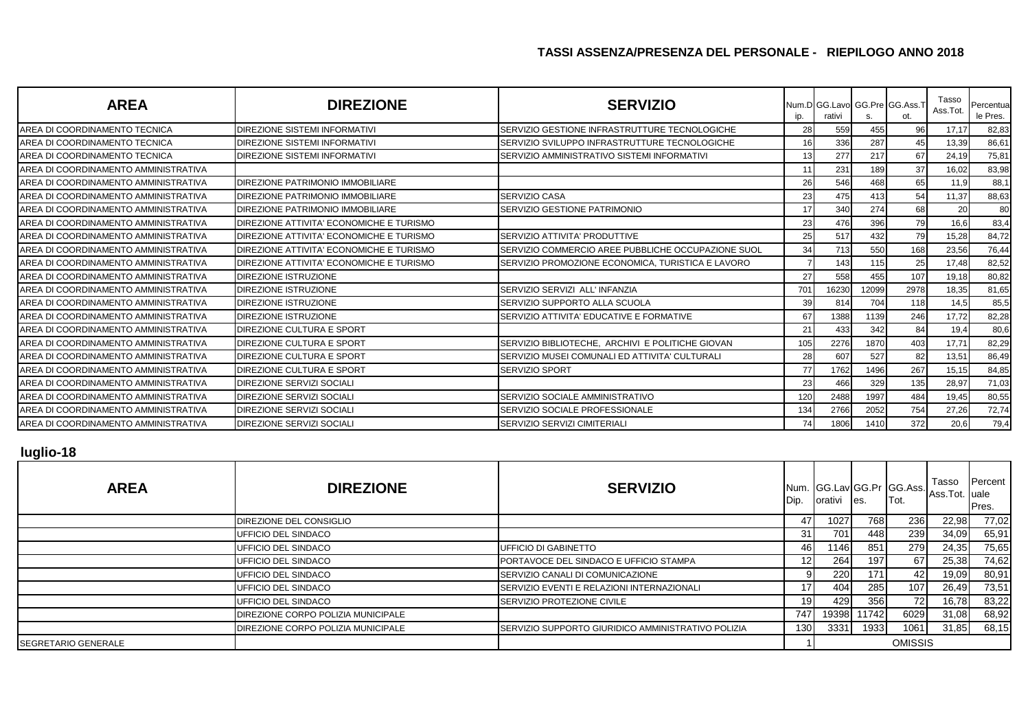## TASSI ASSENZA/PRESENZA DEL PERSONALE - RIEPILOGO ANNO 2018

| AREA | DIREZIONE | SERVIZIO | Num.Dip. | GG.Lavorativi | GG.Pres. | GG.Ass.Tot. | Tasso Ass.Tot. | Percentuale Pres. |
|---|---|---|---|---|---|---|---|---|
| AREA DI COORDINAMENTO TECNICA | DIREZIONE SISTEMI INFORMATIVI | SERVIZIO GESTIONE INFRASTRUTTURE TECNOLOGICHE | 28 | 559 | 455 | 96 | 17,17 | 82,83 |
| AREA DI COORDINAMENTO TECNICA | DIREZIONE SISTEMI INFORMATIVI | SERVIZIO SVILUPPO INFRASTRUTTURE TECNOLOGICHE | 16 | 336 | 287 | 45 | 13,39 | 86,61 |
| AREA DI COORDINAMENTO TECNICA | DIREZIONE SISTEMI INFORMATIVI | SERVIZIO AMMINISTRATIVO SISTEMI INFORMATIVI | 13 | 277 | 217 | 67 | 24,19 | 75,81 |
| AREA DI COORDINAMENTO AMMINISTRATIVA | | | 11 | 231 | 189 | 37 | 16,02 | 83,98 |
| AREA DI COORDINAMENTO AMMINISTRATIVA | DIREZIONE PATRIMONIO IMMOBILIARE | | 26 | 546 | 468 | 65 | 11,9 | 88,1 |
| AREA DI COORDINAMENTO AMMINISTRATIVA | DIREZIONE PATRIMONIO IMMOBILIARE | SERVIZIO CASA | 23 | 475 | 413 | 54 | 11,37 | 88,63 |
| AREA DI COORDINAMENTO AMMINISTRATIVA | DIREZIONE PATRIMONIO IMMOBILIARE | SERVIZIO GESTIONE PATRIMONIO | 17 | 340 | 274 | 68 | 20 | 80 |
| AREA DI COORDINAMENTO AMMINISTRATIVA | DIREZIONE ATTIVITA' ECONOMICHE E TURISMO | | 23 | 476 | 396 | 79 | 16,6 | 83,4 |
| AREA DI COORDINAMENTO AMMINISTRATIVA | DIREZIONE ATTIVITA' ECONOMICHE E TURISMO | SERVIZIO ATTIVITA' PRODUTTIVE | 25 | 517 | 432 | 79 | 15,28 | 84,72 |
| AREA DI COORDINAMENTO AMMINISTRATIVA | DIREZIONE ATTIVITA' ECONOMICHE E TURISMO | SERVIZIO COMMERCIO AREE PUBBLICHE OCCUPAZIONE SUOL | 34 | 713 | 550 | 168 | 23,56 | 76,44 |
| AREA DI COORDINAMENTO AMMINISTRATIVA | DIREZIONE ATTIVITA' ECONOMICHE E TURISMO | SERVIZIO PROMOZIONE ECONOMICA, TURISTICA E LAVORO | 7 | 143 | 115 | 25 | 17,48 | 82,52 |
| AREA DI COORDINAMENTO AMMINISTRATIVA | DIREZIONE ISTRUZIONE | | 27 | 558 | 455 | 107 | 19,18 | 80,82 |
| AREA DI COORDINAMENTO AMMINISTRATIVA | DIREZIONE ISTRUZIONE | SERVIZIO SERVIZI ALL' INFANZIA | 701 | 16230 | 12099 | 2978 | 18,35 | 81,65 |
| AREA DI COORDINAMENTO AMMINISTRATIVA | DIREZIONE ISTRUZIONE | SERVIZIO SUPPORTO ALLA SCUOLA | 39 | 814 | 704 | 118 | 14,5 | 85,5 |
| AREA DI COORDINAMENTO AMMINISTRATIVA | DIREZIONE ISTRUZIONE | SERVIZIO ATTIVITA' EDUCATIVE E FORMATIVE | 67 | 1388 | 1139 | 246 | 17,72 | 82,28 |
| AREA DI COORDINAMENTO AMMINISTRATIVA | DIREZIONE CULTURA E SPORT | | 21 | 433 | 342 | 84 | 19,4 | 80,6 |
| AREA DI COORDINAMENTO AMMINISTRATIVA | DIREZIONE CULTURA E SPORT | SERVIZIO BIBLIOTECHE, ARCHIVI E POLITICHE GIOVAN | 105 | 2276 | 1870 | 403 | 17,71 | 82,29 |
| AREA DI COORDINAMENTO AMMINISTRATIVA | DIREZIONE CULTURA E SPORT | SERVIZIO MUSEI COMUNALI ED ATTIVITA' CULTURALI | 28 | 607 | 527 | 82 | 13,51 | 86,49 |
| AREA DI COORDINAMENTO AMMINISTRATIVA | DIREZIONE CULTURA E SPORT | SERVIZIO SPORT | 77 | 1762 | 1496 | 267 | 15,15 | 84,85 |
| AREA DI COORDINAMENTO AMMINISTRATIVA | DIREZIONE SERVIZI SOCIALI | | 23 | 466 | 329 | 135 | 28,97 | 71,03 |
| AREA DI COORDINAMENTO AMMINISTRATIVA | DIREZIONE SERVIZI SOCIALI | SERVIZIO SOCIALE AMMINISTRATIVO | 120 | 2488 | 1997 | 484 | 19,45 | 80,55 |
| AREA DI COORDINAMENTO AMMINISTRATIVA | DIREZIONE SERVIZI SOCIALI | SERVIZIO SOCIALE PROFESSIONALE | 134 | 2766 | 2052 | 754 | 27,26 | 72,74 |
| AREA DI COORDINAMENTO AMMINISTRATIVA | DIREZIONE SERVIZI SOCIALI | SERVIZIO SERVIZI CIMITERIALI | 74 | 1806 | 1410 | 372 | 20,6 | 79,4 |

## luglio-18

| AREA | DIREZIONE | SERVIZIO | Num. Dip. | GG.Lavorativi | GG.Pres. | GG.Ass.Tot. | Tasso Ass.Tot. | Percentuale Pres. |
|---|---|---|---|---|---|---|---|---|
| | DIREZIONE DEL CONSIGLIO | | 47 | 1027 | 768 | 236 | 22,98 | 77,02 |
| | UFFICIO DEL SINDACO | | 31 | 701 | 448 | 239 | 34,09 | 65,91 |
| | UFFICIO DEL SINDACO | UFFICIO DI GABINETTO | 46 | 1146 | 851 | 279 | 24,35 | 75,65 |
| | UFFICIO DEL SINDACO | PORTAVOCE DEL SINDACO E UFFICIO STAMPA | 12 | 264 | 197 | 67 | 25,38 | 74,62 |
| | UFFICIO DEL SINDACO | SERVIZIO CANALI DI COMUNICAZIONE | 9 | 220 | 171 | 42 | 19,09 | 80,91 |
| | UFFICIO DEL SINDACO | SERVIZIO EVENTI E RELAZIONI INTERNAZIONALI | 17 | 404 | 285 | 107 | 26,49 | 73,51 |
| | UFFICIO DEL SINDACO | SERVIZIO PROTEZIONE CIVILE | 19 | 429 | 356 | 72 | 16,78 | 83,22 |
| | DIREZIONE CORPO POLIZIA MUNICIPALE | | 747 | 19398 | 11742 | 6029 | 31,08 | 68,92 |
| | DIREZIONE CORPO POLIZIA MUNICIPALE | SERVIZIO SUPPORTO GIURIDICO AMMINISTRATIVO POLIZIA | 130 | 3331 | 1933 | 1061 | 31,85 | 68,15 |
| SEGRETARIO GENERALE | | | 1 | OMISSIS | | | | |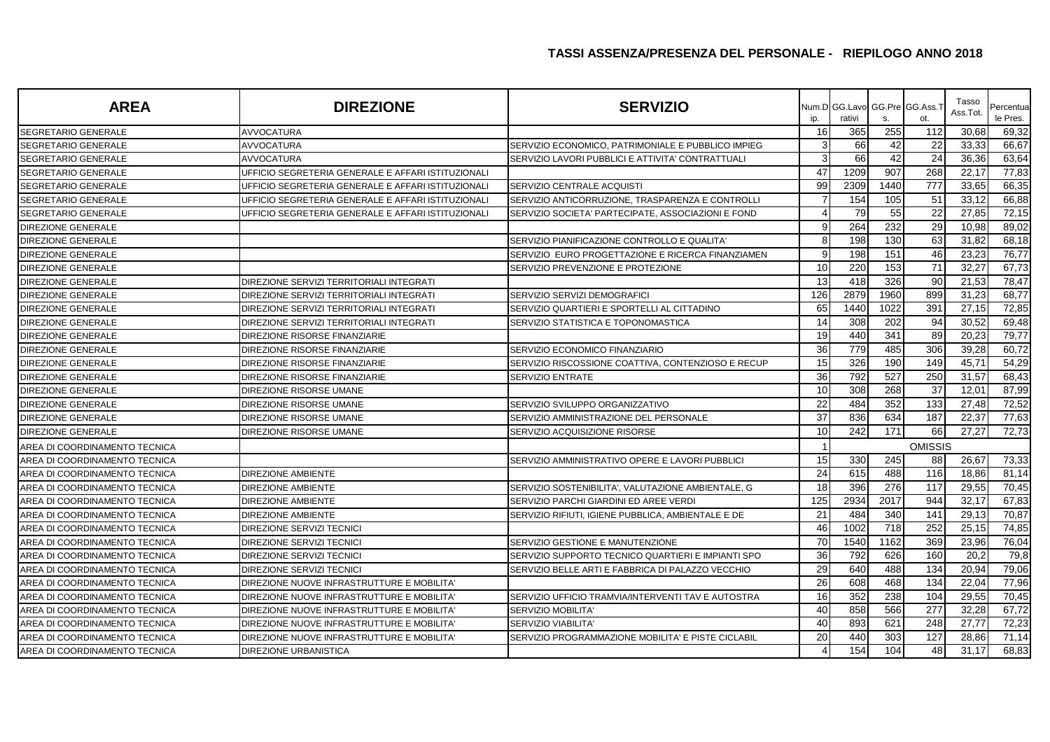## TASSI ASSENZA/PRESENZA DEL PERSONALE - RIEPILOGO ANNO 2018

| AREA | DIREZIONE | SERVIZIO | Num.Dip. | GG.Lavorativi | GG.Pres. | GG.Ass.Tot. | Tasso Ass.Tot. | Percentuale Pres. |
|---|---|---|---|---|---|---|---|---|
| SEGRETARIO GENERALE | AVVOCATURA | | 16 | 365 | 255 | 112 | 30,68 | 69,32 |
| SEGRETARIO GENERALE | AVVOCATURA | SERVIZIO ECONOMICO, PATRIMONIALE E PUBBLICO IMPIEG | 3 | 66 | 42 | 22 | 33,33 | 66,67 |
| SEGRETARIO GENERALE | AVVOCATURA | SERVIZIO LAVORI PUBBLICI E ATTIVITA' CONTRATTUALI | 3 | 66 | 42 | 24 | 36,36 | 63,64 |
| SEGRETARIO GENERALE | UFFICIO SEGRETERIA GENERALE E AFFARI ISTITUZIONALI | | 47 | 1209 | 907 | 268 | 22,17 | 77,83 |
| SEGRETARIO GENERALE | UFFICIO SEGRETERIA GENERALE E AFFARI ISTITUZIONALI | SERVIZIO CENTRALE ACQUISTI | 99 | 2309 | 1440 | 777 | 33,65 | 66,35 |
| SEGRETARIO GENERALE | UFFICIO SEGRETERIA GENERALE E AFFARI ISTITUZIONALI | SERVIZIO ANTICORRUZIONE, TRASPARENZA E CONTROLLI | 7 | 154 | 105 | 51 | 33,12 | 66,88 |
| SEGRETARIO GENERALE | UFFICIO SEGRETERIA GENERALE E AFFARI ISTITUZIONALI | SERVIZIO SOCIETA' PARTECIPATE, ASSOCIAZIONI E FOND | 4 | 79 | 55 | 22 | 27,85 | 72,15 |
| DIREZIONE GENERALE | | | 9 | 264 | 232 | 29 | 10,98 | 89,02 |
| DIREZIONE GENERALE | | SERVIZIO PIANIFICAZIONE CONTROLLO E QUALITA' | 8 | 198 | 130 | 63 | 31,82 | 68,18 |
| DIREZIONE GENERALE | | SERVIZIO EURO PROGETTAZIONE E RICERCA FINANZIAMEN | 9 | 198 | 151 | 46 | 23,23 | 76,77 |
| DIREZIONE GENERALE | | SERVIZIO PREVENZIONE E PROTEZIONE | 10 | 220 | 153 | 71 | 32,27 | 67,73 |
| DIREZIONE GENERALE | DIREZIONE SERVIZI TERRITORIALI INTEGRATI | | 13 | 418 | 326 | 90 | 21,53 | 78,47 |
| DIREZIONE GENERALE | DIREZIONE SERVIZI TERRITORIALI INTEGRATI | SERVIZIO SERVIZI DEMOGRAFICI | 126 | 2879 | 1960 | 899 | 31,23 | 68,77 |
| DIREZIONE GENERALE | DIREZIONE SERVIZI TERRITORIALI INTEGRATI | SERVIZIO QUARTIERI E SPORTELLI AL CITTADINO | 65 | 1440 | 1022 | 391 | 27,15 | 72,85 |
| DIREZIONE GENERALE | DIREZIONE SERVIZI TERRITORIALI INTEGRATI | SERVIZIO STATISTICA E TOPONOMASTICA | 14 | 308 | 202 | 94 | 30,52 | 69,48 |
| DIREZIONE GENERALE | DIREZIONE RISORSE FINANZIARIE | | 19 | 440 | 341 | 89 | 20,23 | 79,77 |
| DIREZIONE GENERALE | DIREZIONE RISORSE FINANZIARIE | SERVIZIO ECONOMICO FINANZIARIO | 36 | 779 | 485 | 306 | 39,28 | 60,72 |
| DIREZIONE GENERALE | DIREZIONE RISORSE FINANZIARIE | SERVIZIO RISCOSSIONE COATTIVA, CONTENZIOSO E RECUP | 15 | 326 | 190 | 149 | 45,71 | 54,29 |
| DIREZIONE GENERALE | DIREZIONE RISORSE FINANZIARIE | SERVIZIO ENTRATE | 36 | 792 | 527 | 250 | 31,57 | 68,43 |
| DIREZIONE GENERALE | DIREZIONE RISORSE UMANE | | 10 | 308 | 268 | 37 | 12,01 | 87,99 |
| DIREZIONE GENERALE | DIREZIONE RISORSE UMANE | SERVIZIO SVILUPPO ORGANIZZATIVO | 22 | 484 | 352 | 133 | 27,48 | 72,52 |
| DIREZIONE GENERALE | DIREZIONE RISORSE UMANE | SERVIZIO AMMINISTRAZIONE DEL PERSONALE | 37 | 836 | 634 | 187 | 22,37 | 77,63 |
| DIREZIONE GENERALE | DIREZIONE RISORSE UMANE | SERVIZIO ACQUISIZIONE RISORSE | 10 | 242 | 171 | 66 | 27,27 | 72,73 |
| AREA DI COORDINAMENTO TECNICA | | | 1 | | | OMISSIS | | |
| AREA DI COORDINAMENTO TECNICA | | SERVIZIO AMMINISTRATIVO OPERE E LAVORI PUBBLICI | 15 | 330 | 245 | 88 | 26,67 | 73,33 |
| AREA DI COORDINAMENTO TECNICA | DIREZIONE AMBIENTE | | 24 | 615 | 488 | 116 | 18,86 | 81,14 |
| AREA DI COORDINAMENTO TECNICA | DIREZIONE AMBIENTE | SERVIZIO SOSTENIBILITA', VALUTAZIONE AMBIENTALE, G | 18 | 396 | 276 | 117 | 29,55 | 70,45 |
| AREA DI COORDINAMENTO TECNICA | DIREZIONE AMBIENTE | SERVIZIO PARCHI GIARDINI ED AREE VERDI | 125 | 2934 | 2017 | 944 | 32,17 | 67,83 |
| AREA DI COORDINAMENTO TECNICA | DIREZIONE AMBIENTE | SERVIZIO RIFIUTI, IGIENE PUBBLICA, AMBIENTALE E DE | 21 | 484 | 340 | 141 | 29,13 | 70,87 |
| AREA DI COORDINAMENTO TECNICA | DIREZIONE SERVIZI TECNICI | | 46 | 1002 | 718 | 252 | 25,15 | 74,85 |
| AREA DI COORDINAMENTO TECNICA | DIREZIONE SERVIZI TECNICI | SERVIZIO GESTIONE E MANUTENZIONE | 70 | 1540 | 1162 | 369 | 23,96 | 76,04 |
| AREA DI COORDINAMENTO TECNICA | DIREZIONE SERVIZI TECNICI | SERVIZIO SUPPORTO TECNICO QUARTIERI E IMPIANTI SPO | 36 | 792 | 626 | 160 | 20,2 | 79,8 |
| AREA DI COORDINAMENTO TECNICA | DIREZIONE SERVIZI TECNICI | SERVIZIO BELLE ARTI E FABBRICA DI PALAZZO VECCHIO | 29 | 640 | 488 | 134 | 20,94 | 79,06 |
| AREA DI COORDINAMENTO TECNICA | DIREZIONE NUOVE INFRASTRUTTURE E MOBILITA' | | 26 | 608 | 468 | 134 | 22,04 | 77,96 |
| AREA DI COORDINAMENTO TECNICA | DIREZIONE NUOVE INFRASTRUTTURE E MOBILITA' | SERVIZIO UFFICIO TRAMVIA/INTERVENTI TAV E AUTOSTRA | 16 | 352 | 238 | 104 | 29,55 | 70,45 |
| AREA DI COORDINAMENTO TECNICA | DIREZIONE NUOVE INFRASTRUTTURE E MOBILITA' | SERVIZIO MOBILITA' | 40 | 858 | 566 | 277 | 32,28 | 67,72 |
| AREA DI COORDINAMENTO TECNICA | DIREZIONE NUOVE INFRASTRUTTURE E MOBILITA' | SERVIZIO VIABILITA' | 40 | 893 | 621 | 248 | 27,77 | 72,23 |
| AREA DI COORDINAMENTO TECNICA | DIREZIONE NUOVE INFRASTRUTTURE E MOBILITA' | SERVIZIO PROGRAMMAZIONE MOBILITA' E PISTE CICLABIL | 20 | 440 | 303 | 127 | 28,86 | 71,14 |
| AREA DI COORDINAMENTO TECNICA | DIREZIONE URBANISTICA | | 4 | 154 | 104 | 48 | 31,17 | 68,83 |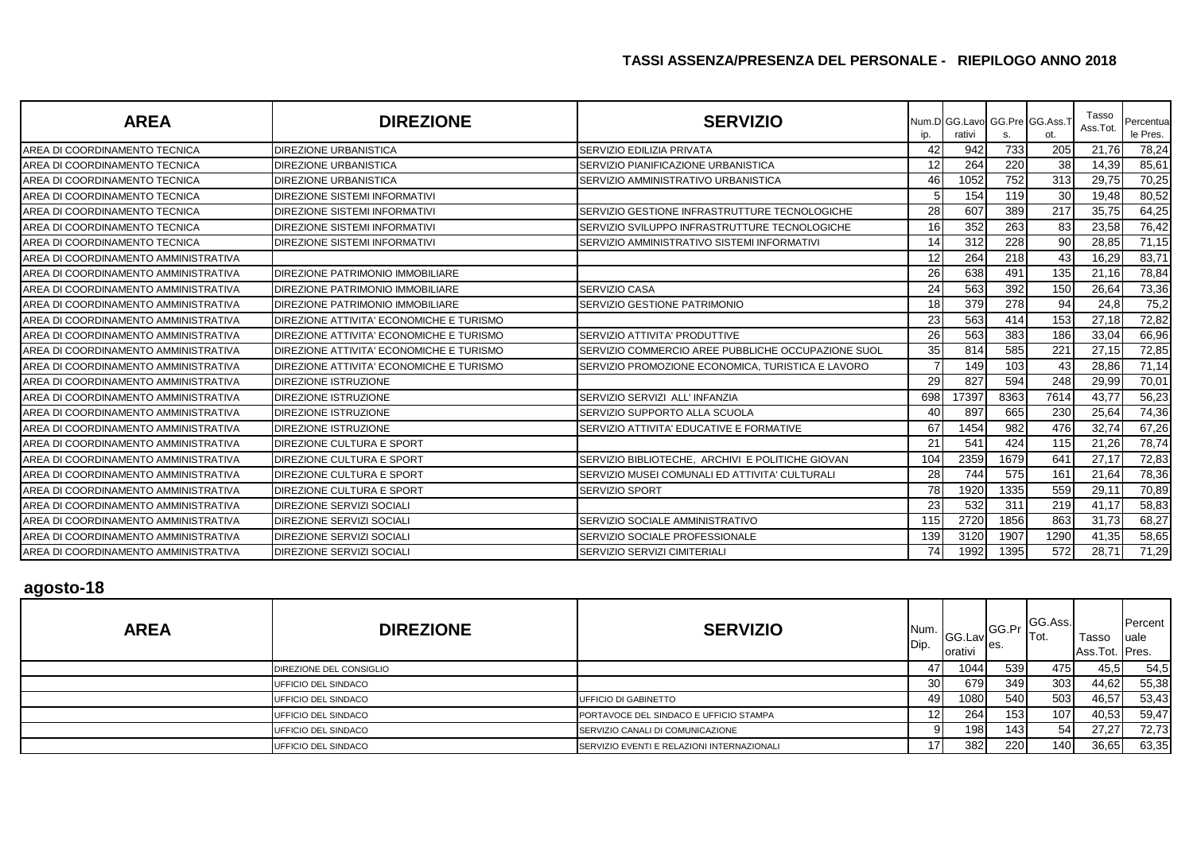## TASSI ASSENZA/PRESENZA DEL PERSONALE - RIEPILOGO ANNO 2018

| AREA | DIREZIONE | SERVIZIO | Num.Dip. | GG.Lavorativi | GG.Pres. | GG.Ass.Tot. | Tasso Ass.Tot. | Percentuale Pres. |
|---|---|---|---|---|---|---|---|---|
| AREA DI COORDINAMENTO TECNICA | DIREZIONE URBANISTICA | SERVIZIO EDILIZIA PRIVATA | 42 | 942 | 733 | 205 | 21,76 | 78,24 |
| AREA DI COORDINAMENTO TECNICA | DIREZIONE URBANISTICA | SERVIZIO PIANIFICAZIONE URBANISTICA | 12 | 264 | 220 | 38 | 14,39 | 85,61 |
| AREA DI COORDINAMENTO TECNICA | DIREZIONE URBANISTICA | SERVIZIO AMMINISTRATIVO URBANISTICA | 46 | 1052 | 752 | 313 | 29,75 | 70,25 |
| AREA DI COORDINAMENTO TECNICA | DIREZIONE SISTEMI INFORMATIVI | | 5 | 154 | 119 | 30 | 19,48 | 80,52 |
| AREA DI COORDINAMENTO TECNICA | DIREZIONE SISTEMI INFORMATIVI | SERVIZIO GESTIONE INFRASTRUTTURE TECNOLOGICHE | 28 | 607 | 389 | 217 | 35,75 | 64,25 |
| AREA DI COORDINAMENTO TECNICA | DIREZIONE SISTEMI INFORMATIVI | SERVIZIO SVILUPPO INFRASTRUTTURE TECNOLOGICHE | 16 | 352 | 263 | 83 | 23,58 | 76,42 |
| AREA DI COORDINAMENTO TECNICA | DIREZIONE SISTEMI INFORMATIVI | SERVIZIO AMMINISTRATIVO SISTEMI INFORMATIVI | 14 | 312 | 228 | 90 | 28,85 | 71,15 |
| AREA DI COORDINAMENTO AMMINISTRATIVA | | | 12 | 264 | 218 | 43 | 16,29 | 83,71 |
| AREA DI COORDINAMENTO AMMINISTRATIVA | DIREZIONE PATRIMONIO IMMOBILIARE | | 26 | 638 | 491 | 135 | 21,16 | 78,84 |
| AREA DI COORDINAMENTO AMMINISTRATIVA | DIREZIONE PATRIMONIO IMMOBILIARE | SERVIZIO CASA | 24 | 563 | 392 | 150 | 26,64 | 73,36 |
| AREA DI COORDINAMENTO AMMINISTRATIVA | DIREZIONE PATRIMONIO IMMOBILIARE | SERVIZIO GESTIONE PATRIMONIO | 18 | 379 | 278 | 94 | 24,8 | 75,2 |
| AREA DI COORDINAMENTO AMMINISTRATIVA | DIREZIONE ATTIVITA' ECONOMICHE E TURISMO | | 23 | 563 | 414 | 153 | 27,18 | 72,82 |
| AREA DI COORDINAMENTO AMMINISTRATIVA | DIREZIONE ATTIVITA' ECONOMICHE E TURISMO | SERVIZIO ATTIVITA' PRODUTTIVE | 26 | 563 | 383 | 186 | 33,04 | 66,96 |
| AREA DI COORDINAMENTO AMMINISTRATIVA | DIREZIONE ATTIVITA' ECONOMICHE E TURISMO | SERVIZIO COMMERCIO AREE PUBBLICHE OCCUPAZIONE SUOL | 35 | 814 | 585 | 221 | 27,15 | 72,85 |
| AREA DI COORDINAMENTO AMMINISTRATIVA | DIREZIONE ATTIVITA' ECONOMICHE E TURISMO | SERVIZIO PROMOZIONE ECONOMICA, TURISTICA E LAVORO | 7 | 149 | 103 | 43 | 28,86 | 71,14 |
| AREA DI COORDINAMENTO AMMINISTRATIVA | DIREZIONE ISTRUZIONE | | 29 | 827 | 594 | 248 | 29,99 | 70,01 |
| AREA DI COORDINAMENTO AMMINISTRATIVA | DIREZIONE ISTRUZIONE | SERVIZIO SERVIZI ALL' INFANZIA | 698 | 17397 | 8363 | 7614 | 43,77 | 56,23 |
| AREA DI COORDINAMENTO AMMINISTRATIVA | DIREZIONE ISTRUZIONE | SERVIZIO SUPPORTO ALLA SCUOLA | 40 | 897 | 665 | 230 | 25,64 | 74,36 |
| AREA DI COORDINAMENTO AMMINISTRATIVA | DIREZIONE ISTRUZIONE | SERVIZIO ATTIVITA' EDUCATIVE E FORMATIVE | 67 | 1454 | 982 | 476 | 32,74 | 67,26 |
| AREA DI COORDINAMENTO AMMINISTRATIVA | DIREZIONE CULTURA E SPORT | | 21 | 541 | 424 | 115 | 21,26 | 78,74 |
| AREA DI COORDINAMENTO AMMINISTRATIVA | DIREZIONE CULTURA E SPORT | SERVIZIO BIBLIOTECHE, ARCHIVI E POLITICHE GIOVAN | 104 | 2359 | 1679 | 641 | 27,17 | 72,83 |
| AREA DI COORDINAMENTO AMMINISTRATIVA | DIREZIONE CULTURA E SPORT | SERVIZIO MUSEI COMUNALI ED ATTIVITA' CULTURALI | 28 | 744 | 575 | 161 | 21,64 | 78,36 |
| AREA DI COORDINAMENTO AMMINISTRATIVA | DIREZIONE CULTURA E SPORT | SERVIZIO SPORT | 78 | 1920 | 1335 | 559 | 29,11 | 70,89 |
| AREA DI COORDINAMENTO AMMINISTRATIVA | DIREZIONE SERVIZI SOCIALI | | 23 | 532 | 311 | 219 | 41,17 | 58,83 |
| AREA DI COORDINAMENTO AMMINISTRATIVA | DIREZIONE SERVIZI SOCIALI | SERVIZIO SOCIALE AMMINISTRATIVO | 115 | 2720 | 1856 | 863 | 31,73 | 68,27 |
| AREA DI COORDINAMENTO AMMINISTRATIVA | DIREZIONE SERVIZI SOCIALI | SERVIZIO SOCIALE PROFESSIONALE | 139 | 3120 | 1907 | 1290 | 41,35 | 58,65 |
| AREA DI COORDINAMENTO AMMINISTRATIVA | DIREZIONE SERVIZI SOCIALI | SERVIZIO SERVIZI CIMITERIALI | 74 | 1992 | 1395 | 572 | 28,71 | 71,29 |

## agosto-18

| AREA | DIREZIONE | SERVIZIO | Num. Dip. | GG.Lavorativi | GG.Pres. | GG.Ass.Tot. | Tasso Ass.Tot. | Percentuale Pres. |
|---|---|---|---|---|---|---|---|---|
| | DIREZIONE DEL CONSIGLIO | | 47 | 1044 | 539 | 475 | 45,5 | 54,5 |
| | UFFICIO DEL SINDACO | | 30 | 679 | 349 | 303 | 44,62 | 55,38 |
| | UFFICIO DEL SINDACO | UFFICIO DI GABINETTO | 49 | 1080 | 540 | 503 | 46,57 | 53,43 |
| | UFFICIO DEL SINDACO | PORTAVOCE DEL SINDACO E UFFICIO STAMPA | 12 | 264 | 153 | 107 | 40,53 | 59,47 |
| | UFFICIO DEL SINDACO | SERVIZIO CANALI DI COMUNICAZIONE | 9 | 198 | 143 | 54 | 27,27 | 72,73 |
| | UFFICIO DEL SINDACO | SERVIZIO EVENTI E RELAZIONI INTERNAZIONALI | 17 | 382 | 220 | 140 | 36,65 | 63,35 |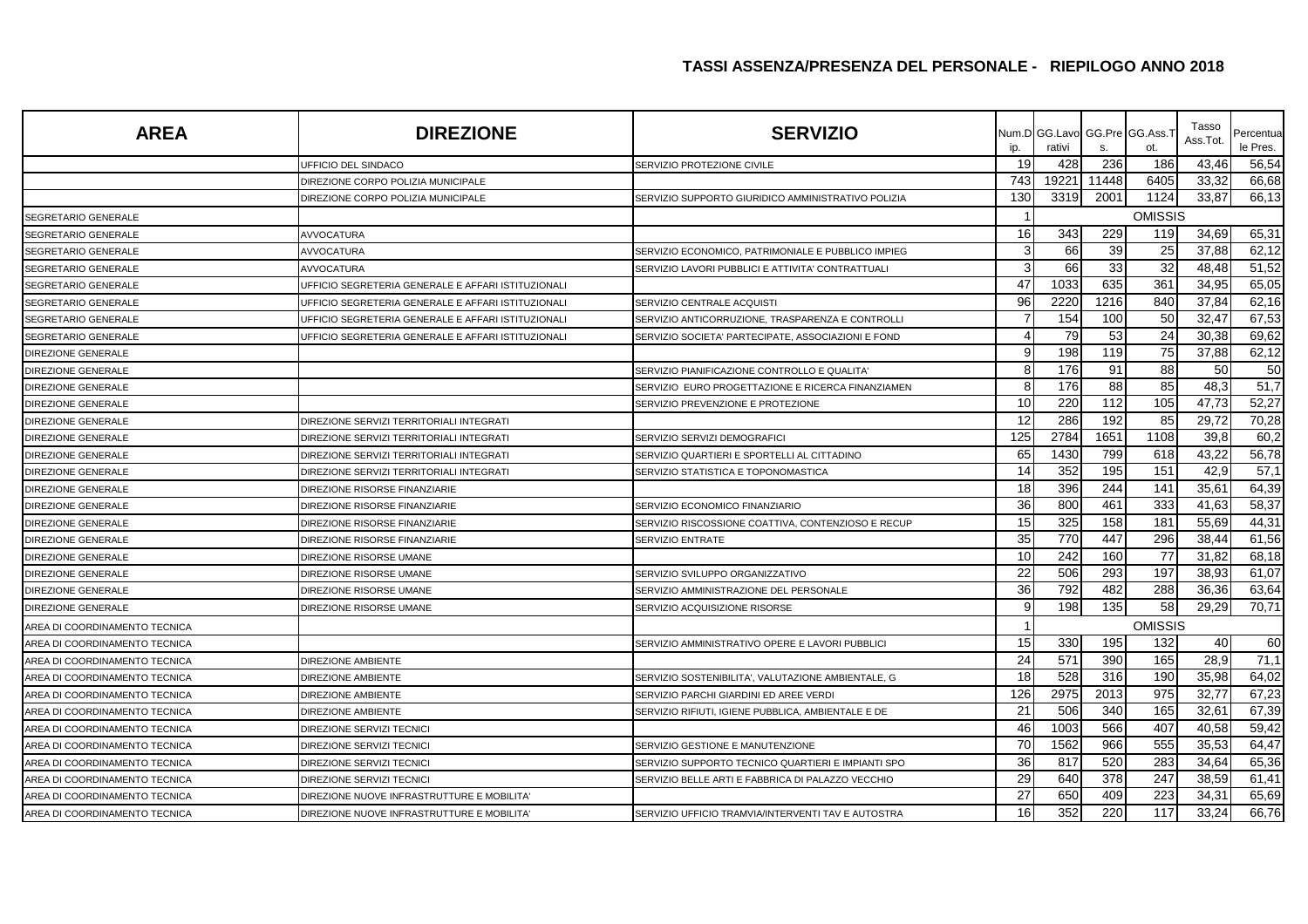## TASSI ASSENZA/PRESENZA DEL PERSONALE - RIEPILOGO ANNO 2018

| AREA | DIREZIONE | SERVIZIO | Num.Dip. | GG.Lavorativi | GG.Pres. | GG.Ass.Tot. | Tasso Ass.Tot. | Percentuale Pres. |
|---|---|---|---|---|---|---|---|---|
| | UFFICIO DEL SINDACO | SERVIZIO PROTEZIONE CIVILE | 19 | 428 | 236 | 186 | 43,46 | 56,54 |
| | DIREZIONE CORPO POLIZIA MUNICIPALE | | 743 | 19221 | 11448 | 6405 | 33,32 | 66,68 |
| | DIREZIONE CORPO POLIZIA MUNICIPALE | SERVIZIO SUPPORTO GIURIDICO AMMINISTRATIVO POLIZIA | 130 | 3319 | 2001 | 1124 | 33,87 | 66,13 |
| SEGRETARIO GENERALE | | | 1 | | | OMISSIS | | |
| SEGRETARIO GENERALE | AVVOCATURA | | 16 | 343 | 229 | 119 | 34,69 | 65,31 |
| SEGRETARIO GENERALE | AVVOCATURA | SERVIZIO ECONOMICO, PATRIMONIALE E PUBBLICO IMPIEG | 3 | 66 | 39 | 25 | 37,88 | 62,12 |
| SEGRETARIO GENERALE | AVVOCATURA | SERVIZIO LAVORI PUBBLICI E ATTIVITA' CONTRATTUALI | 3 | 66 | 33 | 32 | 48,48 | 51,52 |
| SEGRETARIO GENERALE | UFFICIO SEGRETERIA GENERALE E AFFARI ISTITUZIONALI | | 47 | 1033 | 635 | 361 | 34,95 | 65,05 |
| SEGRETARIO GENERALE | UFFICIO SEGRETERIA GENERALE E AFFARI ISTITUZIONALI | SERVIZIO CENTRALE ACQUISTI | 96 | 2220 | 1216 | 840 | 37,84 | 62,16 |
| SEGRETARIO GENERALE | UFFICIO SEGRETERIA GENERALE E AFFARI ISTITUZIONALI | SERVIZIO ANTICORRUZIONE, TRASPARENZA E CONTROLLI | 7 | 154 | 100 | 50 | 32,47 | 67,53 |
| SEGRETARIO GENERALE | UFFICIO SEGRETERIA GENERALE E AFFARI ISTITUZIONALI | SERVIZIO SOCIETA' PARTECIPATE, ASSOCIAZIONI E FOND | 4 | 79 | 53 | 24 | 30,38 | 69,62 |
| DIREZIONE GENERALE | | | 9 | 198 | 119 | 75 | 37,88 | 62,12 |
| DIREZIONE GENERALE | | SERVIZIO PIANIFICAZIONE CONTROLLO E QUALITA' | 8 | 176 | 91 | 88 | 50 | 50 |
| DIREZIONE GENERALE | | SERVIZIO EURO PROGETTAZIONE E RICERCA FINANZIAMEN | 8 | 176 | 88 | 85 | 48,3 | 51,7 |
| DIREZIONE GENERALE | | SERVIZIO PREVENZIONE E PROTEZIONE | 10 | 220 | 112 | 105 | 47,73 | 52,27 |
| DIREZIONE GENERALE | DIREZIONE SERVIZI TERRITORIALI INTEGRATI | | 12 | 286 | 192 | 85 | 29,72 | 70,28 |
| DIREZIONE GENERALE | DIREZIONE SERVIZI TERRITORIALI INTEGRATI | SERVIZIO SERVIZI DEMOGRAFICI | 125 | 2784 | 1651 | 1108 | 39,8 | 60,2 |
| DIREZIONE GENERALE | DIREZIONE SERVIZI TERRITORIALI INTEGRATI | SERVIZIO QUARTIERI E SPORTELLI AL CITTADINO | 65 | 1430 | 799 | 618 | 43,22 | 56,78 |
| DIREZIONE GENERALE | DIREZIONE SERVIZI TERRITORIALI INTEGRATI | SERVIZIO STATISTICA E TOPONOMASTICA | 14 | 352 | 195 | 151 | 42,9 | 57,1 |
| DIREZIONE GENERALE | DIREZIONE RISORSE FINANZIARIE | | 18 | 396 | 244 | 141 | 35,61 | 64,39 |
| DIREZIONE GENERALE | DIREZIONE RISORSE FINANZIARIE | SERVIZIO ECONOMICO FINANZIARIO | 36 | 800 | 461 | 333 | 41,63 | 58,37 |
| DIREZIONE GENERALE | DIREZIONE RISORSE FINANZIARIE | SERVIZIO RISCOSSIONE COATTIVA, CONTENZIOSO E RECUP | 15 | 325 | 158 | 181 | 55,69 | 44,31 |
| DIREZIONE GENERALE | DIREZIONE RISORSE FINANZIARIE | SERVIZIO ENTRATE | 35 | 770 | 447 | 296 | 38,44 | 61,56 |
| DIREZIONE GENERALE | DIREZIONE RISORSE UMANE | | 10 | 242 | 160 | 77 | 31,82 | 68,18 |
| DIREZIONE GENERALE | DIREZIONE RISORSE UMANE | SERVIZIO SVILUPPO ORGANIZZATIVO | 22 | 506 | 293 | 197 | 38,93 | 61,07 |
| DIREZIONE GENERALE | DIREZIONE RISORSE UMANE | SERVIZIO AMMINISTRAZIONE DEL PERSONALE | 36 | 792 | 482 | 288 | 36,36 | 63,64 |
| DIREZIONE GENERALE | DIREZIONE RISORSE UMANE | SERVIZIO ACQUISIZIONE RISORSE | 9 | 198 | 135 | 58 | 29,29 | 70,71 |
| AREA DI COORDINAMENTO TECNICA | | | 1 | | | OMISSIS | | |
| AREA DI COORDINAMENTO TECNICA | | SERVIZIO AMMINISTRATIVO OPERE E LAVORI PUBBLICI | 15 | 330 | 195 | 132 | 40 | 60 |
| AREA DI COORDINAMENTO TECNICA | DIREZIONE AMBIENTE | | 24 | 571 | 390 | 165 | 28,9 | 71,1 |
| AREA DI COORDINAMENTO TECNICA | DIREZIONE AMBIENTE | SERVIZIO SOSTENIBILITA', VALUTAZIONE AMBIENTALE, G | 18 | 528 | 316 | 190 | 35,98 | 64,02 |
| AREA DI COORDINAMENTO TECNICA | DIREZIONE AMBIENTE | SERVIZIO PARCHI GIARDINI ED AREE VERDI | 126 | 2975 | 2013 | 975 | 32,77 | 67,23 |
| AREA DI COORDINAMENTO TECNICA | DIREZIONE AMBIENTE | SERVIZIO RIFIUTI, IGIENE PUBBLICA, AMBIENTALE E DE | 21 | 506 | 340 | 165 | 32,61 | 67,39 |
| AREA DI COORDINAMENTO TECNICA | DIREZIONE SERVIZI TECNICI | | 46 | 1003 | 566 | 407 | 40,58 | 59,42 |
| AREA DI COORDINAMENTO TECNICA | DIREZIONE SERVIZI TECNICI | SERVIZIO GESTIONE E MANUTENZIONE | 70 | 1562 | 966 | 555 | 35,53 | 64,47 |
| AREA DI COORDINAMENTO TECNICA | DIREZIONE SERVIZI TECNICI | SERVIZIO SUPPORTO TECNICO QUARTIERI E IMPIANTI SPO | 36 | 817 | 520 | 283 | 34,64 | 65,36 |
| AREA DI COORDINAMENTO TECNICA | DIREZIONE SERVIZI TECNICI | SERVIZIO BELLE ARTI E FABBRICA DI PALAZZO VECCHIO | 29 | 640 | 378 | 247 | 38,59 | 61,41 |
| AREA DI COORDINAMENTO TECNICA | DIREZIONE NUOVE INFRASTRUTTURE E MOBILITA' | | 27 | 650 | 409 | 223 | 34,31 | 65,69 |
| AREA DI COORDINAMENTO TECNICA | DIREZIONE NUOVE INFRASTRUTTURE E MOBILITA' | SERVIZIO UFFICIO TRAMVIA/INTERVENTI TAV E AUTOSTRA | 16 | 352 | 220 | 117 | 33,24 | 66,76 |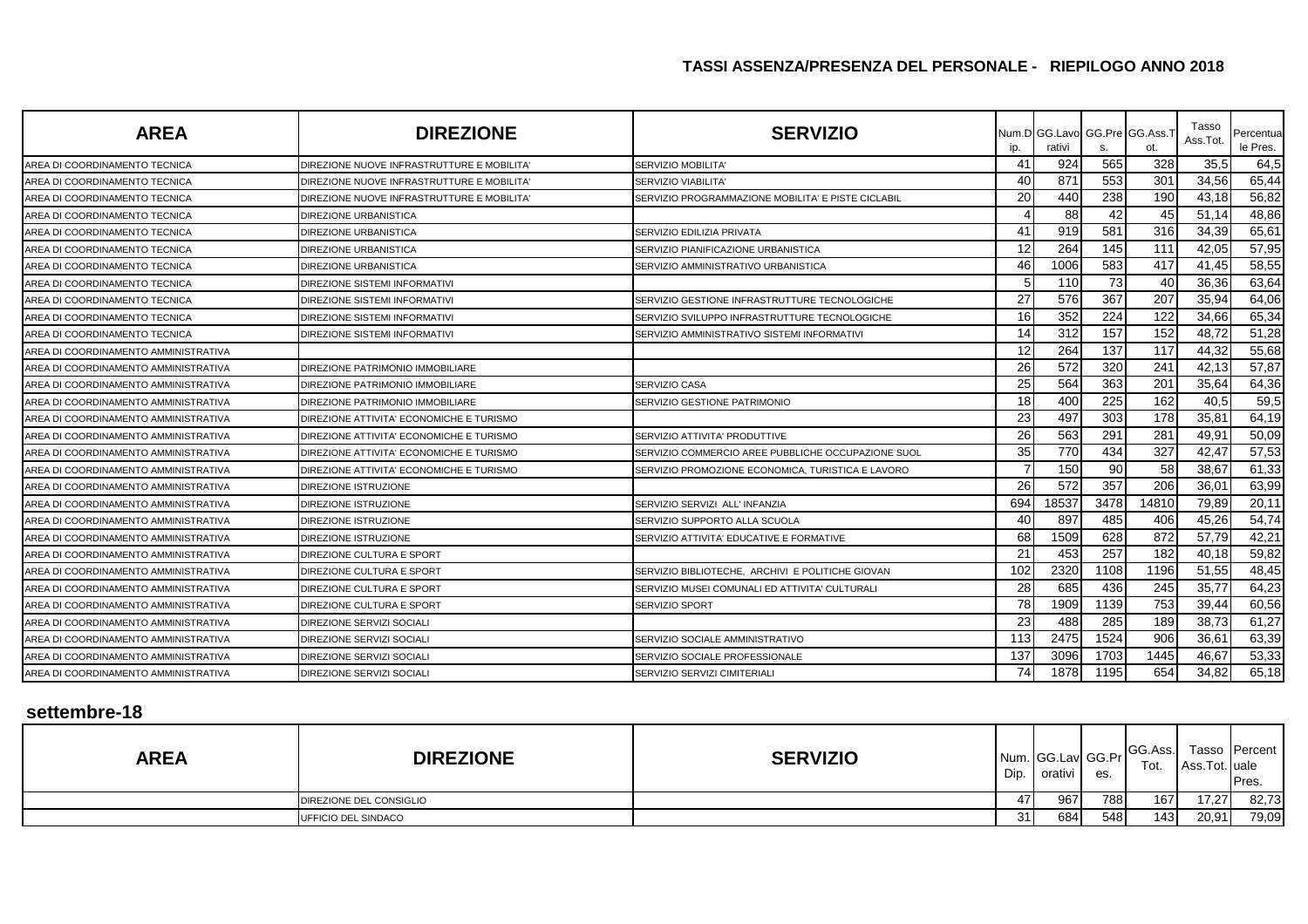## TASSI ASSENZA/PRESENZA DEL PERSONALE - RIEPILOGO ANNO 2018

| AREA | DIREZIONE | SERVIZIO | Num.Dip. | GG.Lavorativi | GG.Pres. | GG.Ass.Tot. | Tasso Ass.Tot. | Percentuale Pres. |
|---|---|---|---|---|---|---|---|---|
| AREA DI COORDINAMENTO TECNICA | DIREZIONE NUOVE INFRASTRUTTURE E MOBILITA' | SERVIZIO MOBILITA' | 41 | 924 | 565 | 328 | 35,5 | 64,5 |
| AREA DI COORDINAMENTO TECNICA | DIREZIONE NUOVE INFRASTRUTTURE E MOBILITA' | SERVIZIO VIABILITA' | 40 | 871 | 553 | 301 | 34,56 | 65,44 |
| AREA DI COORDINAMENTO TECNICA | DIREZIONE NUOVE INFRASTRUTTURE E MOBILITA' | SERVIZIO PROGRAMMAZIONE MOBILITA' E PISTE CICLABIL | 20 | 440 | 238 | 190 | 43,18 | 56,82 |
| AREA DI COORDINAMENTO TECNICA | DIREZIONE URBANISTICA | | 4 | 88 | 42 | 45 | 51,14 | 48,86 |
| AREA DI COORDINAMENTO TECNICA | DIREZIONE URBANISTICA | SERVIZIO EDILIZIA PRIVATA | 41 | 919 | 581 | 316 | 34,39 | 65,61 |
| AREA DI COORDINAMENTO TECNICA | DIREZIONE URBANISTICA | SERVIZIO PIANIFICAZIONE URBANISTICA | 12 | 264 | 145 | 111 | 42,05 | 57,95 |
| AREA DI COORDINAMENTO TECNICA | DIREZIONE URBANISTICA | SERVIZIO AMMINISTRATIVO URBANISTICA | 46 | 1006 | 583 | 417 | 41,45 | 58,55 |
| AREA DI COORDINAMENTO TECNICA | DIREZIONE SISTEMI INFORMATIVI | | 5 | 110 | 73 | 40 | 36,36 | 63,64 |
| AREA DI COORDINAMENTO TECNICA | DIREZIONE SISTEMI INFORMATIVI | SERVIZIO GESTIONE INFRASTRUTTURE TECNOLOGICHE | 27 | 576 | 367 | 207 | 35,94 | 64,06 |
| AREA DI COORDINAMENTO TECNICA | DIREZIONE SISTEMI INFORMATIVI | SERVIZIO SVILUPPO INFRASTRUTTURE TECNOLOGICHE | 16 | 352 | 224 | 122 | 34,66 | 65,34 |
| AREA DI COORDINAMENTO TECNICA | DIREZIONE SISTEMI INFORMATIVI | SERVIZIO AMMINISTRATIVO SISTEMI INFORMATIVI | 14 | 312 | 157 | 152 | 48,72 | 51,28 |
| AREA DI COORDINAMENTO AMMINISTRATIVA | | | 12 | 264 | 137 | 117 | 44,32 | 55,68 |
| AREA DI COORDINAMENTO AMMINISTRATIVA | DIREZIONE PATRIMONIO IMMOBILIARE | | 26 | 572 | 320 | 241 | 42,13 | 57,87 |
| AREA DI COORDINAMENTO AMMINISTRATIVA | DIREZIONE PATRIMONIO IMMOBILIARE | SERVIZIO CASA | 25 | 564 | 363 | 201 | 35,64 | 64,36 |
| AREA DI COORDINAMENTO AMMINISTRATIVA | DIREZIONE PATRIMONIO IMMOBILIARE | SERVIZIO GESTIONE PATRIMONIO | 18 | 400 | 225 | 162 | 40,5 | 59,5 |
| AREA DI COORDINAMENTO AMMINISTRATIVA | DIREZIONE ATTIVITA' ECONOMICHE E TURISMO | | 23 | 497 | 303 | 178 | 35,81 | 64,19 |
| AREA DI COORDINAMENTO AMMINISTRATIVA | DIREZIONE ATTIVITA' ECONOMICHE E TURISMO | SERVIZIO ATTIVITA' PRODUTTIVE | 26 | 563 | 291 | 281 | 49,91 | 50,09 |
| AREA DI COORDINAMENTO AMMINISTRATIVA | DIREZIONE ATTIVITA' ECONOMICHE E TURISMO | SERVIZIO COMMERCIO AREE PUBBLICHE OCCUPAZIONE SUOL | 35 | 770 | 434 | 327 | 42,47 | 57,53 |
| AREA DI COORDINAMENTO AMMINISTRATIVA | DIREZIONE ATTIVITA' ECONOMICHE E TURISMO | SERVIZIO PROMOZIONE ECONOMICA, TURISTICA E LAVORO | 7 | 150 | 90 | 58 | 38,67 | 61,33 |
| AREA DI COORDINAMENTO AMMINISTRATIVA | DIREZIONE ISTRUZIONE | | 26 | 572 | 357 | 206 | 36,01 | 63,99 |
| AREA DI COORDINAMENTO AMMINISTRATIVA | DIREZIONE ISTRUZIONE | SERVIZIO SERVIZI ALL' INFANZIA | 694 | 18537 | 3478 | 14810 | 79,89 | 20,11 |
| AREA DI COORDINAMENTO AMMINISTRATIVA | DIREZIONE ISTRUZIONE | SERVIZIO SUPPORTO ALLA SCUOLA | 40 | 897 | 485 | 406 | 45,26 | 54,74 |
| AREA DI COORDINAMENTO AMMINISTRATIVA | DIREZIONE ISTRUZIONE | SERVIZIO ATTIVITA' EDUCATIVE E FORMATIVE | 68 | 1509 | 628 | 872 | 57,79 | 42,21 |
| AREA DI COORDINAMENTO AMMINISTRATIVA | DIREZIONE CULTURA E SPORT | | 21 | 453 | 257 | 182 | 40,18 | 59,82 |
| AREA DI COORDINAMENTO AMMINISTRATIVA | DIREZIONE CULTURA E SPORT | SERVIZIO BIBLIOTECHE, ARCHIVI E POLITICHE GIOVAN | 102 | 2320 | 1108 | 1196 | 51,55 | 48,45 |
| AREA DI COORDINAMENTO AMMINISTRATIVA | DIREZIONE CULTURA E SPORT | SERVIZIO MUSEI COMUNALI ED ATTIVITA' CULTURALI | 28 | 685 | 436 | 245 | 35,77 | 64,23 |
| AREA DI COORDINAMENTO AMMINISTRATIVA | DIREZIONE CULTURA E SPORT | SERVIZIO SPORT | 78 | 1909 | 1139 | 753 | 39,44 | 60,56 |
| AREA DI COORDINAMENTO AMMINISTRATIVA | DIREZIONE SERVIZI SOCIALI | | 23 | 488 | 285 | 189 | 38,73 | 61,27 |
| AREA DI COORDINAMENTO AMMINISTRATIVA | DIREZIONE SERVIZI SOCIALI | SERVIZIO SOCIALE AMMINISTRATIVO | 113 | 2475 | 1524 | 906 | 36,61 | 63,39 |
| AREA DI COORDINAMENTO AMMINISTRATIVA | DIREZIONE SERVIZI SOCIALI | SERVIZIO SOCIALE PROFESSIONALE | 137 | 3096 | 1703 | 1445 | 46,67 | 53,33 |
| AREA DI COORDINAMENTO AMMINISTRATIVA | DIREZIONE SERVIZI SOCIALI | SERVIZIO SERVIZI CIMITERIALI | 74 | 1878 | 1195 | 654 | 34,82 | 65,18 |

## settembre-18

| AREA | DIREZIONE | SERVIZIO | Num. Dip. | GG.Lavorativi | GG.Pres. | GG.Ass. Tot. | Tasso Ass.Tot. | Percentuale Pres. |
|---|---|---|---|---|---|---|---|---|
| | DIREZIONE DEL CONSIGLIO | | 47 | 967 | 788 | 167 | 17,27 | 82,73 |
| | UFFICIO DEL SINDACO | | 31 | 684 | 548 | 143 | 20,91 | 79,09 |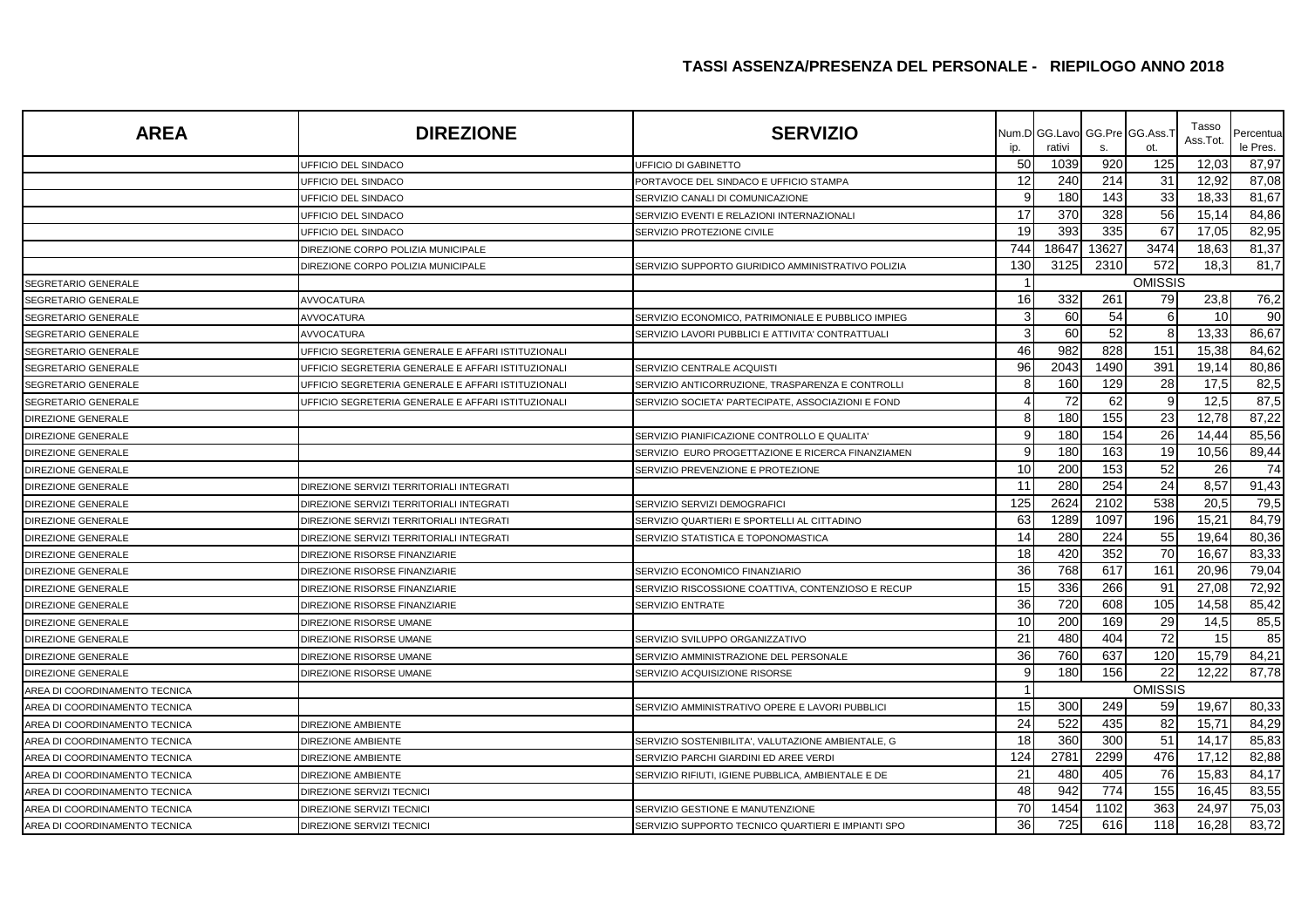## TASSI ASSENZA/PRESENZA DEL PERSONALE - RIEPILOGO ANNO 2018

| AREA | DIREZIONE | SERVIZIO | Num.Dip. | GG.Lavorativi | GG.Pres. | GG.Ass.Tot. | Tasso Ass.Tot. | Percentuale Pres. |
|---|---|---|---|---|---|---|---|---|
| | UFFICIO DEL SINDACO | UFFICIO DI GABINETTO | 50 | 1039 | 920 | 125 | 12,03 | 87,97 |
| | UFFICIO DEL SINDACO | PORTAVOCE DEL SINDACO E UFFICIO STAMPA | 12 | 240 | 214 | 31 | 12,92 | 87,08 |
| | UFFICIO DEL SINDACO | SERVIZIO CANALI DI COMUNICAZIONE | 9 | 180 | 143 | 33 | 18,33 | 81,67 |
| | UFFICIO DEL SINDACO | SERVIZIO EVENTI E RELAZIONI INTERNAZIONALI | 17 | 370 | 328 | 56 | 15,14 | 84,86 |
| | UFFICIO DEL SINDACO | SERVIZIO PROTEZIONE CIVILE | 19 | 393 | 335 | 67 | 17,05 | 82,95 |
| | DIREZIONE CORPO POLIZIA MUNICIPALE | | 744 | 18647 | 13627 | 3474 | 18,63 | 81,37 |
| | DIREZIONE CORPO POLIZIA MUNICIPALE | SERVIZIO SUPPORTO GIURIDICO AMMINISTRATIVO POLIZIA | 130 | 3125 | 2310 | 572 | 18,3 | 81,7 |
| SEGRETARIO GENERALE | | | 1 | | | OMISSIS | | |
| SEGRETARIO GENERALE | AVVOCATURA | | 16 | 332 | 261 | 79 | 23,8 | 76,2 |
| SEGRETARIO GENERALE | AVVOCATURA | SERVIZIO ECONOMICO, PATRIMONIALE E PUBBLICO IMPIEG | 3 | 60 | 54 | 6 | 10 | 90 |
| SEGRETARIO GENERALE | AVVOCATURA | SERVIZIO LAVORI PUBBLICI E ATTIVITA' CONTRATTUALI | 3 | 60 | 52 | 8 | 13,33 | 86,67 |
| SEGRETARIO GENERALE | UFFICIO SEGRETERIA GENERALE E AFFARI ISTITUZIONALI | | 46 | 982 | 828 | 151 | 15,38 | 84,62 |
| SEGRETARIO GENERALE | UFFICIO SEGRETERIA GENERALE E AFFARI ISTITUZIONALI | SERVIZIO CENTRALE ACQUISTI | 96 | 2043 | 1490 | 391 | 19,14 | 80,86 |
| SEGRETARIO GENERALE | UFFICIO SEGRETERIA GENERALE E AFFARI ISTITUZIONALI | SERVIZIO ANTICORRUZIONE, TRASPARENZA E CONTROLLI | 8 | 160 | 129 | 28 | 17,5 | 82,5 |
| SEGRETARIO GENERALE | UFFICIO SEGRETERIA GENERALE E AFFARI ISTITUZIONALI | SERVIZIO SOCIETA' PARTECIPATE, ASSOCIAZIONI E FOND | 4 | 72 | 62 | 9 | 12,5 | 87,5 |
| DIREZIONE GENERALE | | | 8 | 180 | 155 | 23 | 12,78 | 87,22 |
| DIREZIONE GENERALE | | SERVIZIO PIANIFICAZIONE CONTROLLO E QUALITA' | 9 | 180 | 154 | 26 | 14,44 | 85,56 |
| DIREZIONE GENERALE | | SERVIZIO EURO PROGETTAZIONE E RICERCA FINANZIAMEN | 9 | 180 | 163 | 19 | 10,56 | 89,44 |
| DIREZIONE GENERALE | | SERVIZIO PREVENZIONE E PROTEZIONE | 10 | 200 | 153 | 52 | 26 | 74 |
| DIREZIONE GENERALE | DIREZIONE SERVIZI TERRITORIALI INTEGRATI | | 11 | 280 | 254 | 24 | 8,57 | 91,43 |
| DIREZIONE GENERALE | DIREZIONE SERVIZI TERRITORIALI INTEGRATI | SERVIZIO SERVIZI DEMOGRAFICI | 125 | 2624 | 2102 | 538 | 20,5 | 79,5 |
| DIREZIONE GENERALE | DIREZIONE SERVIZI TERRITORIALI INTEGRATI | SERVIZIO QUARTIERI E SPORTELLI AL CITTADINO | 63 | 1289 | 1097 | 196 | 15,21 | 84,79 |
| DIREZIONE GENERALE | DIREZIONE SERVIZI TERRITORIALI INTEGRATI | SERVIZIO STATISTICA E TOPONOMASTICA | 14 | 280 | 224 | 55 | 19,64 | 80,36 |
| DIREZIONE GENERALE | DIREZIONE RISORSE FINANZIARIE | | 18 | 420 | 352 | 70 | 16,67 | 83,33 |
| DIREZIONE GENERALE | DIREZIONE RISORSE FINANZIARIE | SERVIZIO ECONOMICO FINANZIARIO | 36 | 768 | 617 | 161 | 20,96 | 79,04 |
| DIREZIONE GENERALE | DIREZIONE RISORSE FINANZIARIE | SERVIZIO RISCOSSIONE COATTIVA, CONTENZIOSO E RECUP | 15 | 336 | 266 | 91 | 27,08 | 72,92 |
| DIREZIONE GENERALE | DIREZIONE RISORSE FINANZIARIE | SERVIZIO ENTRATE | 36 | 720 | 608 | 105 | 14,58 | 85,42 |
| DIREZIONE GENERALE | DIREZIONE RISORSE UMANE | | 10 | 200 | 169 | 29 | 14,5 | 85,5 |
| DIREZIONE GENERALE | DIREZIONE RISORSE UMANE | SERVIZIO SVILUPPO ORGANIZZATIVO | 21 | 480 | 404 | 72 | 15 | 85 |
| DIREZIONE GENERALE | DIREZIONE RISORSE UMANE | SERVIZIO AMMINISTRAZIONE DEL PERSONALE | 36 | 760 | 637 | 120 | 15,79 | 84,21 |
| DIREZIONE GENERALE | DIREZIONE RISORSE UMANE | SERVIZIO ACQUISIZIONE RISORSE | 9 | 180 | 156 | 22 | 12,22 | 87,78 |
| AREA DI COORDINAMENTO TECNICA | | | 1 | | | OMISSIS | | |
| AREA DI COORDINAMENTO TECNICA | | SERVIZIO AMMINISTRATIVO OPERE E LAVORI PUBBLICI | 15 | 300 | 249 | 59 | 19,67 | 80,33 |
| AREA DI COORDINAMENTO TECNICA | DIREZIONE AMBIENTE | | 24 | 522 | 435 | 82 | 15,71 | 84,29 |
| AREA DI COORDINAMENTO TECNICA | DIREZIONE AMBIENTE | SERVIZIO SOSTENIBILITA', VALUTAZIONE AMBIENTALE, G | 18 | 360 | 300 | 51 | 14,17 | 85,83 |
| AREA DI COORDINAMENTO TECNICA | DIREZIONE AMBIENTE | SERVIZIO PARCHI GIARDINI ED AREE VERDI | 124 | 2781 | 2299 | 476 | 17,12 | 82,88 |
| AREA DI COORDINAMENTO TECNICA | DIREZIONE AMBIENTE | SERVIZIO RIFIUTI, IGIENE PUBBLICA, AMBIENTALE E DE | 21 | 480 | 405 | 76 | 15,83 | 84,17 |
| AREA DI COORDINAMENTO TECNICA | DIREZIONE SERVIZI TECNICI | | 48 | 942 | 774 | 155 | 16,45 | 83,55 |
| AREA DI COORDINAMENTO TECNICA | DIREZIONE SERVIZI TECNICI | SERVIZIO GESTIONE E MANUTENZIONE | 70 | 1454 | 1102 | 363 | 24,97 | 75,03 |
| AREA DI COORDINAMENTO TECNICA | DIREZIONE SERVIZI TECNICI | SERVIZIO SUPPORTO TECNICO QUARTIERI E IMPIANTI SPO | 36 | 725 | 616 | 118 | 16,28 | 83,72 |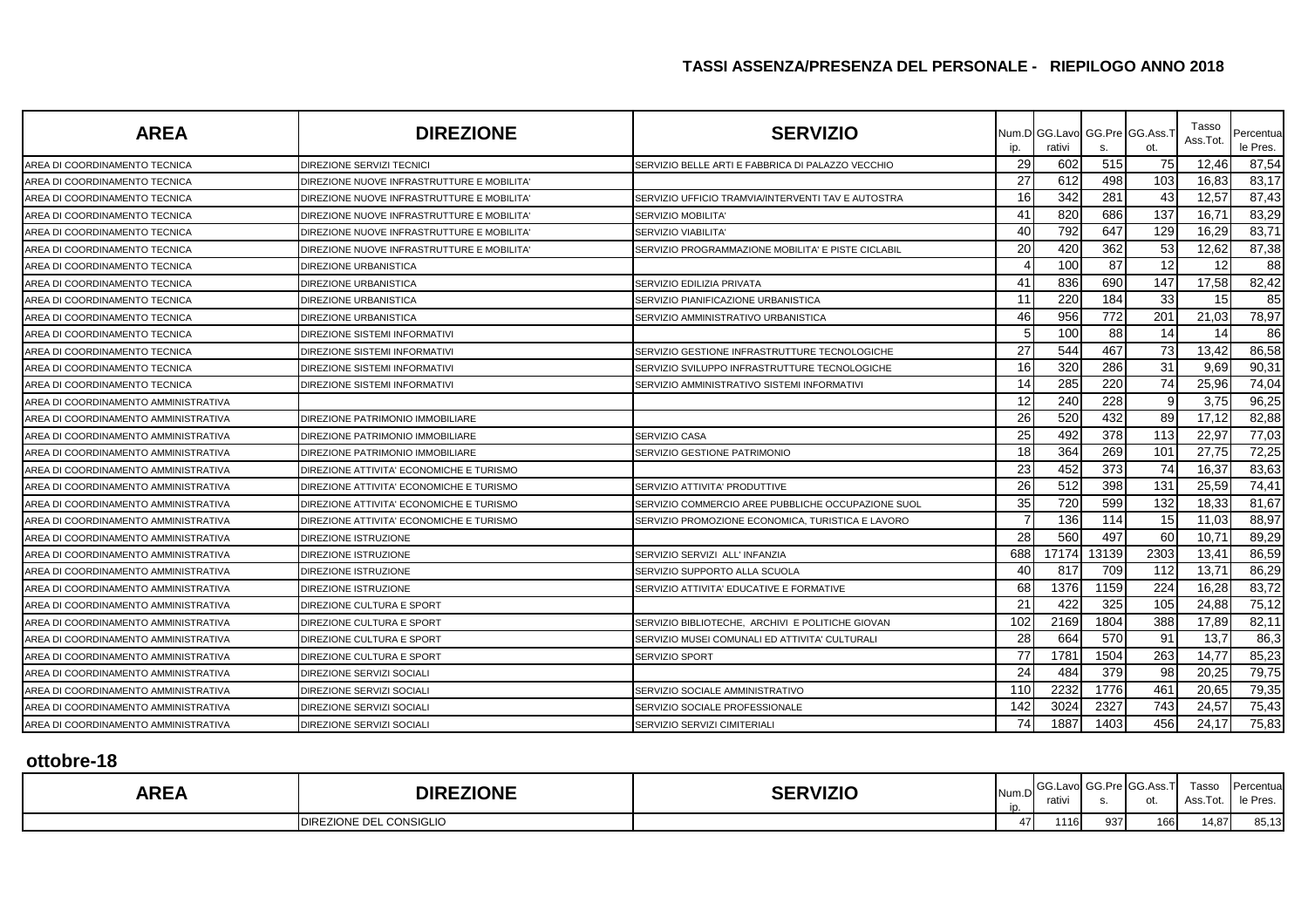## TASSI ASSENZA/PRESENZA DEL PERSONALE - RIEPILOGO ANNO 2018

| AREA | DIREZIONE | SERVIZIO | Num.Dip. | GG.Lavorativi | GG.Pres. | GG.Ass.Tot. | Tasso Ass.Tot. | Percentuale Pres. |
|---|---|---|---|---|---|---|---|---|
| AREA DI COORDINAMENTO TECNICA | DIREZIONE SERVIZI TECNICI | SERVIZIO BELLE ARTI E FABBRICA DI PALAZZO VECCHIO | 29 | 602 | 515 | 75 | 12,46 | 87,54 |
| AREA DI COORDINAMENTO TECNICA | DIREZIONE NUOVE INFRASTRUTTURE E MOBILITA' | | 27 | 612 | 498 | 103 | 16,83 | 83,17 |
| AREA DI COORDINAMENTO TECNICA | DIREZIONE NUOVE INFRASTRUTTURE E MOBILITA' | SERVIZIO UFFICIO TRAMVIA/INTERVENTI TAV E AUTOSTRA | 16 | 342 | 281 | 43 | 12,57 | 87,43 |
| AREA DI COORDINAMENTO TECNICA | DIREZIONE NUOVE INFRASTRUTTURE E MOBILITA' | SERVIZIO MOBILITA' | 41 | 820 | 686 | 137 | 16,71 | 83,29 |
| AREA DI COORDINAMENTO TECNICA | DIREZIONE NUOVE INFRASTRUTTURE E MOBILITA' | SERVIZIO VIABILITA' | 40 | 792 | 647 | 129 | 16,29 | 83,71 |
| AREA DI COORDINAMENTO TECNICA | DIREZIONE NUOVE INFRASTRUTTURE E MOBILITA' | SERVIZIO PROGRAMMAZIONE MOBILITA' E PISTE CICLABIL | 20 | 420 | 362 | 53 | 12,62 | 87,38 |
| AREA DI COORDINAMENTO TECNICA | DIREZIONE URBANISTICA | | 4 | 100 | 87 | 12 | 12 | 88 |
| AREA DI COORDINAMENTO TECNICA | DIREZIONE URBANISTICA | SERVIZIO EDILIZIA PRIVATA | 41 | 836 | 690 | 147 | 17,58 | 82,42 |
| AREA DI COORDINAMENTO TECNICA | DIREZIONE URBANISTICA | SERVIZIO PIANIFICAZIONE URBANISTICA | 11 | 220 | 184 | 33 | 15 | 85 |
| AREA DI COORDINAMENTO TECNICA | DIREZIONE URBANISTICA | SERVIZIO AMMINISTRATIVO URBANISTICA | 46 | 956 | 772 | 201 | 21,03 | 78,97 |
| AREA DI COORDINAMENTO TECNICA | DIREZIONE SISTEMI INFORMATIVI | | 5 | 100 | 88 | 14 | 14 | 86 |
| AREA DI COORDINAMENTO TECNICA | DIREZIONE SISTEMI INFORMATIVI | SERVIZIO GESTIONE INFRASTRUTTURE TECNOLOGICHE | 27 | 544 | 467 | 73 | 13,42 | 86,58 |
| AREA DI COORDINAMENTO TECNICA | DIREZIONE SISTEMI INFORMATIVI | SERVIZIO SVILUPPO INFRASTRUTTURE TECNOLOGICHE | 16 | 320 | 286 | 31 | 9,69 | 90,31 |
| AREA DI COORDINAMENTO TECNICA | DIREZIONE SISTEMI INFORMATIVI | SERVIZIO AMMINISTRATIVO SISTEMI INFORMATIVI | 14 | 285 | 220 | 74 | 25,96 | 74,04 |
| AREA DI COORDINAMENTO AMMINISTRATIVA | | | 12 | 240 | 228 | 9 | 3,75 | 96,25 |
| AREA DI COORDINAMENTO AMMINISTRATIVA | DIREZIONE PATRIMONIO IMMOBILIARE | | 26 | 520 | 432 | 89 | 17,12 | 82,88 |
| AREA DI COORDINAMENTO AMMINISTRATIVA | DIREZIONE PATRIMONIO IMMOBILIARE | SERVIZIO CASA | 25 | 492 | 378 | 113 | 22,97 | 77,03 |
| AREA DI COORDINAMENTO AMMINISTRATIVA | DIREZIONE PATRIMONIO IMMOBILIARE | SERVIZIO GESTIONE PATRIMONIO | 18 | 364 | 269 | 101 | 27,75 | 72,25 |
| AREA DI COORDINAMENTO AMMINISTRATIVA | DIREZIONE ATTIVITA' ECONOMICHE E TURISMO | | 23 | 452 | 373 | 74 | 16,37 | 83,63 |
| AREA DI COORDINAMENTO AMMINISTRATIVA | DIREZIONE ATTIVITA' ECONOMICHE E TURISMO | SERVIZIO ATTIVITA' PRODUTTIVE | 26 | 512 | 398 | 131 | 25,59 | 74,41 |
| AREA DI COORDINAMENTO AMMINISTRATIVA | DIREZIONE ATTIVITA' ECONOMICHE E TURISMO | SERVIZIO COMMERCIO AREE PUBBLICHE OCCUPAZIONE SUOL | 35 | 720 | 599 | 132 | 18,33 | 81,67 |
| AREA DI COORDINAMENTO AMMINISTRATIVA | DIREZIONE ATTIVITA' ECONOMICHE E TURISMO | SERVIZIO PROMOZIONE ECONOMICA, TURISTICA E LAVORO | 7 | 136 | 114 | 15 | 11,03 | 88,97 |
| AREA DI COORDINAMENTO AMMINISTRATIVA | DIREZIONE ISTRUZIONE | | 28 | 560 | 497 | 60 | 10,71 | 89,29 |
| AREA DI COORDINAMENTO AMMINISTRATIVA | DIREZIONE ISTRUZIONE | SERVIZIO SERVIZI ALL' INFANZIA | 688 | 17174 | 13139 | 2303 | 13,41 | 86,59 |
| AREA DI COORDINAMENTO AMMINISTRATIVA | DIREZIONE ISTRUZIONE | SERVIZIO SUPPORTO ALLA SCUOLA | 40 | 817 | 709 | 112 | 13,71 | 86,29 |
| AREA DI COORDINAMENTO AMMINISTRATIVA | DIREZIONE ISTRUZIONE | SERVIZIO ATTIVITA' EDUCATIVE E FORMATIVE | 68 | 1376 | 1159 | 224 | 16,28 | 83,72 |
| AREA DI COORDINAMENTO AMMINISTRATIVA | DIREZIONE CULTURA E SPORT | | 21 | 422 | 325 | 105 | 24,88 | 75,12 |
| AREA DI COORDINAMENTO AMMINISTRATIVA | DIREZIONE CULTURA E SPORT | SERVIZIO BIBLIOTECHE, ARCHIVI E POLITICHE GIOVAN | 102 | 2169 | 1804 | 388 | 17,89 | 82,11 |
| AREA DI COORDINAMENTO AMMINISTRATIVA | DIREZIONE CULTURA E SPORT | SERVIZIO MUSEI COMUNALI ED ATTIVITA' CULTURALI | 28 | 664 | 570 | 91 | 13,7 | 86,3 |
| AREA DI COORDINAMENTO AMMINISTRATIVA | DIREZIONE CULTURA E SPORT | SERVIZIO SPORT | 77 | 1781 | 1504 | 263 | 14,77 | 85,23 |
| AREA DI COORDINAMENTO AMMINISTRATIVA | DIREZIONE SERVIZI SOCIALI | | 24 | 484 | 379 | 98 | 20,25 | 79,75 |
| AREA DI COORDINAMENTO AMMINISTRATIVA | DIREZIONE SERVIZI SOCIALI | SERVIZIO SOCIALE AMMINISTRATIVO | 110 | 2232 | 1776 | 461 | 20,65 | 79,35 |
| AREA DI COORDINAMENTO AMMINISTRATIVA | DIREZIONE SERVIZI SOCIALI | SERVIZIO SOCIALE PROFESSIONALE | 142 | 3024 | 2327 | 743 | 24,57 | 75,43 |
| AREA DI COORDINAMENTO AMMINISTRATIVA | DIREZIONE SERVIZI SOCIALI | SERVIZIO SERVIZI CIMITERIALI | 74 | 1887 | 1403 | 456 | 24,17 | 75,83 |

### ottobre-18

| AREA | DIREZIONE | SERVIZIO | Num.Dip. | GG.Lavorativi | GG.Pres. | GG.Ass.Tot. | Tasso Ass.Tot. | Percentuale Pres. |
|---|---|---|---|---|---|---|---|---|
| | DIREZIONE DEL CONSIGLIO | | 47 | 1116 | 937 | 166 | 14,87 | 85,13 |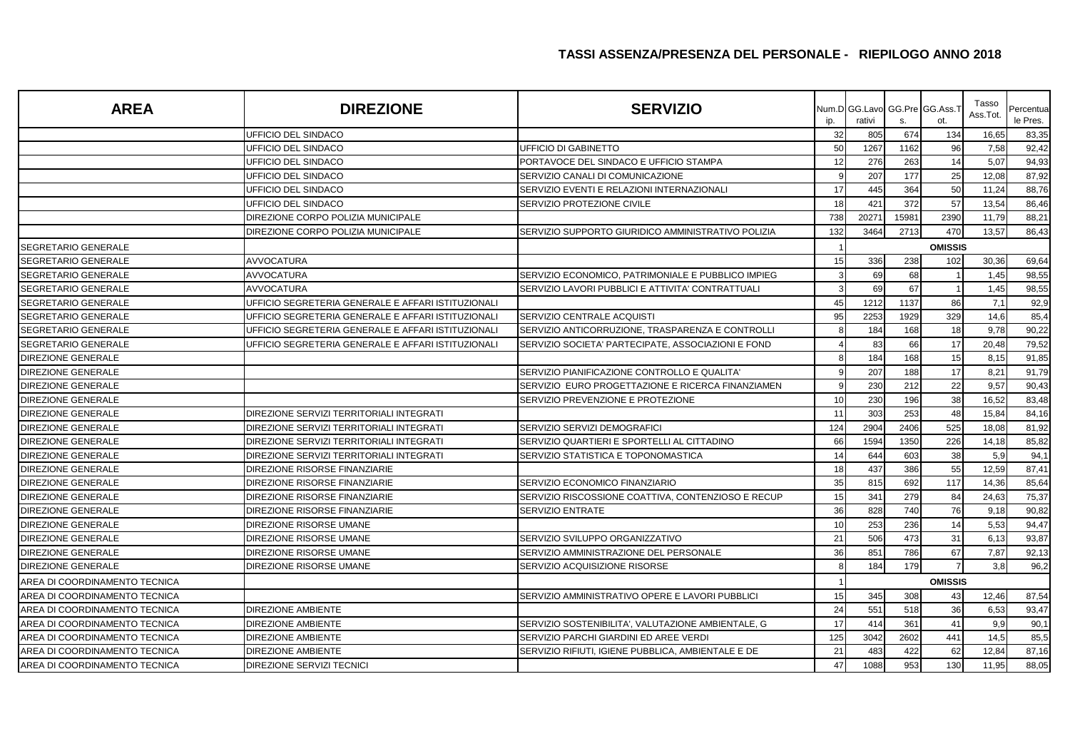## TASSI ASSENZA/PRESENZA DEL PERSONALE - RIEPILOGO ANNO 2018

| AREA | DIREZIONE | SERVIZIO | Num.Dip. | GG.Lavorativi | GG.Pres. | GG.Ass.Tot. | Tasso Ass.Tot. | Percentuale Pres. |
|---|---|---|---|---|---|---|---|---|
| | UFFICIO DEL SINDACO | | 32 | 805 | 674 | 134 | 16,65 | 83,35 |
| | UFFICIO DEL SINDACO | UFFICIO DI GABINETTO | 50 | 1267 | 1162 | 96 | 7,58 | 92,42 |
| | UFFICIO DEL SINDACO | PORTAVOCE DEL SINDACO E UFFICIO STAMPA | 12 | 276 | 263 | 14 | 5,07 | 94,93 |
| | UFFICIO DEL SINDACO | SERVIZIO CANALI DI COMUNICAZIONE | 9 | 207 | 177 | 25 | 12,08 | 87,92 |
| | UFFICIO DEL SINDACO | SERVIZIO EVENTI E RELAZIONI INTERNAZIONALI | 17 | 445 | 364 | 50 | 11,24 | 88,76 |
| | UFFICIO DEL SINDACO | SERVIZIO PROTEZIONE CIVILE | 18 | 421 | 372 | 57 | 13,54 | 86,46 |
| | DIREZIONE CORPO POLIZIA MUNICIPALE | | 738 | 20271 | 15981 | 2390 | 11,79 | 88,21 |
| | DIREZIONE CORPO POLIZIA MUNICIPALE | SERVIZIO SUPPORTO GIURIDICO AMMINISTRATIVO POLIZIA | 132 | 3464 | 2713 | 470 | 13,57 | 86,43 |
| SEGRETARIO GENERALE | | | 1 | | | OMISSIS | | |
| SEGRETARIO GENERALE | AVVOCATURA | | 15 | 336 | 238 | 102 | 30,36 | 69,64 |
| SEGRETARIO GENERALE | AVVOCATURA | SERVIZIO ECONOMICO, PATRIMONIALE E PUBBLICO IMPIEG | 3 | 69 | 68 | 1 | 1,45 | 98,55 |
| SEGRETARIO GENERALE | AVVOCATURA | SERVIZIO LAVORI PUBBLICI E ATTIVITA' CONTRATTUALI | 3 | 69 | 67 | 1 | 1,45 | 98,55 |
| SEGRETARIO GENERALE | UFFICIO SEGRETERIA GENERALE E AFFARI ISTITUZIONALI | | 45 | 1212 | 1137 | 86 | 7,1 | 92,9 |
| SEGRETARIO GENERALE | UFFICIO SEGRETERIA GENERALE E AFFARI ISTITUZIONALI | SERVIZIO CENTRALE ACQUISTI | 95 | 2253 | 1929 | 329 | 14,6 | 85,4 |
| SEGRETARIO GENERALE | UFFICIO SEGRETERIA GENERALE E AFFARI ISTITUZIONALI | SERVIZIO ANTICORRUZIONE, TRASPARENZA E CONTROLLI | 8 | 184 | 168 | 18 | 9,78 | 90,22 |
| SEGRETARIO GENERALE | UFFICIO SEGRETERIA GENERALE E AFFARI ISTITUZIONALI | SERVIZIO SOCIETA' PARTECIPATE, ASSOCIAZIONI E FOND | 4 | 83 | 66 | 17 | 20,48 | 79,52 |
| DIREZIONE GENERALE | | | 8 | 184 | 168 | 15 | 8,15 | 91,85 |
| DIREZIONE GENERALE | | SERVIZIO PIANIFICAZIONE CONTROLLO E QUALITA' | 9 | 207 | 188 | 17 | 8,21 | 91,79 |
| DIREZIONE GENERALE | | SERVIZIO EURO PROGETTAZIONE E RICERCA FINANZIAMEN | 9 | 230 | 212 | 22 | 9,57 | 90,43 |
| DIREZIONE GENERALE | | SERVIZIO PREVENZIONE E PROTEZIONE | 10 | 230 | 196 | 38 | 16,52 | 83,48 |
| DIREZIONE GENERALE | DIREZIONE SERVIZI TERRITORIALI INTEGRATI | | 11 | 303 | 253 | 48 | 15,84 | 84,16 |
| DIREZIONE GENERALE | DIREZIONE SERVIZI TERRITORIALI INTEGRATI | SERVIZIO SERVIZI DEMOGRAFICI | 124 | 2904 | 2406 | 525 | 18,08 | 81,92 |
| DIREZIONE GENERALE | DIREZIONE SERVIZI TERRITORIALI INTEGRATI | SERVIZIO QUARTIERI E SPORTELLI AL CITTADINO | 66 | 1594 | 1350 | 226 | 14,18 | 85,82 |
| DIREZIONE GENERALE | DIREZIONE SERVIZI TERRITORIALI INTEGRATI | SERVIZIO STATISTICA E TOPONOMASTICA | 14 | 644 | 603 | 38 | 5,9 | 94,1 |
| DIREZIONE GENERALE | DIREZIONE RISORSE FINANZIARIE | | 18 | 437 | 386 | 55 | 12,59 | 87,41 |
| DIREZIONE GENERALE | DIREZIONE RISORSE FINANZIARIE | SERVIZIO ECONOMICO FINANZIARIO | 35 | 815 | 692 | 117 | 14,36 | 85,64 |
| DIREZIONE GENERALE | DIREZIONE RISORSE FINANZIARIE | SERVIZIO RISCOSSIONE COATTIVA, CONTENZIOSO E RECUP | 15 | 341 | 279 | 84 | 24,63 | 75,37 |
| DIREZIONE GENERALE | DIREZIONE RISORSE FINANZIARIE | SERVIZIO ENTRATE | 36 | 828 | 740 | 76 | 9,18 | 90,82 |
| DIREZIONE GENERALE | DIREZIONE RISORSE UMANE | | 10 | 253 | 236 | 14 | 5,53 | 94,47 |
| DIREZIONE GENERALE | DIREZIONE RISORSE UMANE | SERVIZIO SVILUPPO ORGANIZZATIVO | 21 | 506 | 473 | 31 | 6,13 | 93,87 |
| DIREZIONE GENERALE | DIREZIONE RISORSE UMANE | SERVIZIO AMMINISTRAZIONE DEL PERSONALE | 36 | 851 | 786 | 67 | 7,87 | 92,13 |
| DIREZIONE GENERALE | DIREZIONE RISORSE UMANE | SERVIZIO ACQUISIZIONE RISORSE | 8 | 184 | 179 | 7 | 3,8 | 96,2 |
| AREA DI COORDINAMENTO TECNICA | | | 1 | | | OMISSIS | | |
| AREA DI COORDINAMENTO TECNICA | | SERVIZIO AMMINISTRATIVO OPERE E LAVORI PUBBLICI | 15 | 345 | 308 | 43 | 12,46 | 87,54 |
| AREA DI COORDINAMENTO TECNICA | DIREZIONE AMBIENTE | | 24 | 551 | 518 | 36 | 6,53 | 93,47 |
| AREA DI COORDINAMENTO TECNICA | DIREZIONE AMBIENTE | SERVIZIO SOSTENIBILITA', VALUTAZIONE AMBIENTALE, G | 17 | 414 | 361 | 41 | 9,9 | 90,1 |
| AREA DI COORDINAMENTO TECNICA | DIREZIONE AMBIENTE | SERVIZIO PARCHI GIARDINI ED AREE VERDI | 125 | 3042 | 2602 | 441 | 14,5 | 85,5 |
| AREA DI COORDINAMENTO TECNICA | DIREZIONE AMBIENTE | SERVIZIO RIFIUTI, IGIENE PUBBLICA, AMBIENTALE E DE | 21 | 483 | 422 | 62 | 12,84 | 87,16 |
| AREA DI COORDINAMENTO TECNICA | DIREZIONE SERVIZI TECNICI | | 47 | 1088 | 953 | 130 | 11,95 | 88,05 |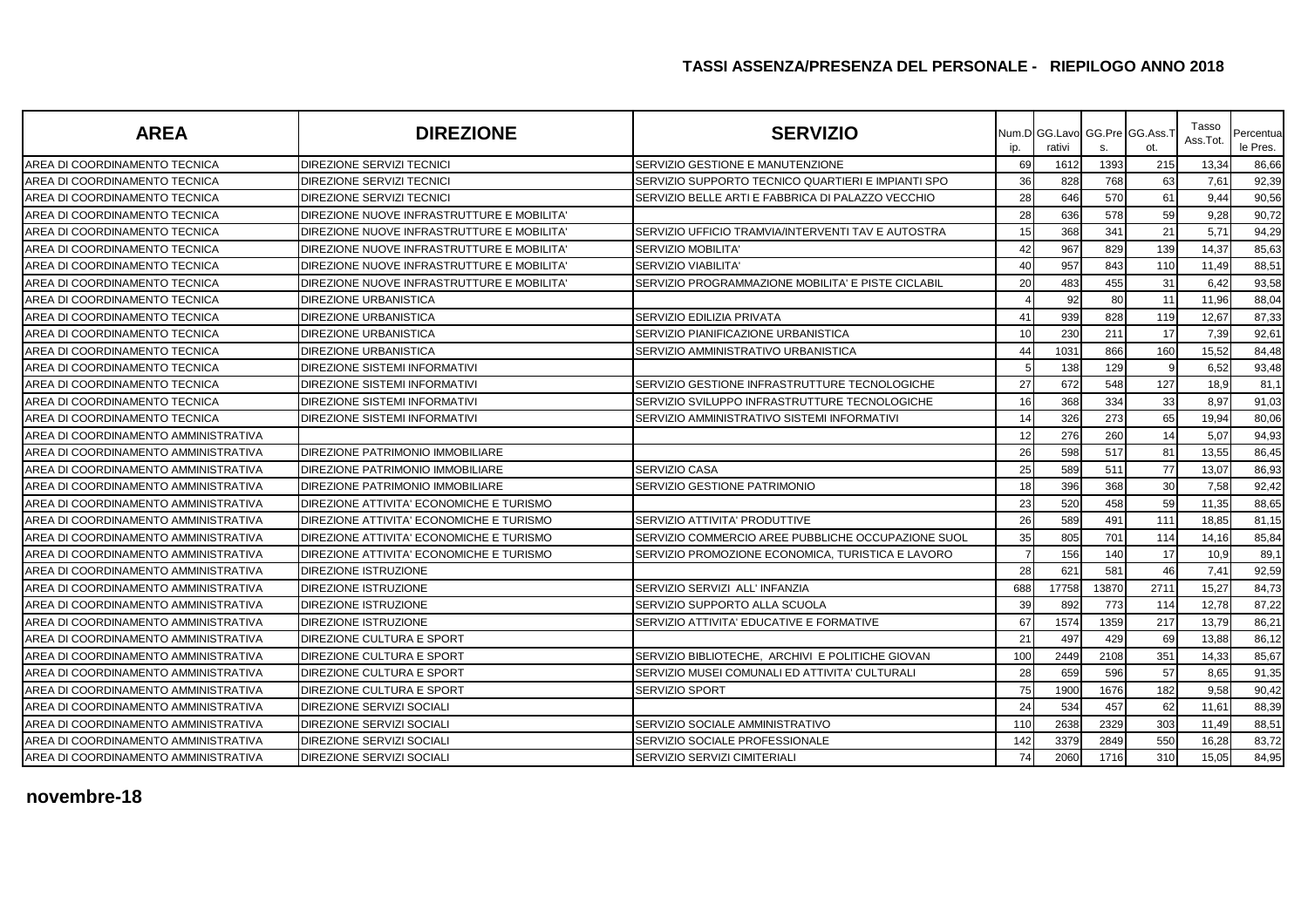## TASSI ASSENZA/PRESENZA DEL PERSONALE - RIEPILOGO ANNO 2018

| AREA | DIREZIONE | SERVIZIO | Num.Dip. | GG.Lavorativi | GG.Pres. | GG.Ass.Tot. | Tasso Ass.Tot. | Percentuale Pres. |
|---|---|---|---|---|---|---|---|---|
| AREA DI COORDINAMENTO TECNICA | DIREZIONE SERVIZI TECNICI | SERVIZIO GESTIONE E MANUTENZIONE | 69 | 1612 | 1393 | 215 | 13,34 | 86,66 |
| AREA DI COORDINAMENTO TECNICA | DIREZIONE SERVIZI TECNICI | SERVIZIO SUPPORTO TECNICO QUARTIERI E IMPIANTI SPO | 36 | 828 | 768 | 63 | 7,61 | 92,39 |
| AREA DI COORDINAMENTO TECNICA | DIREZIONE SERVIZI TECNICI | SERVIZIO BELLE ARTI E FABBRICA DI PALAZZO VECCHIO | 28 | 646 | 570 | 61 | 9,44 | 90,56 |
| AREA DI COORDINAMENTO TECNICA | DIREZIONE NUOVE INFRASTRUTTURE E MOBILITA' | | 28 | 636 | 578 | 59 | 9,28 | 90,72 |
| AREA DI COORDINAMENTO TECNICA | DIREZIONE NUOVE INFRASTRUTTURE E MOBILITA' | SERVIZIO UFFICIO TRAMVIA/INTERVENTI TAV E AUTOSTRA | 15 | 368 | 341 | 21 | 5,71 | 94,29 |
| AREA DI COORDINAMENTO TECNICA | DIREZIONE NUOVE INFRASTRUTTURE E MOBILITA' | SERVIZIO MOBILITA' | 42 | 967 | 829 | 139 | 14,37 | 85,63 |
| AREA DI COORDINAMENTO TECNICA | DIREZIONE NUOVE INFRASTRUTTURE E MOBILITA' | SERVIZIO VIABILITA' | 40 | 957 | 843 | 110 | 11,49 | 88,51 |
| AREA DI COORDINAMENTO TECNICA | DIREZIONE NUOVE INFRASTRUTTURE E MOBILITA' | SERVIZIO PROGRAMMAZIONE MOBILITA' E PISTE CICLABIL | 20 | 483 | 455 | 31 | 6,42 | 93,58 |
| AREA DI COORDINAMENTO TECNICA | DIREZIONE URBANISTICA | | 4 | 92 | 80 | 11 | 11,96 | 88,04 |
| AREA DI COORDINAMENTO TECNICA | DIREZIONE URBANISTICA | SERVIZIO EDILIZIA PRIVATA | 41 | 939 | 828 | 119 | 12,67 | 87,33 |
| AREA DI COORDINAMENTO TECNICA | DIREZIONE URBANISTICA | SERVIZIO PIANIFICAZIONE URBANISTICA | 10 | 230 | 211 | 17 | 7,39 | 92,61 |
| AREA DI COORDINAMENTO TECNICA | DIREZIONE URBANISTICA | SERVIZIO AMMINISTRATIVO URBANISTICA | 44 | 1031 | 866 | 160 | 15,52 | 84,48 |
| AREA DI COORDINAMENTO TECNICA | DIREZIONE SISTEMI INFORMATIVI | | 5 | 138 | 129 | 9 | 6,52 | 93,48 |
| AREA DI COORDINAMENTO TECNICA | DIREZIONE SISTEMI INFORMATIVI | SERVIZIO GESTIONE INFRASTRUTTURE TECNOLOGICHE | 27 | 672 | 548 | 127 | 18,9 | 81,1 |
| AREA DI COORDINAMENTO TECNICA | DIREZIONE SISTEMI INFORMATIVI | SERVIZIO SVILUPPO INFRASTRUTTURE TECNOLOGICHE | 16 | 368 | 334 | 33 | 8,97 | 91,03 |
| AREA DI COORDINAMENTO TECNICA | DIREZIONE SISTEMI INFORMATIVI | SERVIZIO AMMINISTRATIVO SISTEMI INFORMATIVI | 14 | 326 | 273 | 65 | 19,94 | 80,06 |
| AREA DI COORDINAMENTO AMMINISTRATIVA | | | 12 | 276 | 260 | 14 | 5,07 | 94,93 |
| AREA DI COORDINAMENTO AMMINISTRATIVA | DIREZIONE PATRIMONIO IMMOBILIARE | | 26 | 598 | 517 | 81 | 13,55 | 86,45 |
| AREA DI COORDINAMENTO AMMINISTRATIVA | DIREZIONE PATRIMONIO IMMOBILIARE | SERVIZIO CASA | 25 | 589 | 511 | 77 | 13,07 | 86,93 |
| AREA DI COORDINAMENTO AMMINISTRATIVA | DIREZIONE PATRIMONIO IMMOBILIARE | SERVIZIO GESTIONE PATRIMONIO | 18 | 396 | 368 | 30 | 7,58 | 92,42 |
| AREA DI COORDINAMENTO AMMINISTRATIVA | DIREZIONE ATTIVITA' ECONOMICHE E TURISMO | | 23 | 520 | 458 | 59 | 11,35 | 88,65 |
| AREA DI COORDINAMENTO AMMINISTRATIVA | DIREZIONE ATTIVITA' ECONOMICHE E TURISMO | SERVIZIO ATTIVITA' PRODUTTIVE | 26 | 589 | 491 | 111 | 18,85 | 81,15 |
| AREA DI COORDINAMENTO AMMINISTRATIVA | DIREZIONE ATTIVITA' ECONOMICHE E TURISMO | SERVIZIO COMMERCIO AREE PUBBLICHE OCCUPAZIONE SUOL | 35 | 805 | 701 | 114 | 14,16 | 85,84 |
| AREA DI COORDINAMENTO AMMINISTRATIVA | DIREZIONE ATTIVITA' ECONOMICHE E TURISMO | SERVIZIO PROMOZIONE ECONOMICA, TURISTICA E LAVORO | 7 | 156 | 140 | 17 | 10,9 | 89,1 |
| AREA DI COORDINAMENTO AMMINISTRATIVA | DIREZIONE ISTRUZIONE | | 28 | 621 | 581 | 46 | 7,41 | 92,59 |
| AREA DI COORDINAMENTO AMMINISTRATIVA | DIREZIONE ISTRUZIONE | SERVIZIO SERVIZI ALL' INFANZIA | 688 | 17758 | 13870 | 2711 | 15,27 | 84,73 |
| AREA DI COORDINAMENTO AMMINISTRATIVA | DIREZIONE ISTRUZIONE | SERVIZIO SUPPORTO ALLA SCUOLA | 39 | 892 | 773 | 114 | 12,78 | 87,22 |
| AREA DI COORDINAMENTO AMMINISTRATIVA | DIREZIONE ISTRUZIONE | SERVIZIO ATTIVITA' EDUCATIVE E FORMATIVE | 67 | 1574 | 1359 | 217 | 13,79 | 86,21 |
| AREA DI COORDINAMENTO AMMINISTRATIVA | DIREZIONE CULTURA E SPORT | | 21 | 497 | 429 | 69 | 13,88 | 86,12 |
| AREA DI COORDINAMENTO AMMINISTRATIVA | DIREZIONE CULTURA E SPORT | SERVIZIO BIBLIOTECHE, ARCHIVI E POLITICHE GIOVAN | 100 | 2449 | 2108 | 351 | 14,33 | 85,67 |
| AREA DI COORDINAMENTO AMMINISTRATIVA | DIREZIONE CULTURA E SPORT | SERVIZIO MUSEI COMUNALI ED ATTIVITA' CULTURALI | 28 | 659 | 596 | 57 | 8,65 | 91,35 |
| AREA DI COORDINAMENTO AMMINISTRATIVA | DIREZIONE CULTURA E SPORT | SERVIZIO SPORT | 75 | 1900 | 1676 | 182 | 9,58 | 90,42 |
| AREA DI COORDINAMENTO AMMINISTRATIVA | DIREZIONE SERVIZI SOCIALI | | 24 | 534 | 457 | 62 | 11,61 | 88,39 |
| AREA DI COORDINAMENTO AMMINISTRATIVA | DIREZIONE SERVIZI SOCIALI | SERVIZIO SOCIALE AMMINISTRATIVO | 110 | 2638 | 2329 | 303 | 11,49 | 88,51 |
| AREA DI COORDINAMENTO AMMINISTRATIVA | DIREZIONE SERVIZI SOCIALI | SERVIZIO SOCIALE PROFESSIONALE | 142 | 3379 | 2849 | 550 | 16,28 | 83,72 |
| AREA DI COORDINAMENTO AMMINISTRATIVA | DIREZIONE SERVIZI SOCIALI | SERVIZIO SERVIZI CIMITERIALI | 74 | 2060 | 1716 | 310 | 15,05 | 84,95 |

**novembre-18**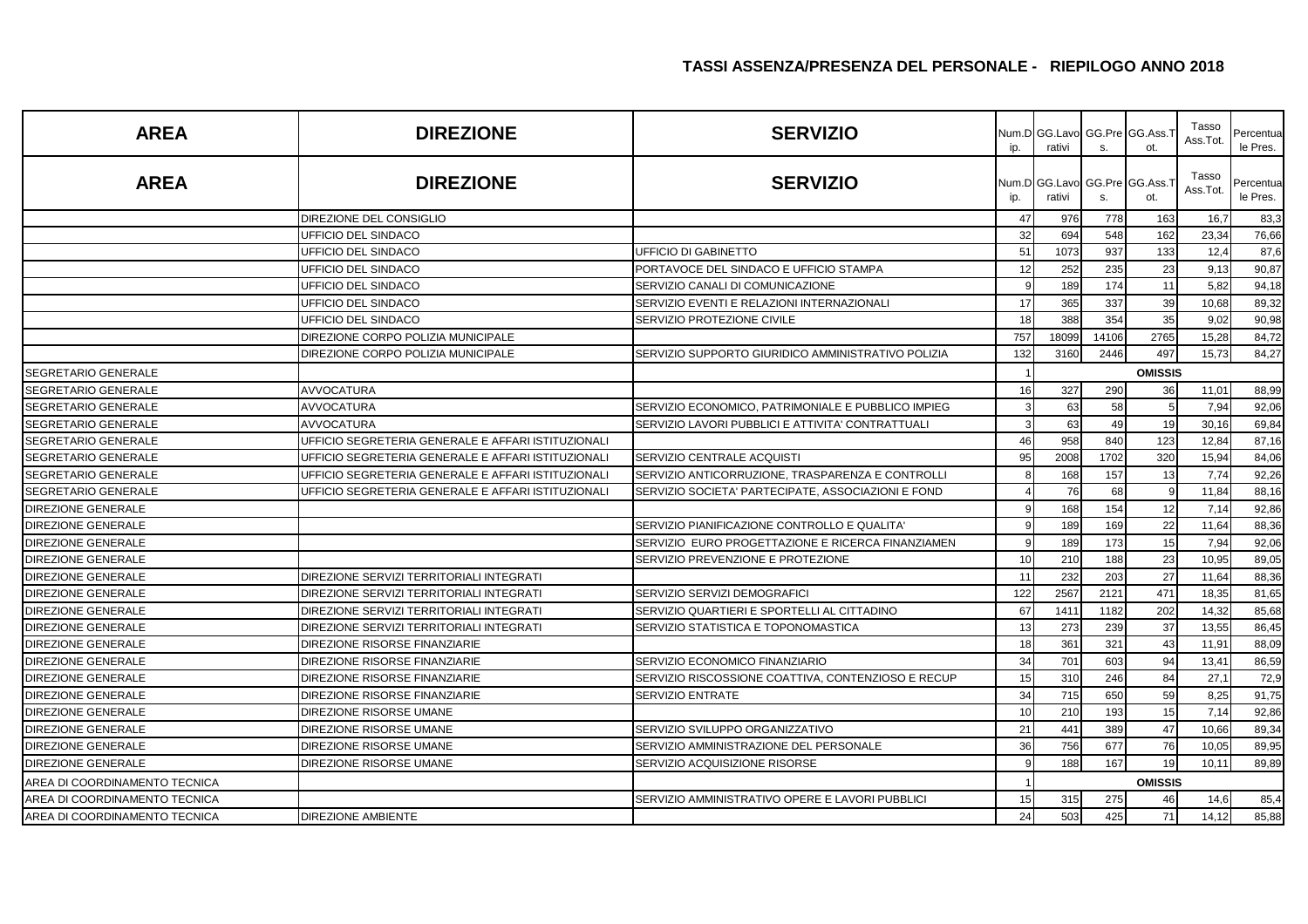## TASSI ASSENZA/PRESENZA DEL PERSONALE - RIEPILOGO ANNO 2018

| AREA | DIREZIONE | SERVIZIO | Num.Dip. | GG.Lavorativi | GG.Pres. | GG.Ass.Tot. | Tasso Ass.Tot. | Percentuale Pres. |
|---|---|---|---|---|---|---|---|---|
| AREA | DIREZIONE | SERVIZIO | Num.Dip. | GG.Lavorativi | GG.Pres. | GG.Ass.Tot. | Tasso Ass.Tot. | Percentuale Pres. |
| | DIREZIONE DEL CONSIGLIO | | 47 | 976 | 778 | 163 | 16,7 | 83,3 |
| | UFFICIO DEL SINDACO | | 32 | 694 | 548 | 162 | 23,34 | 76,66 |
| | UFFICIO DEL SINDACO | UFFICIO DI GABINETTO | 51 | 1073 | 937 | 133 | 12,4 | 87,6 |
| | UFFICIO DEL SINDACO | PORTAVOCE DEL SINDACO E UFFICIO STAMPA | 12 | 252 | 235 | 23 | 9,13 | 90,87 |
| | UFFICIO DEL SINDACO | SERVIZIO CANALI DI COMUNICAZIONE | 9 | 189 | 174 | 11 | 5,82 | 94,18 |
| | UFFICIO DEL SINDACO | SERVIZIO EVENTI E RELAZIONI INTERNAZIONALI | 17 | 365 | 337 | 39 | 10,68 | 89,32 |
| | UFFICIO DEL SINDACO | SERVIZIO PROTEZIONE CIVILE | 18 | 388 | 354 | 35 | 9,02 | 90,98 |
| | DIREZIONE CORPO POLIZIA MUNICIPALE | | 757 | 18099 | 14106 | 2765 | 15,28 | 84,72 |
| | DIREZIONE CORPO POLIZIA MUNICIPALE | SERVIZIO SUPPORTO GIURIDICO AMMINISTRATIVO POLIZIA | 132 | 3160 | 2446 | 497 | 15,73 | 84,27 |
| SEGRETARIO GENERALE | | | 1 | | | OMISSIS | | |
| SEGRETARIO GENERALE | AVVOCATURA | | 16 | 327 | 290 | 36 | 11,01 | 88,99 |
| SEGRETARIO GENERALE | AVVOCATURA | SERVIZIO ECONOMICO, PATRIMONIALE E PUBBLICO IMPIEG | 3 | 63 | 58 | 5 | 7,94 | 92,06 |
| SEGRETARIO GENERALE | AVVOCATURA | SERVIZIO LAVORI PUBBLICI E ATTIVITA' CONTRATTUALI | 3 | 63 | 49 | 19 | 30,16 | 69,84 |
| SEGRETARIO GENERALE | UFFICIO SEGRETERIA GENERALE E AFFARI ISTITUZIONALI | | 46 | 958 | 840 | 123 | 12,84 | 87,16 |
| SEGRETARIO GENERALE | UFFICIO SEGRETERIA GENERALE E AFFARI ISTITUZIONALI | SERVIZIO CENTRALE ACQUISTI | 95 | 2008 | 1702 | 320 | 15,94 | 84,06 |
| SEGRETARIO GENERALE | UFFICIO SEGRETERIA GENERALE E AFFARI ISTITUZIONALI | SERVIZIO ANTICORRUZIONE, TRASPARENZA E CONTROLLI | 8 | 168 | 157 | 13 | 7,74 | 92,26 |
| SEGRETARIO GENERALE | UFFICIO SEGRETERIA GENERALE E AFFARI ISTITUZIONALI | SERVIZIO SOCIETA' PARTECIPATE, ASSOCIAZIONI E FOND | 4 | 76 | 68 | 9 | 11,84 | 88,16 |
| DIREZIONE GENERALE | | | 9 | 168 | 154 | 12 | 7,14 | 92,86 |
| DIREZIONE GENERALE | | SERVIZIO PIANIFICAZIONE CONTROLLO E QUALITA' | 9 | 189 | 169 | 22 | 11,64 | 88,36 |
| DIREZIONE GENERALE | | SERVIZIO EURO PROGETTAZIONE E RICERCA FINANZIAMEN | 9 | 189 | 173 | 15 | 7,94 | 92,06 |
| DIREZIONE GENERALE | | SERVIZIO PREVENZIONE E PROTEZIONE | 10 | 210 | 188 | 23 | 10,95 | 89,05 |
| DIREZIONE GENERALE | DIREZIONE SERVIZI TERRITORIALI INTEGRATI | | 11 | 232 | 203 | 27 | 11,64 | 88,36 |
| DIREZIONE GENERALE | DIREZIONE SERVIZI TERRITORIALI INTEGRATI | SERVIZIO SERVIZI DEMOGRAFICI | 122 | 2567 | 2121 | 471 | 18,35 | 81,65 |
| DIREZIONE GENERALE | DIREZIONE SERVIZI TERRITORIALI INTEGRATI | SERVIZIO QUARTIERI E SPORTELLI AL CITTADINO | 67 | 1411 | 1182 | 202 | 14,32 | 85,68 |
| DIREZIONE GENERALE | DIREZIONE SERVIZI TERRITORIALI INTEGRATI | SERVIZIO STATISTICA E TOPONOMASTICA | 13 | 273 | 239 | 37 | 13,55 | 86,45 |
| DIREZIONE GENERALE | DIREZIONE RISORSE FINANZIARIE | | 18 | 361 | 321 | 43 | 11,91 | 88,09 |
| DIREZIONE GENERALE | DIREZIONE RISORSE FINANZIARIE | SERVIZIO ECONOMICO FINANZIARIO | 34 | 701 | 603 | 94 | 13,41 | 86,59 |
| DIREZIONE GENERALE | DIREZIONE RISORSE FINANZIARIE | SERVIZIO RISCOSSIONE COATTIVA, CONTENZIOSO E RECUP | 15 | 310 | 246 | 84 | 27,1 | 72,9 |
| DIREZIONE GENERALE | DIREZIONE RISORSE FINANZIARIE | SERVIZIO ENTRATE | 34 | 715 | 650 | 59 | 8,25 | 91,75 |
| DIREZIONE GENERALE | DIREZIONE RISORSE UMANE | | 10 | 210 | 193 | 15 | 7,14 | 92,86 |
| DIREZIONE GENERALE | DIREZIONE RISORSE UMANE | SERVIZIO SVILUPPO ORGANIZZATIVO | 21 | 441 | 389 | 47 | 10,66 | 89,34 |
| DIREZIONE GENERALE | DIREZIONE RISORSE UMANE | SERVIZIO AMMINISTRAZIONE DEL PERSONALE | 36 | 756 | 677 | 76 | 10,05 | 89,95 |
| DIREZIONE GENERALE | DIREZIONE RISORSE UMANE | SERVIZIO ACQUISIZIONE RISORSE | 9 | 188 | 167 | 19 | 10,11 | 89,89 |
| AREA DI COORDINAMENTO TECNICA | | | 1 | | | OMISSIS | | |
| AREA DI COORDINAMENTO TECNICA | | SERVIZIO AMMINISTRATIVO OPERE E LAVORI PUBBLICI | 15 | 315 | 275 | 46 | 14,6 | 85,4 |
| AREA DI COORDINAMENTO TECNICA | DIREZIONE AMBIENTE | | 24 | 503 | 425 | 71 | 14,12 | 85,88 |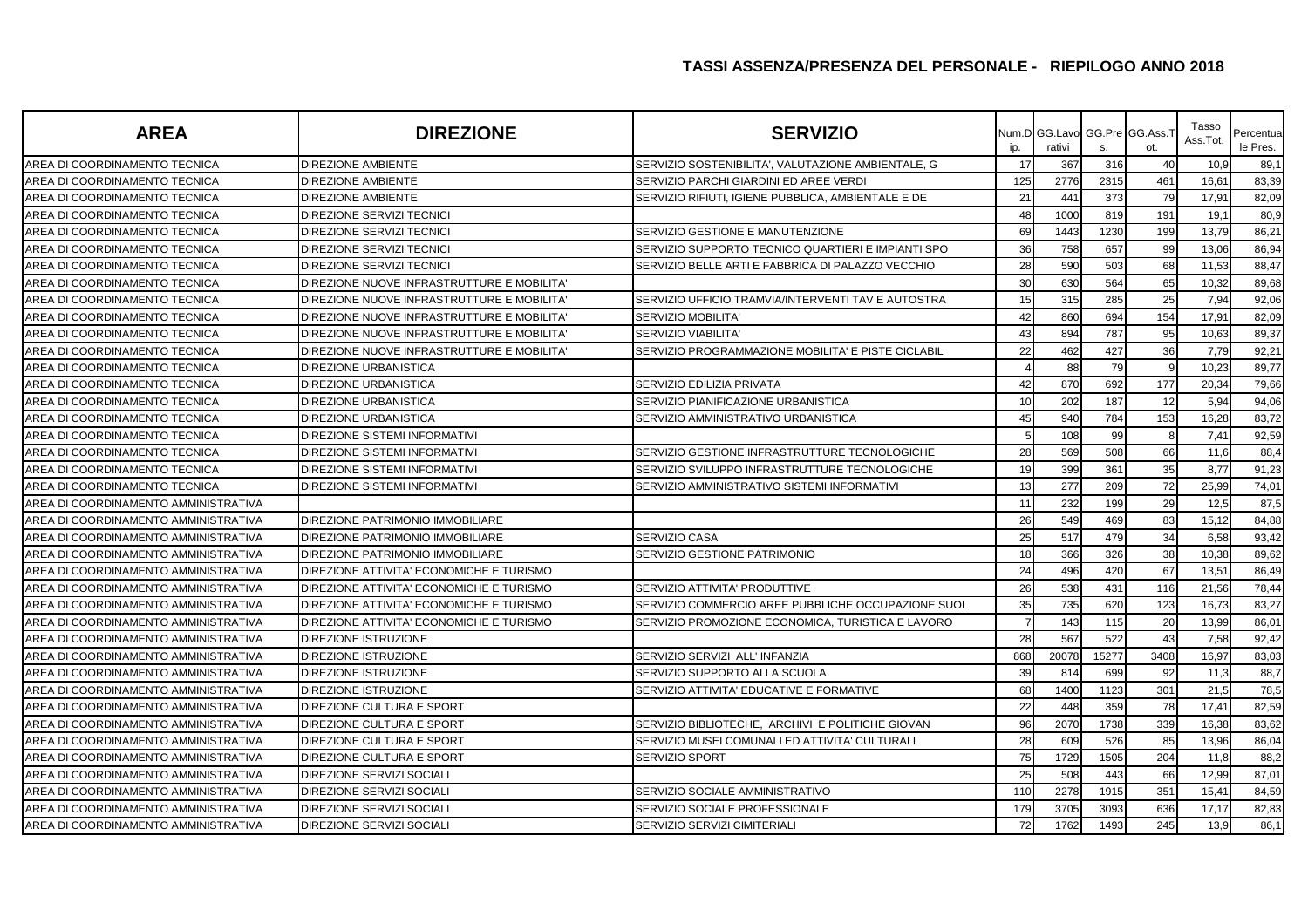## TASSI ASSENZA/PRESENZA DEL PERSONALE - RIEPILOGO ANNO 2018

| AREA | DIREZIONE | SERVIZIO | Num.Dip. | GG.Lavorativi | GG.Pres. | GG.Ass.Tot. | Tasso Ass.Tot. | Percentuale Pres. |
|---|---|---|---|---|---|---|---|---|
| AREA DI COORDINAMENTO TECNICA | DIREZIONE AMBIENTE | SERVIZIO SOSTENIBILITA', VALUTAZIONE AMBIENTALE, G | 17 | 367 | 316 | 40 | 10,9 | 89,1 |
| AREA DI COORDINAMENTO TECNICA | DIREZIONE AMBIENTE | SERVIZIO PARCHI GIARDINI ED AREE VERDI | 125 | 2776 | 2315 | 461 | 16,61 | 83,39 |
| AREA DI COORDINAMENTO TECNICA | DIREZIONE AMBIENTE | SERVIZIO RIFIUTI, IGIENE PUBBLICA, AMBIENTALE E DE | 21 | 441 | 373 | 79 | 17,91 | 82,09 |
| AREA DI COORDINAMENTO TECNICA | DIREZIONE SERVIZI TECNICI | | 48 | 1000 | 819 | 191 | 19,1 | 80,9 |
| AREA DI COORDINAMENTO TECNICA | DIREZIONE SERVIZI TECNICI | SERVIZIO GESTIONE E MANUTENZIONE | 69 | 1443 | 1230 | 199 | 13,79 | 86,21 |
| AREA DI COORDINAMENTO TECNICA | DIREZIONE SERVIZI TECNICI | SERVIZIO SUPPORTO TECNICO QUARTIERI E IMPIANTI SPO | 36 | 758 | 657 | 99 | 13,06 | 86,94 |
| AREA DI COORDINAMENTO TECNICA | DIREZIONE SERVIZI TECNICI | SERVIZIO BELLE ARTI E FABBRICA DI PALAZZO VECCHIO | 28 | 590 | 503 | 68 | 11,53 | 88,47 |
| AREA DI COORDINAMENTO TECNICA | DIREZIONE NUOVE INFRASTRUTTURE E MOBILITA' | | 30 | 630 | 564 | 65 | 10,32 | 89,68 |
| AREA DI COORDINAMENTO TECNICA | DIREZIONE NUOVE INFRASTRUTTURE E MOBILITA' | SERVIZIO UFFICIO TRAMVIA/INTERVENTI TAV E AUTOSTRA | 15 | 315 | 285 | 25 | 7,94 | 92,06 |
| AREA DI COORDINAMENTO TECNICA | DIREZIONE NUOVE INFRASTRUTTURE E MOBILITA' | SERVIZIO MOBILITA' | 42 | 860 | 694 | 154 | 17,91 | 82,09 |
| AREA DI COORDINAMENTO TECNICA | DIREZIONE NUOVE INFRASTRUTTURE E MOBILITA' | SERVIZIO VIABILITA' | 43 | 894 | 787 | 95 | 10,63 | 89,37 |
| AREA DI COORDINAMENTO TECNICA | DIREZIONE NUOVE INFRASTRUTTURE E MOBILITA' | SERVIZIO PROGRAMMAZIONE MOBILITA' E PISTE CICLABIL | 22 | 462 | 427 | 36 | 7,79 | 92,21 |
| AREA DI COORDINAMENTO TECNICA | DIREZIONE URBANISTICA | | 4 | 88 | 79 | 9 | 10,23 | 89,77 |
| AREA DI COORDINAMENTO TECNICA | DIREZIONE URBANISTICA | SERVIZIO EDILIZIA PRIVATA | 42 | 870 | 692 | 177 | 20,34 | 79,66 |
| AREA DI COORDINAMENTO TECNICA | DIREZIONE URBANISTICA | SERVIZIO PIANIFICAZIONE URBANISTICA | 10 | 202 | 187 | 12 | 5,94 | 94,06 |
| AREA DI COORDINAMENTO TECNICA | DIREZIONE URBANISTICA | SERVIZIO AMMINISTRATIVO URBANISTICA | 45 | 940 | 784 | 153 | 16,28 | 83,72 |
| AREA DI COORDINAMENTO TECNICA | DIREZIONE SISTEMI INFORMATIVI | | 5 | 108 | 99 | 8 | 7,41 | 92,59 |
| AREA DI COORDINAMENTO TECNICA | DIREZIONE SISTEMI INFORMATIVI | SERVIZIO GESTIONE INFRASTRUTTURE TECNOLOGICHE | 28 | 569 | 508 | 66 | 11,6 | 88,4 |
| AREA DI COORDINAMENTO TECNICA | DIREZIONE SISTEMI INFORMATIVI | SERVIZIO SVILUPPO INFRASTRUTTURE TECNOLOGICHE | 19 | 399 | 361 | 35 | 8,77 | 91,23 |
| AREA DI COORDINAMENTO TECNICA | DIREZIONE SISTEMI INFORMATIVI | SERVIZIO AMMINISTRATIVO SISTEMI INFORMATIVI | 13 | 277 | 209 | 72 | 25,99 | 74,01 |
| AREA DI COORDINAMENTO AMMINISTRATIVA | | | 11 | 232 | 199 | 29 | 12,5 | 87,5 |
| AREA DI COORDINAMENTO AMMINISTRATIVA | DIREZIONE PATRIMONIO IMMOBILIARE | | 26 | 549 | 469 | 83 | 15,12 | 84,88 |
| AREA DI COORDINAMENTO AMMINISTRATIVA | DIREZIONE PATRIMONIO IMMOBILIARE | SERVIZIO CASA | 25 | 517 | 479 | 34 | 6,58 | 93,42 |
| AREA DI COORDINAMENTO AMMINISTRATIVA | DIREZIONE PATRIMONIO IMMOBILIARE | SERVIZIO GESTIONE PATRIMONIO | 18 | 366 | 326 | 38 | 10,38 | 89,62 |
| AREA DI COORDINAMENTO AMMINISTRATIVA | DIREZIONE ATTIVITA' ECONOMICHE E TURISMO | | 24 | 496 | 420 | 67 | 13,51 | 86,49 |
| AREA DI COORDINAMENTO AMMINISTRATIVA | DIREZIONE ATTIVITA' ECONOMICHE E TURISMO | SERVIZIO ATTIVITA' PRODUTTIVE | 26 | 538 | 431 | 116 | 21,56 | 78,44 |
| AREA DI COORDINAMENTO AMMINISTRATIVA | DIREZIONE ATTIVITA' ECONOMICHE E TURISMO | SERVIZIO COMMERCIO AREE PUBBLICHE OCCUPAZIONE SUOL | 35 | 735 | 620 | 123 | 16,73 | 83,27 |
| AREA DI COORDINAMENTO AMMINISTRATIVA | DIREZIONE ATTIVITA' ECONOMICHE E TURISMO | SERVIZIO PROMOZIONE ECONOMICA, TURISTICA E LAVORO | 7 | 143 | 115 | 20 | 13,99 | 86,01 |
| AREA DI COORDINAMENTO AMMINISTRATIVA | DIREZIONE ISTRUZIONE | | 28 | 567 | 522 | 43 | 7,58 | 92,42 |
| AREA DI COORDINAMENTO AMMINISTRATIVA | DIREZIONE ISTRUZIONE | SERVIZIO SERVIZI ALL' INFANZIA | 868 | 20078 | 15277 | 3408 | 16,97 | 83,03 |
| AREA DI COORDINAMENTO AMMINISTRATIVA | DIREZIONE ISTRUZIONE | SERVIZIO SUPPORTO ALLA SCUOLA | 39 | 814 | 699 | 92 | 11,3 | 88,7 |
| AREA DI COORDINAMENTO AMMINISTRATIVA | DIREZIONE ISTRUZIONE | SERVIZIO ATTIVITA' EDUCATIVE E FORMATIVE | 68 | 1400 | 1123 | 301 | 21,5 | 78,5 |
| AREA DI COORDINAMENTO AMMINISTRATIVA | DIREZIONE CULTURA E SPORT | | 22 | 448 | 359 | 78 | 17,41 | 82,59 |
| AREA DI COORDINAMENTO AMMINISTRATIVA | DIREZIONE CULTURA E SPORT | SERVIZIO BIBLIOTECHE, ARCHIVI E POLITICHE GIOVAN | 96 | 2070 | 1738 | 339 | 16,38 | 83,62 |
| AREA DI COORDINAMENTO AMMINISTRATIVA | DIREZIONE CULTURA E SPORT | SERVIZIO MUSEI COMUNALI ED ATTIVITA' CULTURALI | 28 | 609 | 526 | 85 | 13,96 | 86,04 |
| AREA DI COORDINAMENTO AMMINISTRATIVA | DIREZIONE CULTURA E SPORT | SERVIZIO SPORT | 75 | 1729 | 1505 | 204 | 11,8 | 88,2 |
| AREA DI COORDINAMENTO AMMINISTRATIVA | DIREZIONE SERVIZI SOCIALI | | 25 | 508 | 443 | 66 | 12,99 | 87,01 |
| AREA DI COORDINAMENTO AMMINISTRATIVA | DIREZIONE SERVIZI SOCIALI | SERVIZIO SOCIALE AMMINISTRATIVO | 110 | 2278 | 1915 | 351 | 15,41 | 84,59 |
| AREA DI COORDINAMENTO AMMINISTRATIVA | DIREZIONE SERVIZI SOCIALI | SERVIZIO SOCIALE PROFESSIONALE | 179 | 3705 | 3093 | 636 | 17,17 | 82,83 |
| AREA DI COORDINAMENTO AMMINISTRATIVA | DIREZIONE SERVIZI SOCIALI | SERVIZIO SERVIZI CIMITERIALI | 72 | 1762 | 1493 | 245 | 13,9 | 86,1 |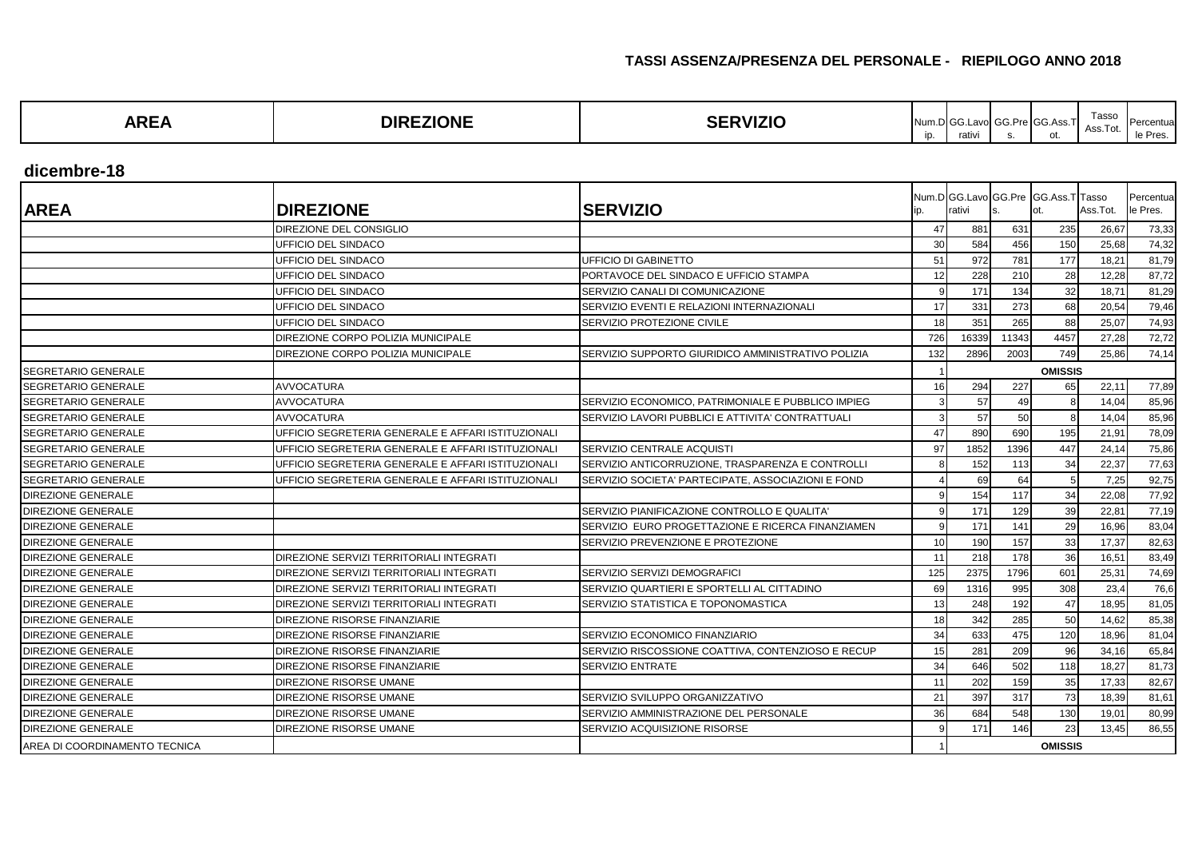## TASSI ASSENZA/PRESENZA DEL PERSONALE - RIEPILOGO ANNO 2018

### dicembre-18

| AREA | DIREZIONE | SERVIZIO | Num.Dip. | GG.Lavorativi | GG.Pres. | GG.Ass.Tot. | Tasso Ass.Tot. | Percentuale Pres. |
|---|---|---|---|---|---|---|---|---|
| | DIREZIONE DEL CONSIGLIO | | 47 | 881 | 631 | 235 | 26,67 | 73,33 |
| | UFFICIO DEL SINDACO | | 30 | 584 | 456 | 150 | 25,68 | 74,32 |
| | UFFICIO DEL SINDACO | UFFICIO DI GABINETTO | 51 | 972 | 781 | 177 | 18,21 | 81,79 |
| | UFFICIO DEL SINDACO | PORTAVOCE DEL SINDACO E UFFICIO STAMPA | 12 | 228 | 210 | 28 | 12,28 | 87,72 |
| | UFFICIO DEL SINDACO | SERVIZIO CANALI DI COMUNICAZIONE | 9 | 171 | 134 | 32 | 18,71 | 81,29 |
| | UFFICIO DEL SINDACO | SERVIZIO EVENTI E RELAZIONI INTERNAZIONALI | 17 | 331 | 273 | 68 | 20,54 | 79,46 |
| | UFFICIO DEL SINDACO | SERVIZIO PROTEZIONE CIVILE | 18 | 351 | 265 | 88 | 25,07 | 74,93 |
| | DIREZIONE CORPO POLIZIA MUNICIPALE | | 726 | 16339 | 11343 | 4457 | 27,28 | 72,72 |
| | DIREZIONE CORPO POLIZIA MUNICIPALE | SERVIZIO SUPPORTO GIURIDICO AMMINISTRATIVO POLIZIA | 132 | 2896 | 2003 | 749 | 25,86 | 74,14 |
| SEGRETARIO GENERALE | | | 1 | | | OMISSIS | | |
| SEGRETARIO GENERALE | AVVOCATURA | | 16 | 294 | 227 | 65 | 22,11 | 77,89 |
| SEGRETARIO GENERALE | AVVOCATURA | SERVIZIO ECONOMICO, PATRIMONIALE E PUBBLICO IMPIEG | 3 | 57 | 49 | 8 | 14,04 | 85,96 |
| SEGRETARIO GENERALE | AVVOCATURA | SERVIZIO LAVORI PUBBLICI E ATTIVITA' CONTRATTUALI | 3 | 57 | 50 | 8 | 14,04 | 85,96 |
| SEGRETARIO GENERALE | UFFICIO SEGRETERIA GENERALE E AFFARI ISTITUZIONALI | | 47 | 890 | 690 | 195 | 21,91 | 78,09 |
| SEGRETARIO GENERALE | UFFICIO SEGRETERIA GENERALE E AFFARI ISTITUZIONALI | SERVIZIO CENTRALE ACQUISTI | 97 | 1852 | 1396 | 447 | 24,14 | 75,86 |
| SEGRETARIO GENERALE | UFFICIO SEGRETERIA GENERALE E AFFARI ISTITUZIONALI | SERVIZIO ANTICORRUZIONE, TRASPARENZA E CONTROLLI | 8 | 152 | 113 | 34 | 22,37 | 77,63 |
| SEGRETARIO GENERALE | UFFICIO SEGRETERIA GENERALE E AFFARI ISTITUZIONALI | SERVIZIO SOCIETA' PARTECIPATE, ASSOCIAZIONI E FOND | 4 | 69 | 64 | 5 | 7,25 | 92,75 |
| DIREZIONE GENERALE | | | 9 | 154 | 117 | 34 | 22,08 | 77,92 |
| DIREZIONE GENERALE | | SERVIZIO PIANIFICAZIONE CONTROLLO E QUALITA' | 9 | 171 | 129 | 39 | 22,81 | 77,19 |
| DIREZIONE GENERALE | | SERVIZIO EURO PROGETTAZIONE E RICERCA FINANZIAMEN | 9 | 171 | 141 | 29 | 16,96 | 83,04 |
| DIREZIONE GENERALE | | SERVIZIO PREVENZIONE E PROTEZIONE | 10 | 190 | 157 | 33 | 17,37 | 82,63 |
| DIREZIONE GENERALE | DIREZIONE SERVIZI TERRITORIALI INTEGRATI | | 11 | 218 | 178 | 36 | 16,51 | 83,49 |
| DIREZIONE GENERALE | DIREZIONE SERVIZI TERRITORIALI INTEGRATI | SERVIZIO SERVIZI DEMOGRAFICI | 125 | 2375 | 1796 | 601 | 25,31 | 74,69 |
| DIREZIONE GENERALE | DIREZIONE SERVIZI TERRITORIALI INTEGRATI | SERVIZIO QUARTIERI E SPORTELLI AL CITTADINO | 69 | 1316 | 995 | 308 | 23,4 | 76,6 |
| DIREZIONE GENERALE | DIREZIONE SERVIZI TERRITORIALI INTEGRATI | SERVIZIO STATISTICA E TOPONOMASTICA | 13 | 248 | 192 | 47 | 18,95 | 81,05 |
| DIREZIONE GENERALE | DIREZIONE RISORSE FINANZIARIE | | 18 | 342 | 285 | 50 | 14,62 | 85,38 |
| DIREZIONE GENERALE | DIREZIONE RISORSE FINANZIARIE | SERVIZIO ECONOMICO FINANZIARIO | 34 | 633 | 475 | 120 | 18,96 | 81,04 |
| DIREZIONE GENERALE | DIREZIONE RISORSE FINANZIARIE | SERVIZIO RISCOSSIONE COATTIVA, CONTENZIOSO E RECUP | 15 | 281 | 209 | 96 | 34,16 | 65,84 |
| DIREZIONE GENERALE | DIREZIONE RISORSE FINANZIARIE | SERVIZIO ENTRATE | 34 | 646 | 502 | 118 | 18,27 | 81,73 |
| DIREZIONE GENERALE | DIREZIONE RISORSE UMANE | | 11 | 202 | 159 | 35 | 17,33 | 82,67 |
| DIREZIONE GENERALE | DIREZIONE RISORSE UMANE | SERVIZIO SVILUPPO ORGANIZZATIVO | 21 | 397 | 317 | 73 | 18,39 | 81,61 |
| DIREZIONE GENERALE | DIREZIONE RISORSE UMANE | SERVIZIO AMMINISTRAZIONE DEL PERSONALE | 36 | 684 | 548 | 130 | 19,01 | 80,99 |
| DIREZIONE GENERALE | DIREZIONE RISORSE UMANE | SERVIZIO ACQUISIZIONE RISORSE | 9 | 171 | 146 | 23 | 13,45 | 86,55 |
| AREA DI COORDINAMENTO TECNICA | | | 1 | | | OMISSIS | | |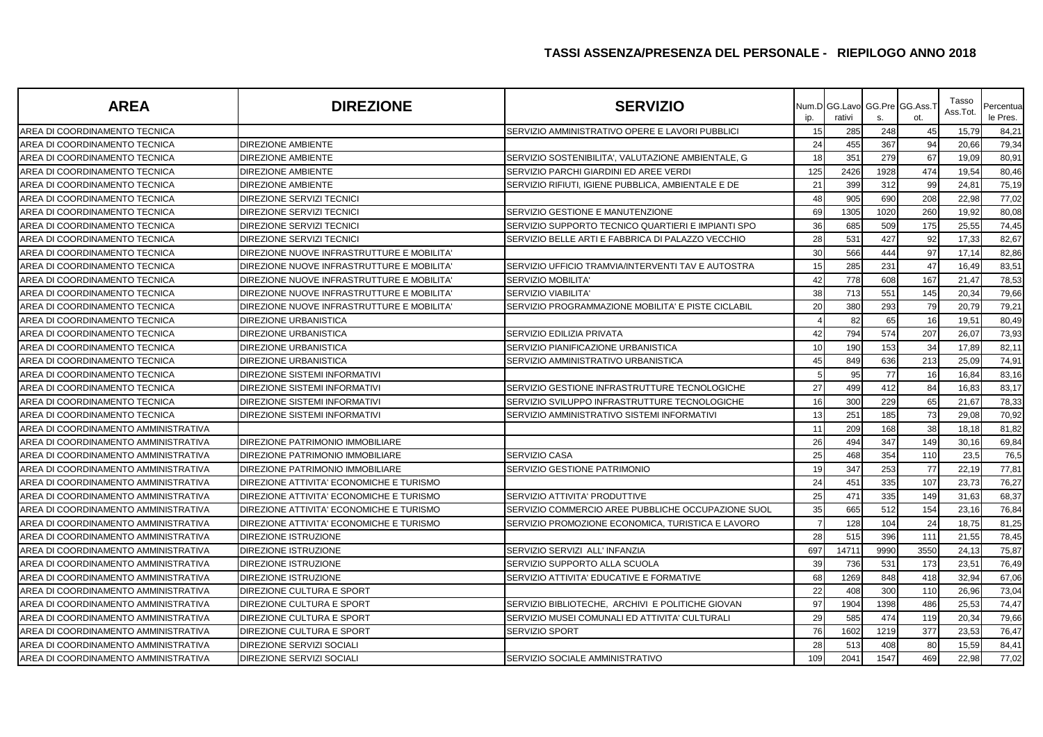## TASSI ASSENZA/PRESENZA DEL PERSONALE - RIEPILOGO ANNO 2018

| AREA | DIREZIONE | SERVIZIO | Num.Dip. | GG.Lavorativi | GG.Pres. | GG.Ass.Tot. | Tasso Ass.Tot. | Percentuale Pres. |
|---|---|---|---|---|---|---|---|---|
| AREA DI COORDINAMENTO TECNICA | | SERVIZIO AMMINISTRATIVO OPERE E LAVORI PUBBLICI | 15 | 285 | 248 | 45 | 15,79 | 84,21 |
| AREA DI COORDINAMENTO TECNICA | DIREZIONE AMBIENTE | | 24 | 455 | 367 | 94 | 20,66 | 79,34 |
| AREA DI COORDINAMENTO TECNICA | DIREZIONE AMBIENTE | SERVIZIO SOSTENIBILITA', VALUTAZIONE AMBIENTALE, G | 18 | 351 | 279 | 67 | 19,09 | 80,91 |
| AREA DI COORDINAMENTO TECNICA | DIREZIONE AMBIENTE | SERVIZIO PARCHI GIARDINI ED AREE VERDI | 125 | 2426 | 1928 | 474 | 19,54 | 80,46 |
| AREA DI COORDINAMENTO TECNICA | DIREZIONE AMBIENTE | SERVIZIO RIFIUTI, IGIENE PUBBLICA, AMBIENTALE E DE | 21 | 399 | 312 | 99 | 24,81 | 75,19 |
| AREA DI COORDINAMENTO TECNICA | DIREZIONE SERVIZI TECNICI | | 48 | 905 | 690 | 208 | 22,98 | 77,02 |
| AREA DI COORDINAMENTO TECNICA | DIREZIONE SERVIZI TECNICI | SERVIZIO GESTIONE E MANUTENZIONE | 69 | 1305 | 1020 | 260 | 19,92 | 80,08 |
| AREA DI COORDINAMENTO TECNICA | DIREZIONE SERVIZI TECNICI | SERVIZIO SUPPORTO TECNICO QUARTIERI E IMPIANTI SPO | 36 | 685 | 509 | 175 | 25,55 | 74,45 |
| AREA DI COORDINAMENTO TECNICA | DIREZIONE SERVIZI TECNICI | SERVIZIO BELLE ARTI E FABBRICA DI PALAZZO VECCHIO | 28 | 531 | 427 | 92 | 17,33 | 82,67 |
| AREA DI COORDINAMENTO TECNICA | DIREZIONE NUOVE INFRASTRUTTURE E MOBILITA' | | 30 | 566 | 444 | 97 | 17,14 | 82,86 |
| AREA DI COORDINAMENTO TECNICA | DIREZIONE NUOVE INFRASTRUTTURE E MOBILITA' | SERVIZIO UFFICIO TRAMVIA/INTERVENTI TAV E AUTOSTRA | 15 | 285 | 231 | 47 | 16,49 | 83,51 |
| AREA DI COORDINAMENTO TECNICA | DIREZIONE NUOVE INFRASTRUTTURE E MOBILITA' | SERVIZIO MOBILITA' | 42 | 778 | 608 | 167 | 21,47 | 78,53 |
| AREA DI COORDINAMENTO TECNICA | DIREZIONE NUOVE INFRASTRUTTURE E MOBILITA' | SERVIZIO VIABILITA' | 38 | 713 | 551 | 145 | 20,34 | 79,66 |
| AREA DI COORDINAMENTO TECNICA | DIREZIONE NUOVE INFRASTRUTTURE E MOBILITA' | SERVIZIO PROGRAMMAZIONE MOBILITA' E PISTE CICLABIL | 20 | 380 | 293 | 79 | 20,79 | 79,21 |
| AREA DI COORDINAMENTO TECNICA | DIREZIONE URBANISTICA | | 4 | 82 | 65 | 16 | 19,51 | 80,49 |
| AREA DI COORDINAMENTO TECNICA | DIREZIONE URBANISTICA | SERVIZIO EDILIZIA PRIVATA | 42 | 794 | 574 | 207 | 26,07 | 73,93 |
| AREA DI COORDINAMENTO TECNICA | DIREZIONE URBANISTICA | SERVIZIO PIANIFICAZIONE URBANISTICA | 10 | 190 | 153 | 34 | 17,89 | 82,11 |
| AREA DI COORDINAMENTO TECNICA | DIREZIONE URBANISTICA | SERVIZIO AMMINISTRATIVO URBANISTICA | 45 | 849 | 636 | 213 | 25,09 | 74,91 |
| AREA DI COORDINAMENTO TECNICA | DIREZIONE SISTEMI INFORMATIVI | | 5 | 95 | 77 | 16 | 16,84 | 83,16 |
| AREA DI COORDINAMENTO TECNICA | DIREZIONE SISTEMI INFORMATIVI | SERVIZIO GESTIONE INFRASTRUTTURE TECNOLOGICHE | 27 | 499 | 412 | 84 | 16,83 | 83,17 |
| AREA DI COORDINAMENTO TECNICA | DIREZIONE SISTEMI INFORMATIVI | SERVIZIO SVILUPPO INFRASTRUTTURE TECNOLOGICHE | 16 | 300 | 229 | 65 | 21,67 | 78,33 |
| AREA DI COORDINAMENTO TECNICA | DIREZIONE SISTEMI INFORMATIVI | SERVIZIO AMMINISTRATIVO SISTEMI INFORMATIVI | 13 | 251 | 185 | 73 | 29,08 | 70,92 |
| AREA DI COORDINAMENTO AMMINISTRATIVA | | | 11 | 209 | 168 | 38 | 18,18 | 81,82 |
| AREA DI COORDINAMENTO AMMINISTRATIVA | DIREZIONE PATRIMONIO IMMOBILIARE | | 26 | 494 | 347 | 149 | 30,16 | 69,84 |
| AREA DI COORDINAMENTO AMMINISTRATIVA | DIREZIONE PATRIMONIO IMMOBILIARE | SERVIZIO CASA | 25 | 468 | 354 | 110 | 23,5 | 76,5 |
| AREA DI COORDINAMENTO AMMINISTRATIVA | DIREZIONE PATRIMONIO IMMOBILIARE | SERVIZIO GESTIONE PATRIMONIO | 19 | 347 | 253 | 77 | 22,19 | 77,81 |
| AREA DI COORDINAMENTO AMMINISTRATIVA | DIREZIONE ATTIVITA' ECONOMICHE E TURISMO | | 24 | 451 | 335 | 107 | 23,73 | 76,27 |
| AREA DI COORDINAMENTO AMMINISTRATIVA | DIREZIONE ATTIVITA' ECONOMICHE E TURISMO | SERVIZIO ATTIVITA' PRODUTTIVE | 25 | 471 | 335 | 149 | 31,63 | 68,37 |
| AREA DI COORDINAMENTO AMMINISTRATIVA | DIREZIONE ATTIVITA' ECONOMICHE E TURISMO | SERVIZIO COMMERCIO AREE PUBBLICHE OCCUPAZIONE SUOL | 35 | 665 | 512 | 154 | 23,16 | 76,84 |
| AREA DI COORDINAMENTO AMMINISTRATIVA | DIREZIONE ATTIVITA' ECONOMICHE E TURISMO | SERVIZIO PROMOZIONE ECONOMICA, TURISTICA E LAVORO | 7 | 128 | 104 | 24 | 18,75 | 81,25 |
| AREA DI COORDINAMENTO AMMINISTRATIVA | DIREZIONE ISTRUZIONE | | 28 | 515 | 396 | 111 | 21,55 | 78,45 |
| AREA DI COORDINAMENTO AMMINISTRATIVA | DIREZIONE ISTRUZIONE | SERVIZIO SERVIZI ALL' INFANZIA | 697 | 14711 | 9990 | 3550 | 24,13 | 75,87 |
| AREA DI COORDINAMENTO AMMINISTRATIVA | DIREZIONE ISTRUZIONE | SERVIZIO SUPPORTO ALLA SCUOLA | 39 | 736 | 531 | 173 | 23,51 | 76,49 |
| AREA DI COORDINAMENTO AMMINISTRATIVA | DIREZIONE ISTRUZIONE | SERVIZIO ATTIVITA' EDUCATIVE E FORMATIVE | 68 | 1269 | 848 | 418 | 32,94 | 67,06 |
| AREA DI COORDINAMENTO AMMINISTRATIVA | DIREZIONE CULTURA E SPORT | | 22 | 408 | 300 | 110 | 26,96 | 73,04 |
| AREA DI COORDINAMENTO AMMINISTRATIVA | DIREZIONE CULTURA E SPORT | SERVIZIO BIBLIOTECHE, ARCHIVI E POLITICHE GIOVAN | 97 | 1904 | 1398 | 486 | 25,53 | 74,47 |
| AREA DI COORDINAMENTO AMMINISTRATIVA | DIREZIONE CULTURA E SPORT | SERVIZIO MUSEI COMUNALI ED ATTIVITA' CULTURALI | 29 | 585 | 474 | 119 | 20,34 | 79,66 |
| AREA DI COORDINAMENTO AMMINISTRATIVA | DIREZIONE CULTURA E SPORT | SERVIZIO SPORT | 76 | 1602 | 1219 | 377 | 23,53 | 76,47 |
| AREA DI COORDINAMENTO AMMINISTRATIVA | DIREZIONE SERVIZI SOCIALI | | 28 | 513 | 408 | 80 | 15,59 | 84,41 |
| AREA DI COORDINAMENTO AMMINISTRATIVA | DIREZIONE SERVIZI SOCIALI | SERVIZIO SOCIALE AMMINISTRATIVO | 109 | 2041 | 1547 | 469 | 22,98 | 77,02 |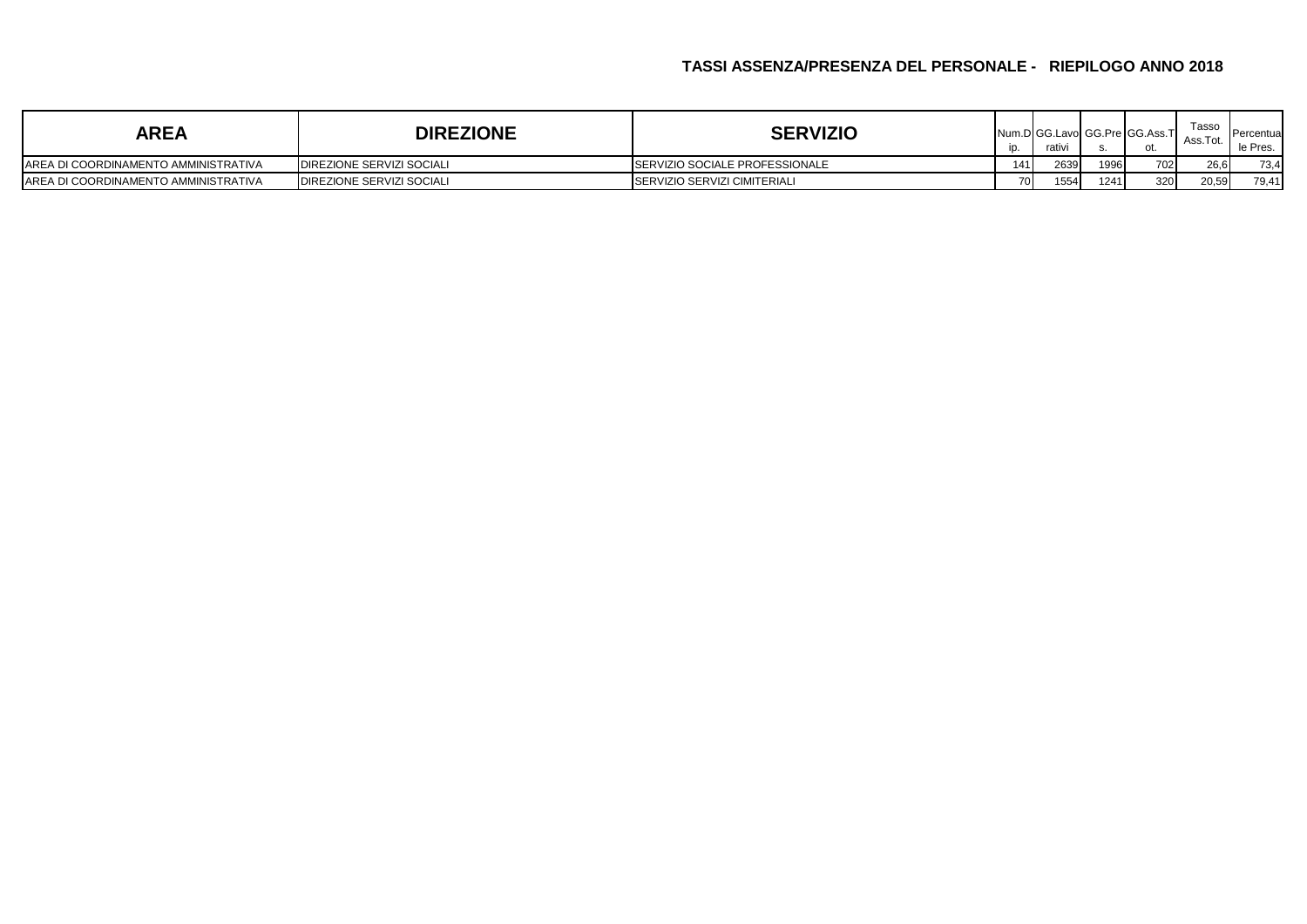**TASSI ASSENZA/PRESENZA DEL PERSONALE - RIEPILOGO ANNO 2018**

| AREA | DIREZIONE | SERVIZIO | Num.Dip. | GG.Lavorativi | GG.Pres. | GG.Ass.Tot. | Tasso Ass.Tot. | Percentuale Pres. |
|---|---|---|---|---|---|---|---|---|
| AREA DI COORDINAMENTO AMMINISTRATIVA | DIREZIONE SERVIZI SOCIALI | SERVIZIO SOCIALE PROFESSIONALE | 141 | 2639 | 1996 | 702 | 26,6 | 73,4 |
| AREA DI COORDINAMENTO AMMINISTRATIVA | DIREZIONE SERVIZI SOCIALI | SERVIZIO SERVIZI CIMITERIALI | 70 | 1554 | 1241 | 320 | 20,59 | 79,41 |